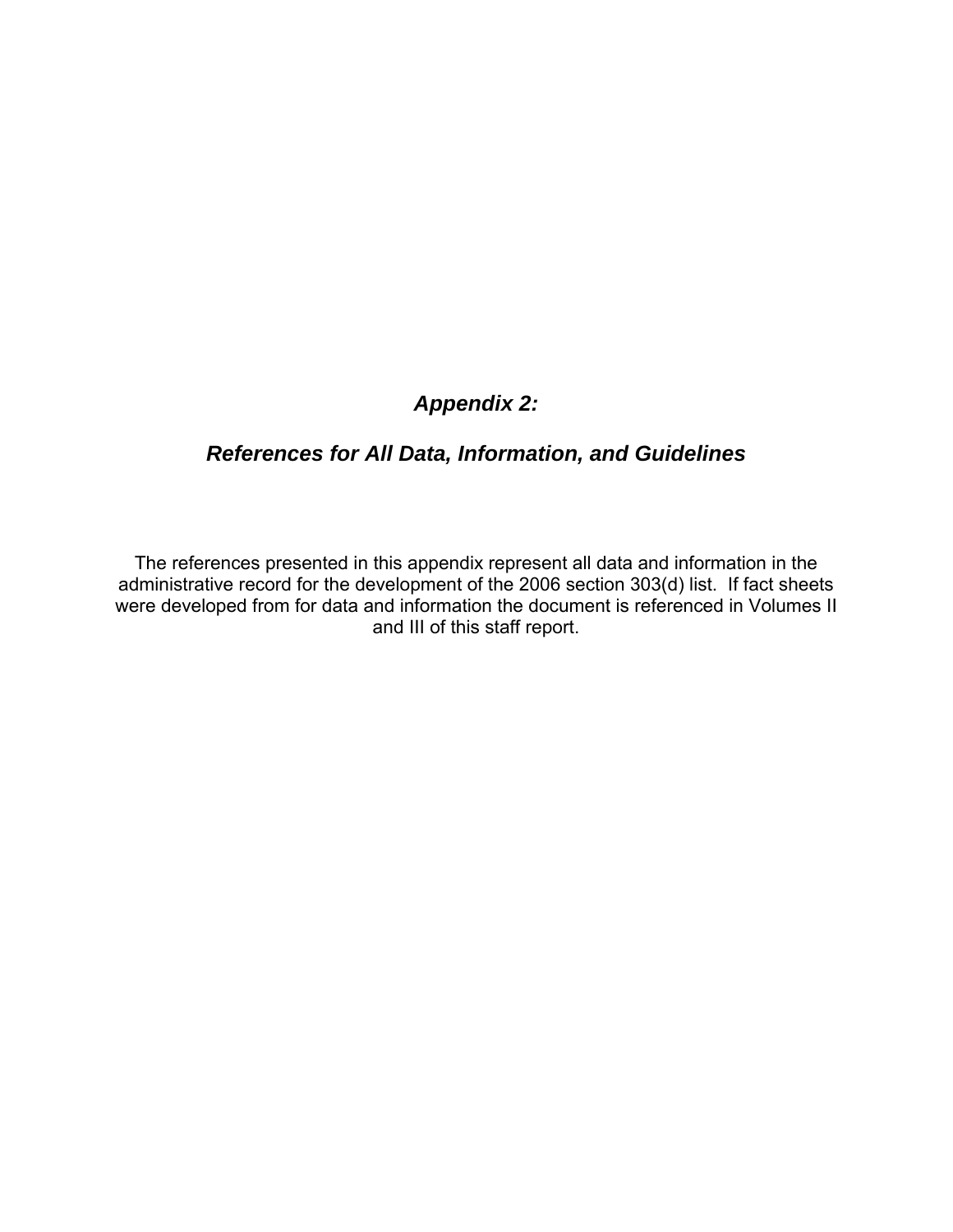# *Appendix 2:*

## *References for All Data, Information, and Guidelines*

The references presented in this appendix represent all data and information in the administrative record for the development of the 2006 section 303(d) list. If fact sheets were developed from for data and information the document is referenced in Volumes II and III of this staff report.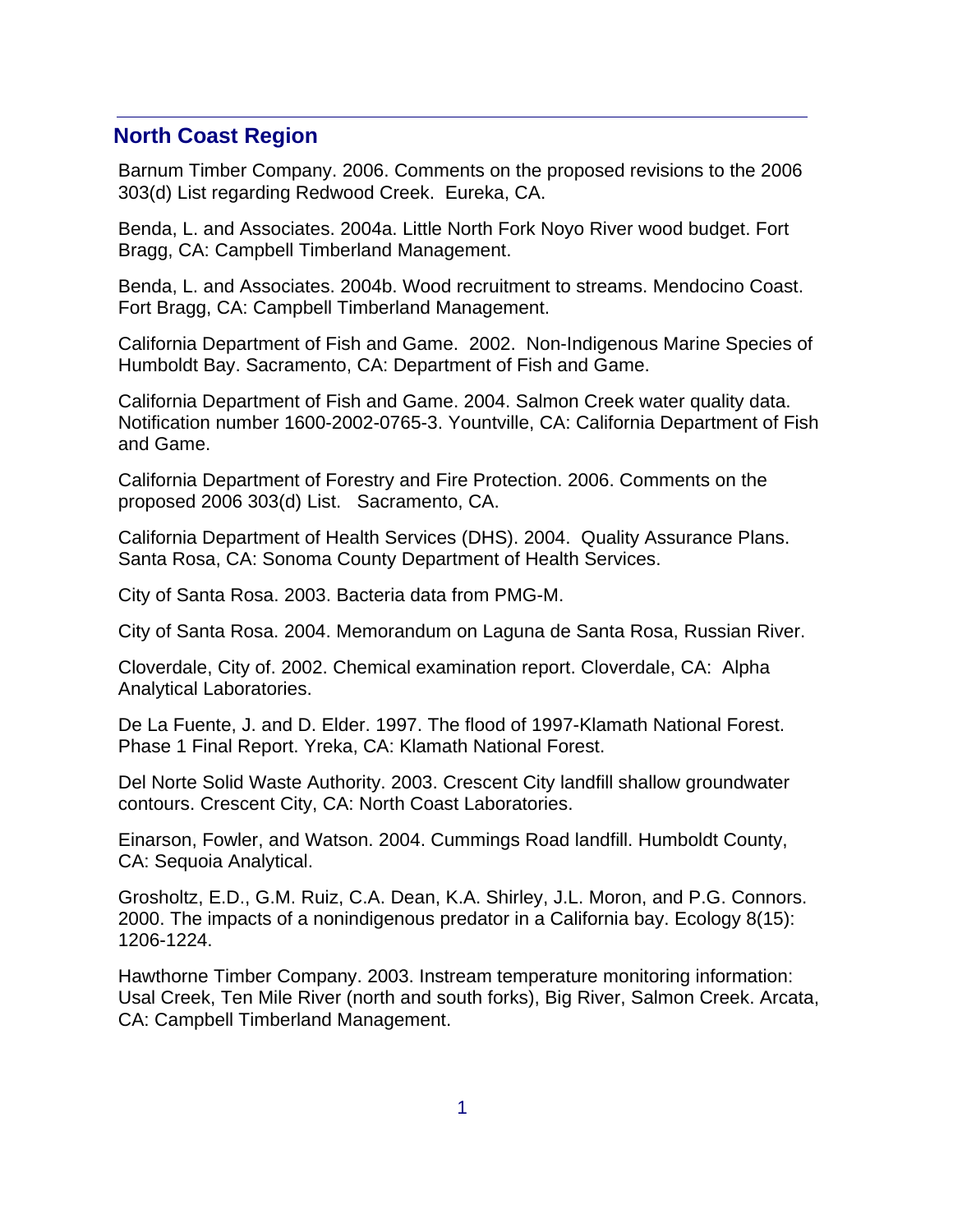## North Coast Region

Barnum Timber Company. 2006. Comments on the proposed revisions to the 2006 303(d) List regarding Redwood Creek. Eureka, CA.

Benda, L. and Associates. 2004a. Little North Fork Noyo River wood budget. Fort Bragg, CA: Campbell Timberland Management.

Benda, L. and Associates. 2004b. Wood recruitment to streams. Mendocino Coast. Fort Bragg, CA: Campbell Timberland Management.

California Department of Fish and Game. 2002. Non-Indigenous Marine Species of Humboldt Bay. Sacramento, CA: Department of Fish and Game.

California Department of Fish and Game. 2004. Salmon Creek water quality data. Notification number 1600-2002-0765-3. Yountville, CA: California Department of Fish and Game.

California Department of Forestry and Fire Protection. 2006. Comments on the proposed 2006 303(d) List. Sacramento, CA.

California Department of Health Services (DHS). 2004. Quality Assurance Plans. Santa Rosa, CA: Sonoma County Department of Health Services.

City of Santa Rosa. 2003. Bacteria data from PMG-M.

City of Santa Rosa. 2004. Memorandum on Laguna de Santa Rosa, Russian River.

Cloverdale, City of. 2002. Chemical examination report. Cloverdale, CA: Alpha Analytical Laboratories.

De La Fuente, J. and D. Elder. 1997. The flood of 1997-Klamath National Forest. Phase 1 Final Report. Yreka, CA: Klamath National Forest.

Del Norte Solid Waste Authority. 2003. Crescent City landfill shallow groundwater contours. Crescent City, CA: North Coast Laboratories.

Einarson, Fowler, and Watson. 2004. Cummings Road landfill. Humboldt County, CA: Sequoia Analytical.

Grosholtz, E.D., G.M. Ruiz, C.A. Dean, K.A. Shirley, J.L. Moron, and P.G. Connors. 2000. The impacts of a nonindigenous predator in a California bay. Ecology 8(15): 1206-1224.

Hawthorne Timber Company. 2003. Instream temperature monitoring information: Usal Creek, Ten Mile River (north and south forks), Big River, Salmon Creek. Arcata, CA: Campbell Timberland Management.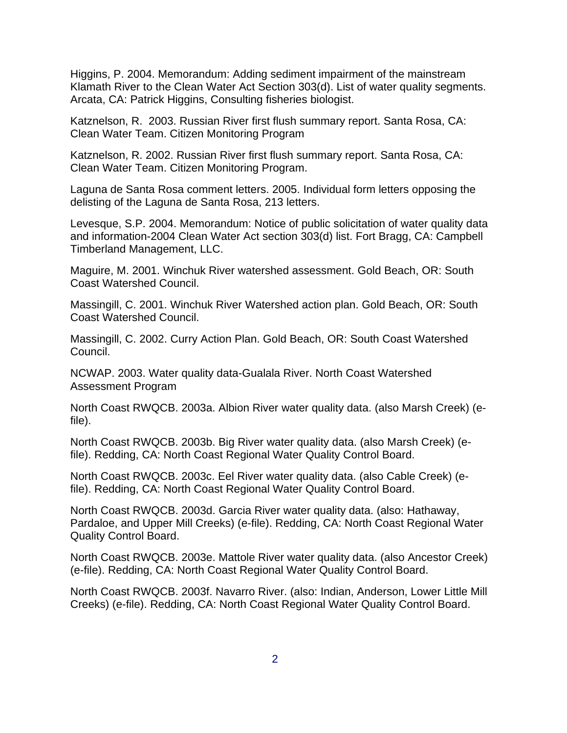Higgins, P. 2004. Memorandum: Adding sediment impairment of the mainstream Klamath River to the Clean Water Act Section 303(d). List of water quality segments. Arcata, CA: Patrick Higgins, Consulting fisheries biologist.

Katznelson, R. 2003. Russian River first flush summary report. Santa Rosa, CA: Clean Water Team. Citizen Monitoring Program

Katznelson, R. 2002. Russian River first flush summary report. Santa Rosa, CA: Clean Water Team. Citizen Monitoring Program.

Laguna de Santa Rosa comment letters. 2005. Individual form letters opposing the delisting of the Laguna de Santa Rosa, 213 letters.

Levesque, S.P. 2004. Memorandum: Notice of public solicitation of water quality data and information-2004 Clean Water Act section 303(d) list. Fort Bragg, CA: Campbell Timberland Management, LLC.

Maguire, M. 2001. Winchuk River watershed assessment. Gold Beach, OR: South Coast Watershed Council.

Massingill, C. 2001. Winchuk River Watershed action plan. Gold Beach, OR: South Coast Watershed Council.

Massingill, C. 2002. Curry Action Plan. Gold Beach, OR: South Coast Watershed Council.

NCWAP. 2003. Water quality data-Gualala River. North Coast Watershed Assessment Program

North Coast RWQCB. 2003a. Albion River water quality data. (also Marsh Creek) (e-file).

North Coast RWQCB. 2003b. Big River water quality data. (also Marsh Creek) (e-file). Redding, CA: North Coast Regional Water Quality Control Board.

North Coast RWQCB. 2003c. Eel River water quality data. (also Cable Creek) (e-file). Redding, CA: North Coast Regional Water Quality Control Board.

North Coast RWQCB. 2003d. Garcia River water quality data. (also: Hathaway, Pardaloe, and Upper Mill Creeks) (e-file). Redding, CA: North Coast Regional Water Quality Control Board.

North Coast RWQCB. 2003e. Mattole River water quality data. (also Ancestor Creek) (e-file). Redding, CA: North Coast Regional Water Quality Control Board.

North Coast RWQCB. 2003f. Navarro River. (also: Indian, Anderson, Lower Little Mill Creeks) (e-file). Redding, CA: North Coast Regional Water Quality Control Board.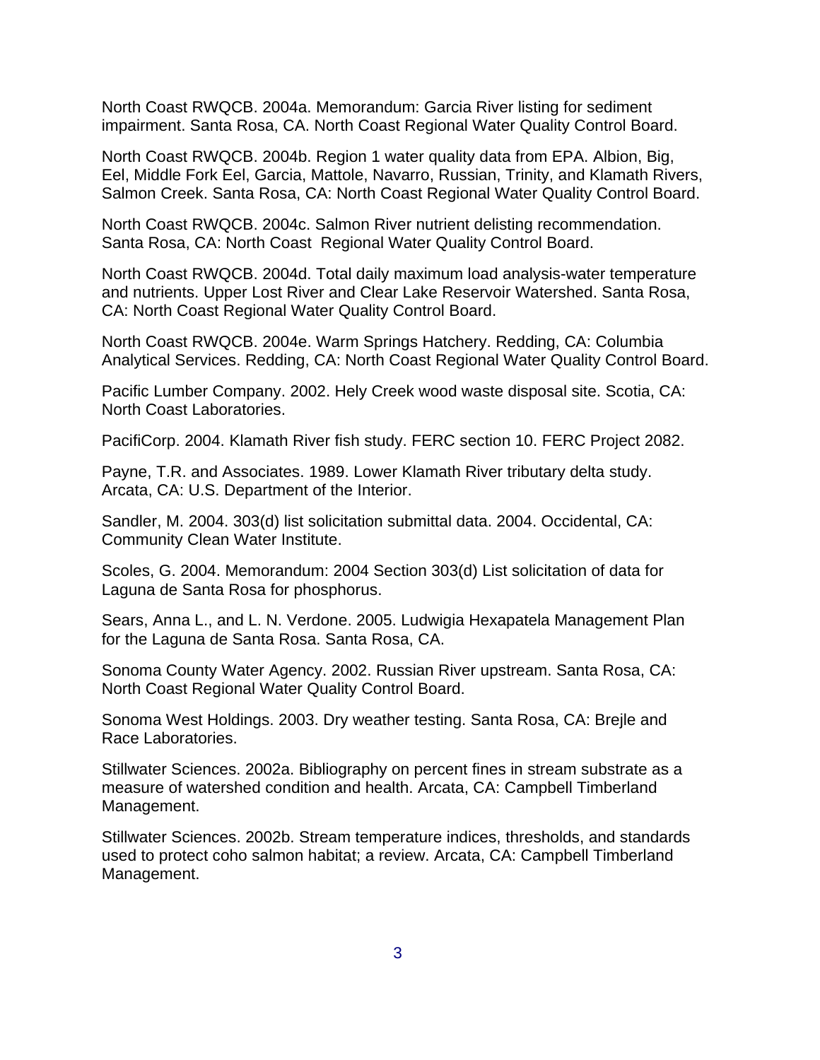North Coast RWQCB. 2004a. Memorandum: Garcia River listing for sediment impairment. Santa Rosa, CA. North Coast Regional Water Quality Control Board.

North Coast RWQCB. 2004b. Region 1 water quality data from EPA. Albion, Big, Eel, Middle Fork Eel, Garcia, Mattole, Navarro, Russian, Trinity, and Klamath Rivers, Salmon Creek. Santa Rosa, CA: North Coast Regional Water Quality Control Board.

North Coast RWQCB. 2004c. Salmon River nutrient delisting recommendation. Santa Rosa, CA: North Coast Regional Water Quality Control Board.

North Coast RWQCB. 2004d. Total daily maximum load analysis-water temperature and nutrients. Upper Lost River and Clear Lake Reservoir Watershed. Santa Rosa, CA: North Coast Regional Water Quality Control Board.

North Coast RWQCB. 2004e. Warm Springs Hatchery. Redding, CA: Columbia Analytical Services. Redding, CA: North Coast Regional Water Quality Control Board.

Pacific Lumber Company. 2002. Hely Creek wood waste disposal site. Scotia, CA: North Coast Laboratories.

PacifiCorp. 2004. Klamath River fish study. FERC section 10. FERC Project 2082.

Payne, T.R. and Associates. 1989. Lower Klamath River tributary delta study. Arcata, CA: U.S. Department of the Interior.

Sandler, M. 2004. 303(d) list solicitation submittal data. 2004. Occidental, CA: Community Clean Water Institute.

Scoles, G. 2004. Memorandum: 2004 Section 303(d) List solicitation of data for Laguna de Santa Rosa for phosphorus.

Sears, Anna L., and L. N. Verdone. 2005. Ludwigia Hexapatela Management Plan for the Laguna de Santa Rosa. Santa Rosa, CA.

Sonoma County Water Agency. 2002. Russian River upstream. Santa Rosa, CA: North Coast Regional Water Quality Control Board.

Sonoma West Holdings. 2003. Dry weather testing. Santa Rosa, CA: Brejle and Race Laboratories.

Stillwater Sciences. 2002a. Bibliography on percent fines in stream substrate as a measure of watershed condition and health. Arcata, CA: Campbell Timberland Management.

Stillwater Sciences. 2002b. Stream temperature indices, thresholds, and standards used to protect coho salmon habitat; a review. Arcata, CA: Campbell Timberland Management.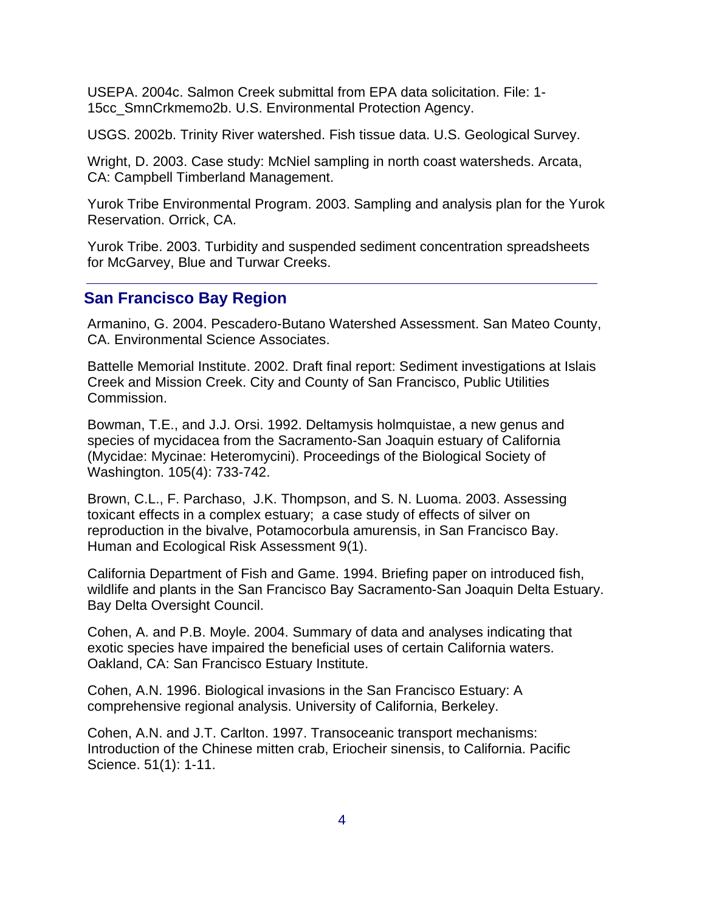USEPA. 2004c. Salmon Creek submittal from EPA data solicitation. File: 1-15cc_SmnCrkmemo2b. U.S. Environmental Protection Agency.

USGS. 2002b. Trinity River watershed. Fish tissue data. U.S. Geological Survey.

Wright, D. 2003. Case study: McNiel sampling in north coast watersheds. Arcata, CA: Campbell Timberland Management.

Yurok Tribe Environmental Program. 2003. Sampling and analysis plan for the Yurok Reservation. Orrick, CA.

Yurok Tribe. 2003. Turbidity and suspended sediment concentration spreadsheets for McGarvey, Blue and Turwar Creeks.

---

## San Francisco Bay Region

Armanino, G. 2004. Pescadero-Butano Watershed Assessment. San Mateo County, CA. Environmental Science Associates.

Battelle Memorial Institute. 2002. Draft final report: Sediment investigations at Islais Creek and Mission Creek. City and County of San Francisco, Public Utilities Commission.

Bowman, T.E., and J.J. Orsi. 1992. Deltamysis holmquistae, a new genus and species of mycidacea from the Sacramento-San Joaquin estuary of California (Mycidae: Mycinae: Heteromycini). Proceedings of the Biological Society of Washington. 105(4): 733-742.

Brown, C.L., F. Parchaso, J.K. Thompson, and S. N. Luoma. 2003. Assessing toxicant effects in a complex estuary; a case study of effects of silver on reproduction in the bivalve, Potamocorbula amurensis, in San Francisco Bay. Human and Ecological Risk Assessment 9(1).

California Department of Fish and Game. 1994. Briefing paper on introduced fish, wildlife and plants in the San Francisco Bay Sacramento-San Joaquin Delta Estuary. Bay Delta Oversight Council.

Cohen, A. and P.B. Moyle. 2004. Summary of data and analyses indicating that exotic species have impaired the beneficial uses of certain California waters. Oakland, CA: San Francisco Estuary Institute.

Cohen, A.N. 1996. Biological invasions in the San Francisco Estuary: A comprehensive regional analysis. University of California, Berkeley.

Cohen, A.N. and J.T. Carlton. 1997. Transoceanic transport mechanisms: Introduction of the Chinese mitten crab, Eriocheir sinensis, to California. Pacific Science. 51(1): 1-11.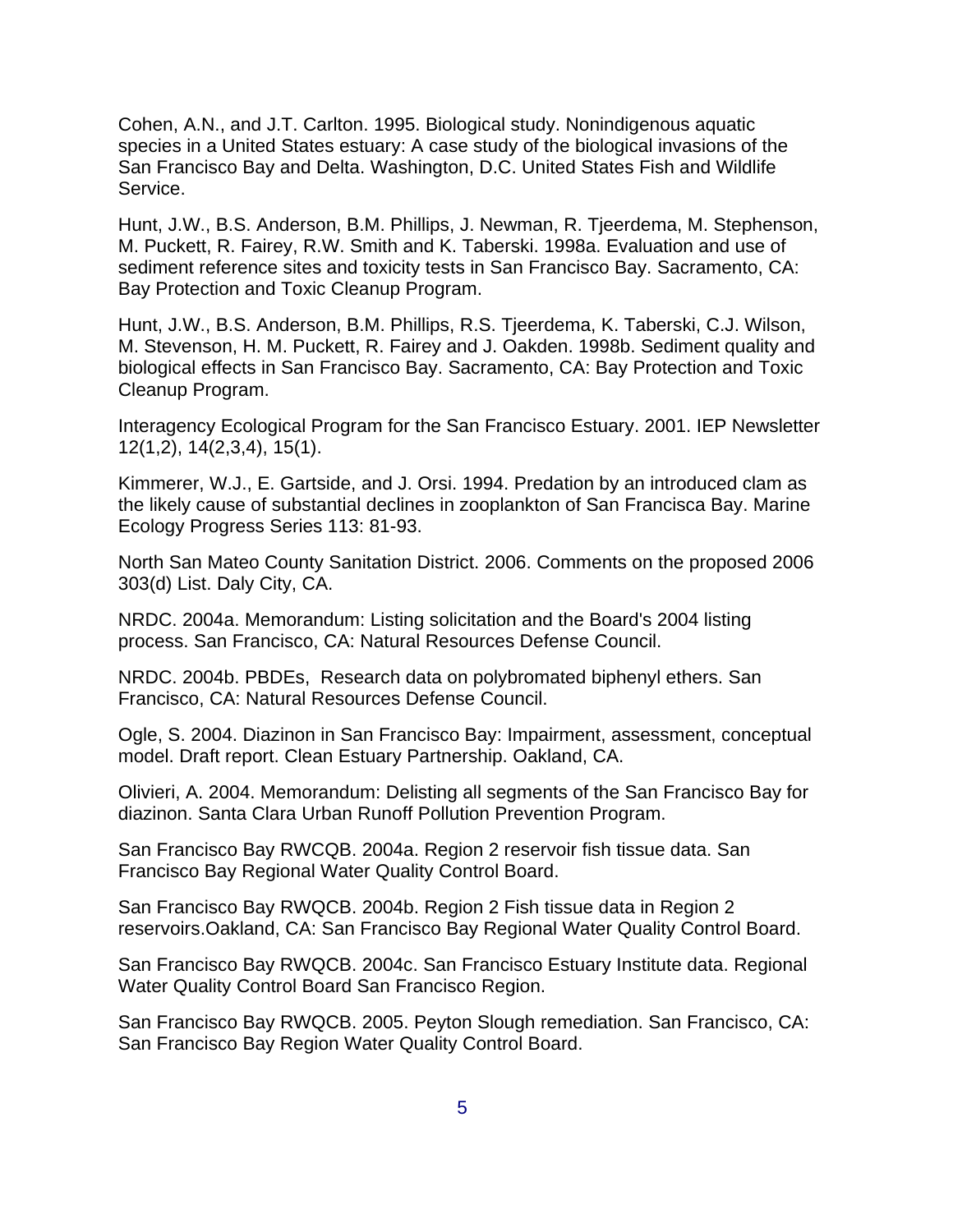Cohen, A.N., and J.T. Carlton. 1995. Biological study. Nonindigenous aquatic species in a United States estuary: A case study of the biological invasions of the San Francisco Bay and Delta. Washington, D.C. United States Fish and Wildlife Service.

Hunt, J.W., B.S. Anderson, B.M. Phillips, J. Newman, R. Tjeerdema, M. Stephenson, M. Puckett, R. Fairey, R.W. Smith and K. Taberski. 1998a. Evaluation and use of sediment reference sites and toxicity tests in San Francisco Bay. Sacramento, CA: Bay Protection and Toxic Cleanup Program.

Hunt, J.W., B.S. Anderson, B.M. Phillips, R.S. Tjeerdema, K. Taberski, C.J. Wilson, M. Stevenson, H. M. Puckett, R. Fairey and J. Oakden. 1998b. Sediment quality and biological effects in San Francisco Bay. Sacramento, CA: Bay Protection and Toxic Cleanup Program.

Interagency Ecological Program for the San Francisco Estuary. 2001. IEP Newsletter 12(1,2), 14(2,3,4), 15(1).

Kimmerer, W.J., E. Gartside, and J. Orsi. 1994. Predation by an introduced clam as the likely cause of substantial declines in zooplankton of San Francisca Bay. Marine Ecology Progress Series 113: 81-93.

North San Mateo County Sanitation District. 2006. Comments on the proposed 2006 303(d) List. Daly City, CA.

NRDC. 2004a. Memorandum: Listing solicitation and the Board's 2004 listing process. San Francisco, CA: Natural Resources Defense Council.

NRDC. 2004b. PBDEs, Research data on polybromated biphenyl ethers. San Francisco, CA: Natural Resources Defense Council.

Ogle, S. 2004. Diazinon in San Francisco Bay: Impairment, assessment, conceptual model. Draft report. Clean Estuary Partnership. Oakland, CA.

Olivieri, A. 2004. Memorandum: Delisting all segments of the San Francisco Bay for diazinon. Santa Clara Urban Runoff Pollution Prevention Program.

San Francisco Bay RWCQB. 2004a. Region 2 reservoir fish tissue data. San Francisco Bay Regional Water Quality Control Board.

San Francisco Bay RWQCB. 2004b. Region 2 Fish tissue data in Region 2 reservoirs.Oakland, CA: San Francisco Bay Regional Water Quality Control Board.

San Francisco Bay RWQCB. 2004c. San Francisco Estuary Institute data. Regional Water Quality Control Board San Francisco Region.

San Francisco Bay RWQCB. 2005. Peyton Slough remediation. San Francisco, CA: San Francisco Bay Region Water Quality Control Board.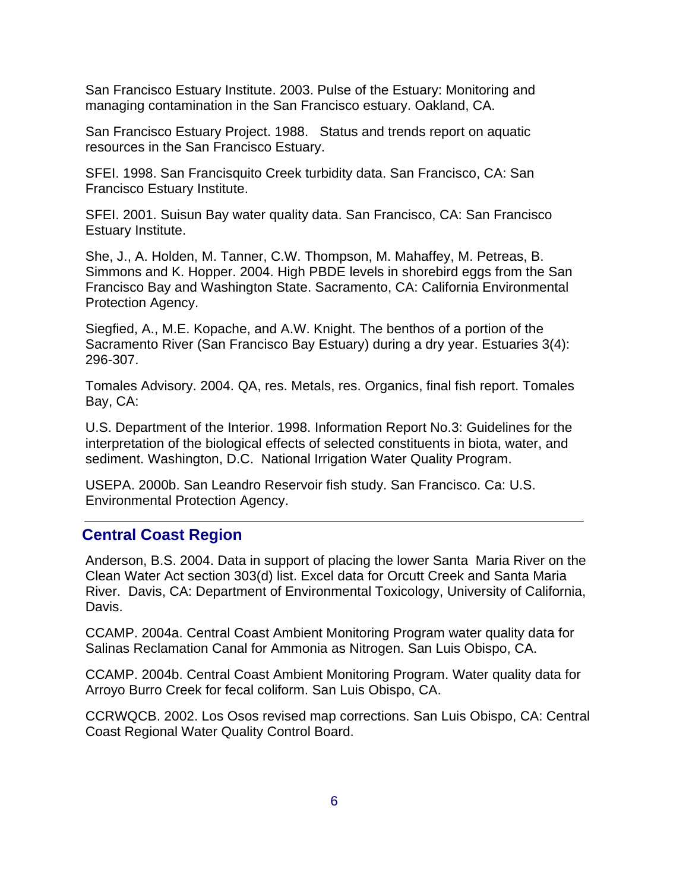San Francisco Estuary Institute. 2003. Pulse of the Estuary: Monitoring and managing contamination in the San Francisco estuary. Oakland, CA.

San Francisco Estuary Project. 1988. Status and trends report on aquatic resources in the San Francisco Estuary.

SFEI. 1998. San Francisquito Creek turbidity data. San Francisco, CA: San Francisco Estuary Institute.

SFEI. 2001. Suisun Bay water quality data. San Francisco, CA: San Francisco Estuary Institute.

She, J., A. Holden, M. Tanner, C.W. Thompson, M. Mahaffey, M. Petreas, B. Simmons and K. Hopper. 2004. High PBDE levels in shorebird eggs from the San Francisco Bay and Washington State. Sacramento, CA: California Environmental Protection Agency.

Siegfied, A., M.E. Kopache, and A.W. Knight. The benthos of a portion of the Sacramento River (San Francisco Bay Estuary) during a dry year. Estuaries 3(4): 296-307.

Tomales Advisory. 2004. QA, res. Metals, res. Organics, final fish report. Tomales Bay, CA:

U.S. Department of the Interior. 1998. Information Report No.3: Guidelines for the interpretation of the biological effects of selected constituents in biota, water, and sediment. Washington, D.C. National Irrigation Water Quality Program.

USEPA. 2000b. San Leandro Reservoir fish study. San Francisco. Ca: U.S. Environmental Protection Agency.

---

## Central Coast Region

Anderson, B.S. 2004. Data in support of placing the lower Santa Maria River on the Clean Water Act section 303(d) list. Excel data for Orcutt Creek and Santa Maria River. Davis, CA: Department of Environmental Toxicology, University of California, Davis.

CCAMP. 2004a. Central Coast Ambient Monitoring Program water quality data for Salinas Reclamation Canal for Ammonia as Nitrogen. San Luis Obispo, CA.

CCAMP. 2004b. Central Coast Ambient Monitoring Program. Water quality data for Arroyo Burro Creek for fecal coliform. San Luis Obispo, CA.

CCRWQCB. 2002. Los Osos revised map corrections. San Luis Obispo, CA: Central Coast Regional Water Quality Control Board.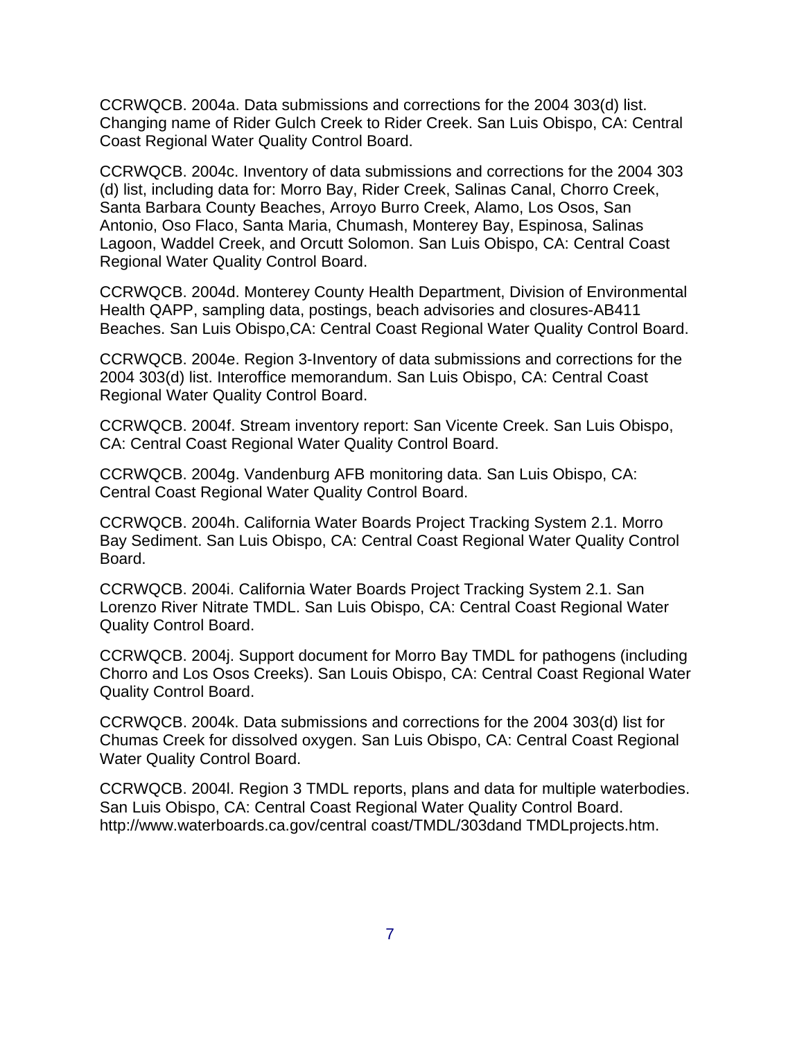CCRWQCB. 2004a. Data submissions and corrections for the 2004 303(d) list. Changing name of Rider Gulch Creek to Rider Creek. San Luis Obispo, CA: Central Coast Regional Water Quality Control Board.

CCRWQCB. 2004c. Inventory of data submissions and corrections for the 2004 303 (d) list, including data for: Morro Bay, Rider Creek, Salinas Canal, Chorro Creek, Santa Barbara County Beaches, Arroyo Burro Creek, Alamo, Los Osos, San Antonio, Oso Flaco, Santa Maria, Chumash, Monterey Bay, Espinosa, Salinas Lagoon, Waddel Creek, and Orcutt Solomon. San Luis Obispo, CA: Central Coast Regional Water Quality Control Board.

CCRWQCB. 2004d. Monterey County Health Department, Division of Environmental Health QAPP, sampling data, postings, beach advisories and closures-AB411 Beaches. San Luis Obispo,CA: Central Coast Regional Water Quality Control Board.

CCRWQCB. 2004e. Region 3-Inventory of data submissions and corrections for the 2004 303(d) list. Interoffice memorandum. San Luis Obispo, CA: Central Coast Regional Water Quality Control Board.

CCRWQCB. 2004f. Stream inventory report: San Vicente Creek. San Luis Obispo, CA: Central Coast Regional Water Quality Control Board.

CCRWQCB. 2004g. Vandenburg AFB monitoring data. San Luis Obispo, CA: Central Coast Regional Water Quality Control Board.

CCRWQCB. 2004h. California Water Boards Project Tracking System 2.1. Morro Bay Sediment. San Luis Obispo, CA: Central Coast Regional Water Quality Control Board.

CCRWQCB. 2004i. California Water Boards Project Tracking System 2.1. San Lorenzo River Nitrate TMDL. San Luis Obispo, CA: Central Coast Regional Water Quality Control Board.

CCRWQCB. 2004j. Support document for Morro Bay TMDL for pathogens (including Chorro and Los Osos Creeks). San Louis Obispo, CA: Central Coast Regional Water Quality Control Board.

CCRWQCB. 2004k. Data submissions and corrections for the 2004 303(d) list for Chumas Creek for dissolved oxygen. San Luis Obispo, CA: Central Coast Regional Water Quality Control Board.

CCRWQCB. 2004l. Region 3 TMDL reports, plans and data for multiple waterbodies. San Luis Obispo, CA: Central Coast Regional Water Quality Control Board. http://www.waterboards.ca.gov/central coast/TMDL/303dand TMDLprojects.htm.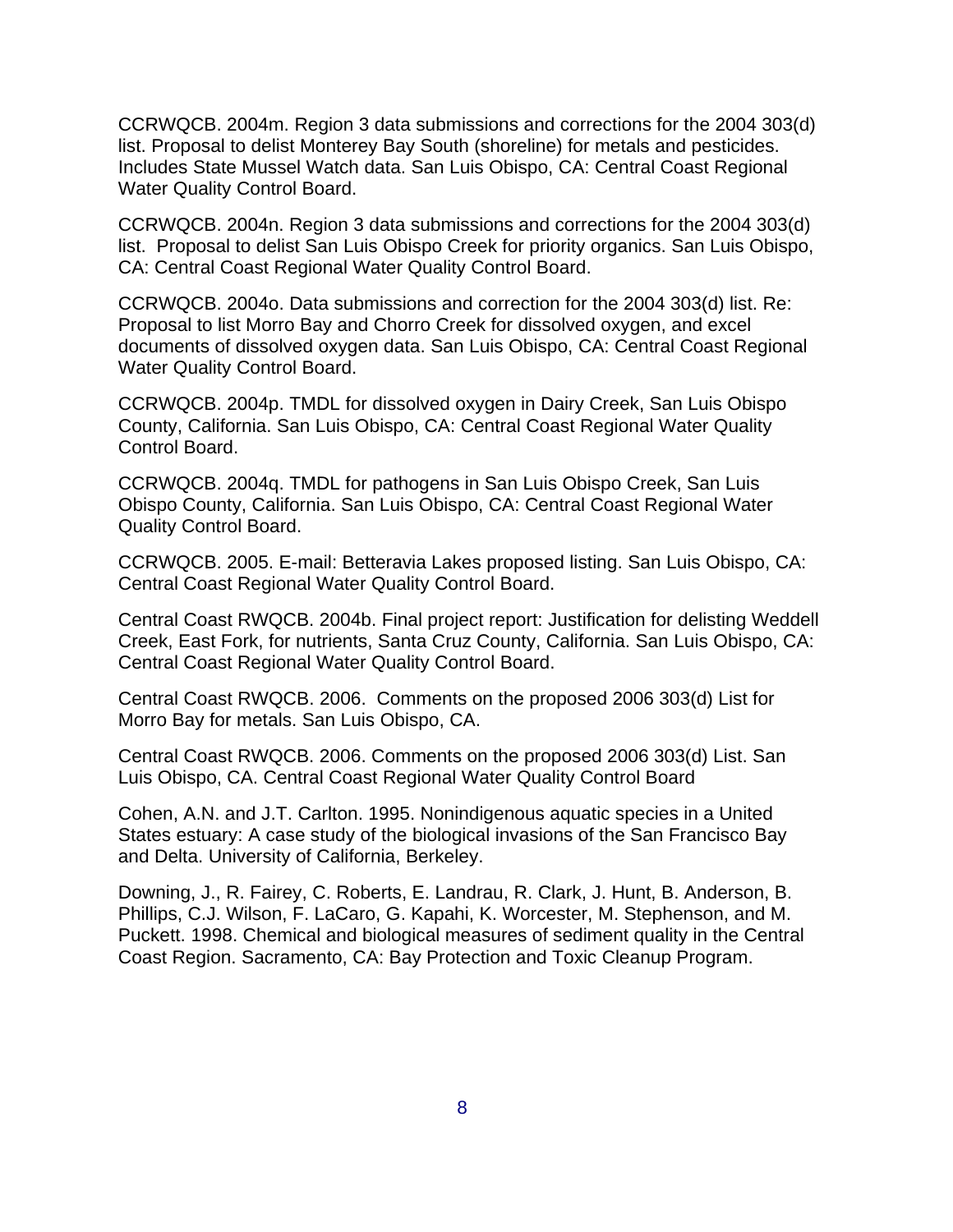CCRWQCB. 2004m. Region 3 data submissions and corrections for the 2004 303(d) list. Proposal to delist Monterey Bay South (shoreline) for metals and pesticides. Includes State Mussel Watch data. San Luis Obispo, CA: Central Coast Regional Water Quality Control Board.

CCRWQCB. 2004n. Region 3 data submissions and corrections for the 2004 303(d) list. Proposal to delist San Luis Obispo Creek for priority organics. San Luis Obispo, CA: Central Coast Regional Water Quality Control Board.

CCRWQCB. 2004o. Data submissions and correction for the 2004 303(d) list. Re: Proposal to list Morro Bay and Chorro Creek for dissolved oxygen, and excel documents of dissolved oxygen data. San Luis Obispo, CA: Central Coast Regional Water Quality Control Board.

CCRWQCB. 2004p. TMDL for dissolved oxygen in Dairy Creek, San Luis Obispo County, California. San Luis Obispo, CA: Central Coast Regional Water Quality Control Board.

CCRWQCB. 2004q. TMDL for pathogens in San Luis Obispo Creek, San Luis Obispo County, California. San Luis Obispo, CA: Central Coast Regional Water Quality Control Board.

CCRWQCB. 2005. E-mail: Betteravia Lakes proposed listing. San Luis Obispo, CA: Central Coast Regional Water Quality Control Board.

Central Coast RWQCB. 2004b. Final project report: Justification for delisting Weddell Creek, East Fork, for nutrients, Santa Cruz County, California. San Luis Obispo, CA: Central Coast Regional Water Quality Control Board.

Central Coast RWQCB. 2006. Comments on the proposed 2006 303(d) List for Morro Bay for metals. San Luis Obispo, CA.

Central Coast RWQCB. 2006. Comments on the proposed 2006 303(d) List. San Luis Obispo, CA. Central Coast Regional Water Quality Control Board

Cohen, A.N. and J.T. Carlton. 1995. Nonindigenous aquatic species in a United States estuary: A case study of the biological invasions of the San Francisco Bay and Delta. University of California, Berkeley.

Downing, J., R. Fairey, C. Roberts, E. Landrau, R. Clark, J. Hunt, B. Anderson, B. Phillips, C.J. Wilson, F. LaCaro, G. Kapahi, K. Worcester, M. Stephenson, and M. Puckett. 1998. Chemical and biological measures of sediment quality in the Central Coast Region. Sacramento, CA: Bay Protection and Toxic Cleanup Program.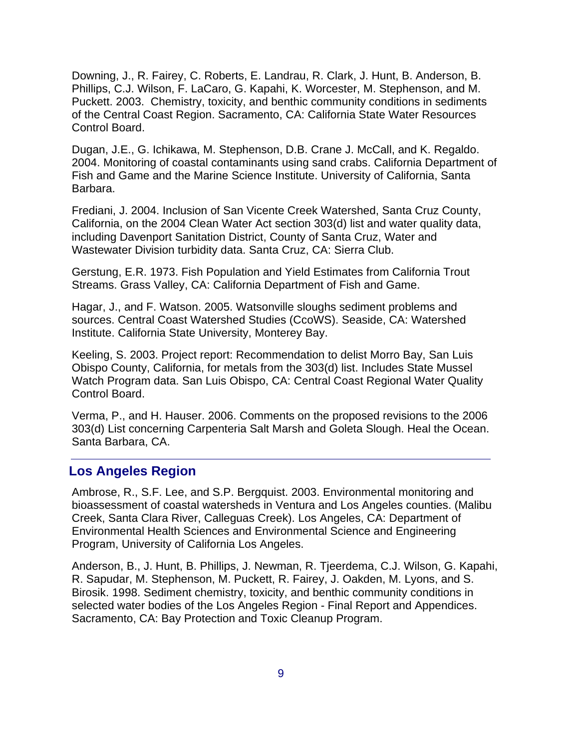Downing, J., R. Fairey, C. Roberts, E. Landrau, R. Clark, J. Hunt, B. Anderson, B. Phillips, C.J. Wilson, F. LaCaro, G. Kapahi, K. Worcester, M. Stephenson, and M. Puckett. 2003. Chemistry, toxicity, and benthic community conditions in sediments of the Central Coast Region. Sacramento, CA: California State Water Resources Control Board.

Dugan, J.E., G. Ichikawa, M. Stephenson, D.B. Crane J. McCall, and K. Regaldo. 2004. Monitoring of coastal contaminants using sand crabs. California Department of Fish and Game and the Marine Science Institute. University of California, Santa Barbara.

Frediani, J. 2004. Inclusion of San Vicente Creek Watershed, Santa Cruz County, California, on the 2004 Clean Water Act section 303(d) list and water quality data, including Davenport Sanitation District, County of Santa Cruz, Water and Wastewater Division turbidity data. Santa Cruz, CA: Sierra Club.

Gerstung, E.R. 1973. Fish Population and Yield Estimates from California Trout Streams. Grass Valley, CA: California Department of Fish and Game.

Hagar, J., and F. Watson. 2005. Watsonville sloughs sediment problems and sources. Central Coast Watershed Studies (CcoWS). Seaside, CA: Watershed Institute. California State University, Monterey Bay.

Keeling, S. 2003. Project report: Recommendation to delist Morro Bay, San Luis Obispo County, California, for metals from the 303(d) list. Includes State Mussel Watch Program data. San Luis Obispo, CA: Central Coast Regional Water Quality Control Board.

Verma, P., and H. Hauser. 2006. Comments on the proposed revisions to the 2006 303(d) List concerning Carpenteria Salt Marsh and Goleta Slough. Heal the Ocean. Santa Barbara, CA.

---

## Los Angeles Region

Ambrose, R., S.F. Lee, and S.P. Bergquist. 2003. Environmental monitoring and bioassessment of coastal watersheds in Ventura and Los Angeles counties. (Malibu Creek, Santa Clara River, Calleguas Creek). Los Angeles, CA: Department of Environmental Health Sciences and Environmental Science and Engineering Program, University of California Los Angeles.

Anderson, B., J. Hunt, B. Phillips, J. Newman, R. Tjeerdema, C.J. Wilson, G. Kapahi, R. Sapudar, M. Stephenson, M. Puckett, R. Fairey, J. Oakden, M. Lyons, and S. Birosik. 1998. Sediment chemistry, toxicity, and benthic community conditions in selected water bodies of the Los Angeles Region - Final Report and Appendices. Sacramento, CA: Bay Protection and Toxic Cleanup Program.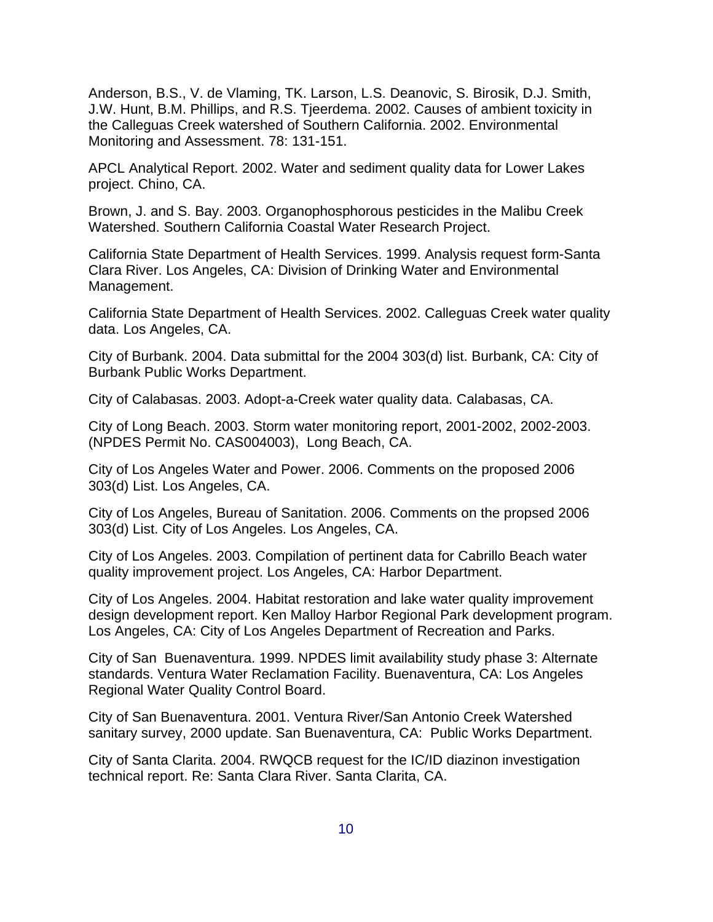Anderson, B.S., V. de Vlaming, TK. Larson, L.S. Deanovic, S. Birosik, D.J. Smith, J.W. Hunt, B.M. Phillips, and R.S. Tjeerdema. 2002. Causes of ambient toxicity in the Calleguas Creek watershed of Southern California. 2002. Environmental Monitoring and Assessment. 78: 131-151.

APCL Analytical Report. 2002. Water and sediment quality data for Lower Lakes project. Chino, CA.

Brown, J. and S. Bay. 2003. Organophosphorous pesticides in the Malibu Creek Watershed. Southern California Coastal Water Research Project.

California State Department of Health Services. 1999. Analysis request form-Santa Clara River. Los Angeles, CA: Division of Drinking Water and Environmental Management.

California State Department of Health Services. 2002. Calleguas Creek water quality data. Los Angeles, CA.

City of Burbank. 2004. Data submittal for the 2004 303(d) list. Burbank, CA: City of Burbank Public Works Department.

City of Calabasas. 2003. Adopt-a-Creek water quality data. Calabasas, CA.

City of Long Beach. 2003. Storm water monitoring report, 2001-2002, 2002-2003. (NPDES Permit No. CAS004003), Long Beach, CA.

City of Los Angeles Water and Power. 2006. Comments on the proposed 2006 303(d) List. Los Angeles, CA.

City of Los Angeles, Bureau of Sanitation. 2006. Comments on the propsed 2006 303(d) List. City of Los Angeles. Los Angeles, CA.

City of Los Angeles. 2003. Compilation of pertinent data for Cabrillo Beach water quality improvement project. Los Angeles, CA: Harbor Department.

City of Los Angeles. 2004. Habitat restoration and lake water quality improvement design development report. Ken Malloy Harbor Regional Park development program. Los Angeles, CA: City of Los Angeles Department of Recreation and Parks.

City of San Buenaventura. 1999. NPDES limit availability study phase 3: Alternate standards. Ventura Water Reclamation Facility. Buenaventura, CA: Los Angeles Regional Water Quality Control Board.

City of San Buenaventura. 2001. Ventura River/San Antonio Creek Watershed sanitary survey, 2000 update. San Buenaventura, CA: Public Works Department.

City of Santa Clarita. 2004. RWQCB request for the IC/ID diazinon investigation technical report. Re: Santa Clara River. Santa Clarita, CA.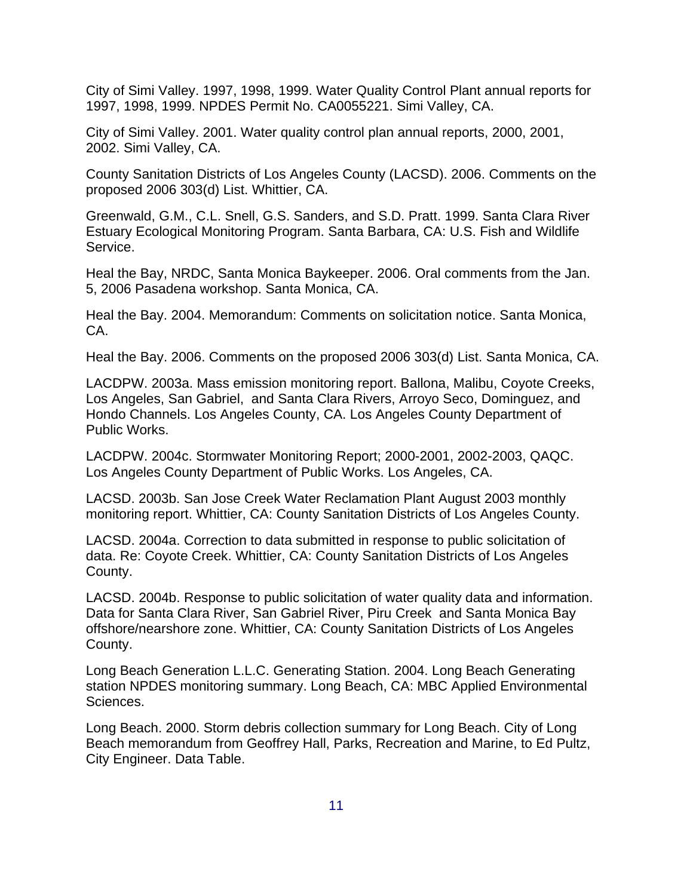City of Simi Valley. 1997, 1998, 1999. Water Quality Control Plant annual reports for 1997, 1998, 1999. NPDES Permit No. CA0055221. Simi Valley, CA.

City of Simi Valley. 2001. Water quality control plan annual reports, 2000, 2001, 2002. Simi Valley, CA.

County Sanitation Districts of Los Angeles County (LACSD). 2006. Comments on the proposed 2006 303(d) List. Whittier, CA.

Greenwald, G.M., C.L. Snell, G.S. Sanders, and S.D. Pratt. 1999. Santa Clara River Estuary Ecological Monitoring Program. Santa Barbara, CA: U.S. Fish and Wildlife Service.

Heal the Bay, NRDC, Santa Monica Baykeeper. 2006. Oral comments from the Jan. 5, 2006 Pasadena workshop. Santa Monica, CA.

Heal the Bay. 2004. Memorandum: Comments on solicitation notice. Santa Monica, CA.

Heal the Bay. 2006. Comments on the proposed 2006 303(d) List. Santa Monica, CA.

LACDPW. 2003a. Mass emission monitoring report. Ballona, Malibu, Coyote Creeks, Los Angeles, San Gabriel, and Santa Clara Rivers, Arroyo Seco, Dominguez, and Hondo Channels. Los Angeles County, CA. Los Angeles County Department of Public Works.

LACDPW. 2004c. Stormwater Monitoring Report; 2000-2001, 2002-2003, QAQC. Los Angeles County Department of Public Works. Los Angeles, CA.

LACSD. 2003b. San Jose Creek Water Reclamation Plant August 2003 monthly monitoring report. Whittier, CA: County Sanitation Districts of Los Angeles County.

LACSD. 2004a. Correction to data submitted in response to public solicitation of data. Re: Coyote Creek. Whittier, CA: County Sanitation Districts of Los Angeles County.

LACSD. 2004b. Response to public solicitation of water quality data and information. Data for Santa Clara River, San Gabriel River, Piru Creek and Santa Monica Bay offshore/nearshore zone. Whittier, CA: County Sanitation Districts of Los Angeles County.

Long Beach Generation L.L.C. Generating Station. 2004. Long Beach Generating station NPDES monitoring summary. Long Beach, CA: MBC Applied Environmental Sciences.

Long Beach. 2000. Storm debris collection summary for Long Beach. City of Long Beach memorandum from Geoffrey Hall, Parks, Recreation and Marine, to Ed Pultz, City Engineer. Data Table.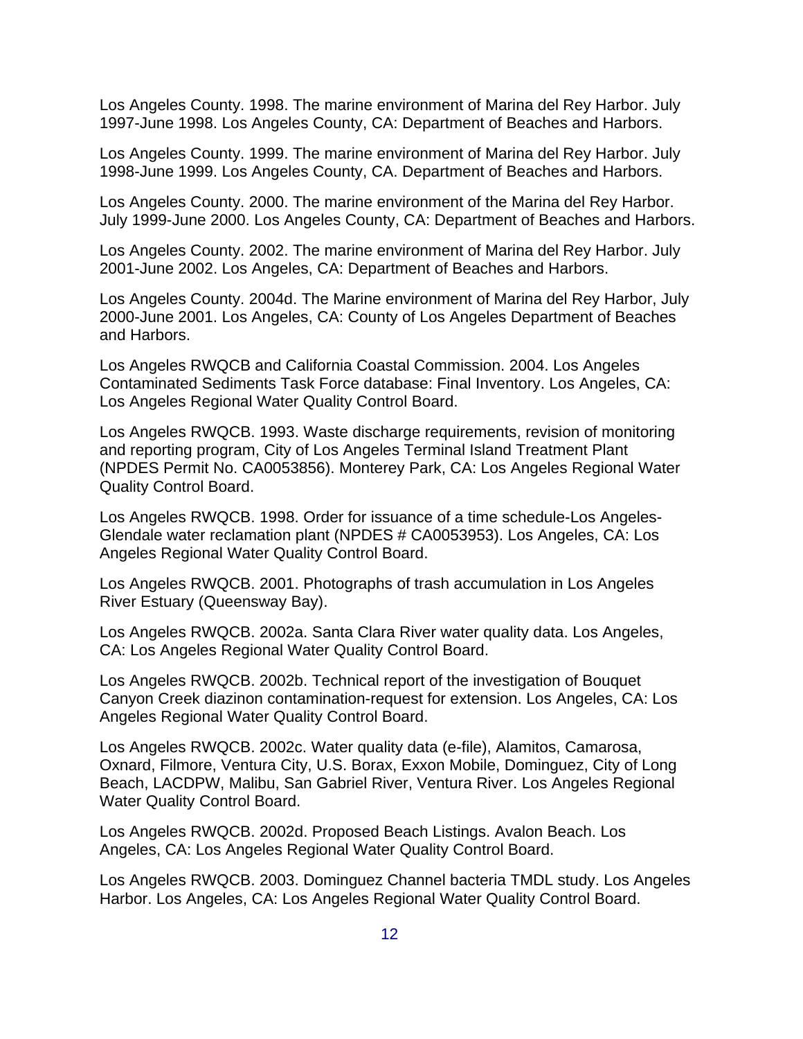Los Angeles County. 1998. The marine environment of Marina del Rey Harbor. July 1997-June 1998. Los Angeles County, CA: Department of Beaches and Harbors.

Los Angeles County. 1999. The marine environment of Marina del Rey Harbor. July 1998-June 1999. Los Angeles County, CA. Department of Beaches and Harbors.

Los Angeles County. 2000. The marine environment of the Marina del Rey Harbor. July 1999-June 2000. Los Angeles County, CA: Department of Beaches and Harbors.

Los Angeles County. 2002. The marine environment of Marina del Rey Harbor. July 2001-June 2002. Los Angeles, CA: Department of Beaches and Harbors.

Los Angeles County. 2004d. The Marine environment of Marina del Rey Harbor, July 2000-June 2001. Los Angeles, CA: County of Los Angeles Department of Beaches and Harbors.

Los Angeles RWQCB and California Coastal Commission. 2004. Los Angeles Contaminated Sediments Task Force database: Final Inventory. Los Angeles, CA: Los Angeles Regional Water Quality Control Board.

Los Angeles RWQCB. 1993. Waste discharge requirements, revision of monitoring and reporting program, City of Los Angeles Terminal Island Treatment Plant (NPDES Permit No. CA0053856). Monterey Park, CA: Los Angeles Regional Water Quality Control Board.

Los Angeles RWQCB. 1998. Order for issuance of a time schedule-Los Angeles-Glendale water reclamation plant (NPDES # CA0053953). Los Angeles, CA: Los Angeles Regional Water Quality Control Board.

Los Angeles RWQCB. 2001. Photographs of trash accumulation in Los Angeles River Estuary (Queensway Bay).

Los Angeles RWQCB. 2002a. Santa Clara River water quality data. Los Angeles, CA: Los Angeles Regional Water Quality Control Board.

Los Angeles RWQCB. 2002b. Technical report of the investigation of Bouquet Canyon Creek diazinon contamination-request for extension. Los Angeles, CA: Los Angeles Regional Water Quality Control Board.

Los Angeles RWQCB. 2002c. Water quality data (e-file), Alamitos, Camarosa, Oxnard, Filmore, Ventura City, U.S. Borax, Exxon Mobile, Dominguez, City of Long Beach, LACDPW, Malibu, San Gabriel River, Ventura River. Los Angeles Regional Water Quality Control Board.

Los Angeles RWQCB. 2002d. Proposed Beach Listings. Avalon Beach. Los Angeles, CA: Los Angeles Regional Water Quality Control Board.

Los Angeles RWQCB. 2003. Dominguez Channel bacteria TMDL study. Los Angeles Harbor. Los Angeles, CA: Los Angeles Regional Water Quality Control Board.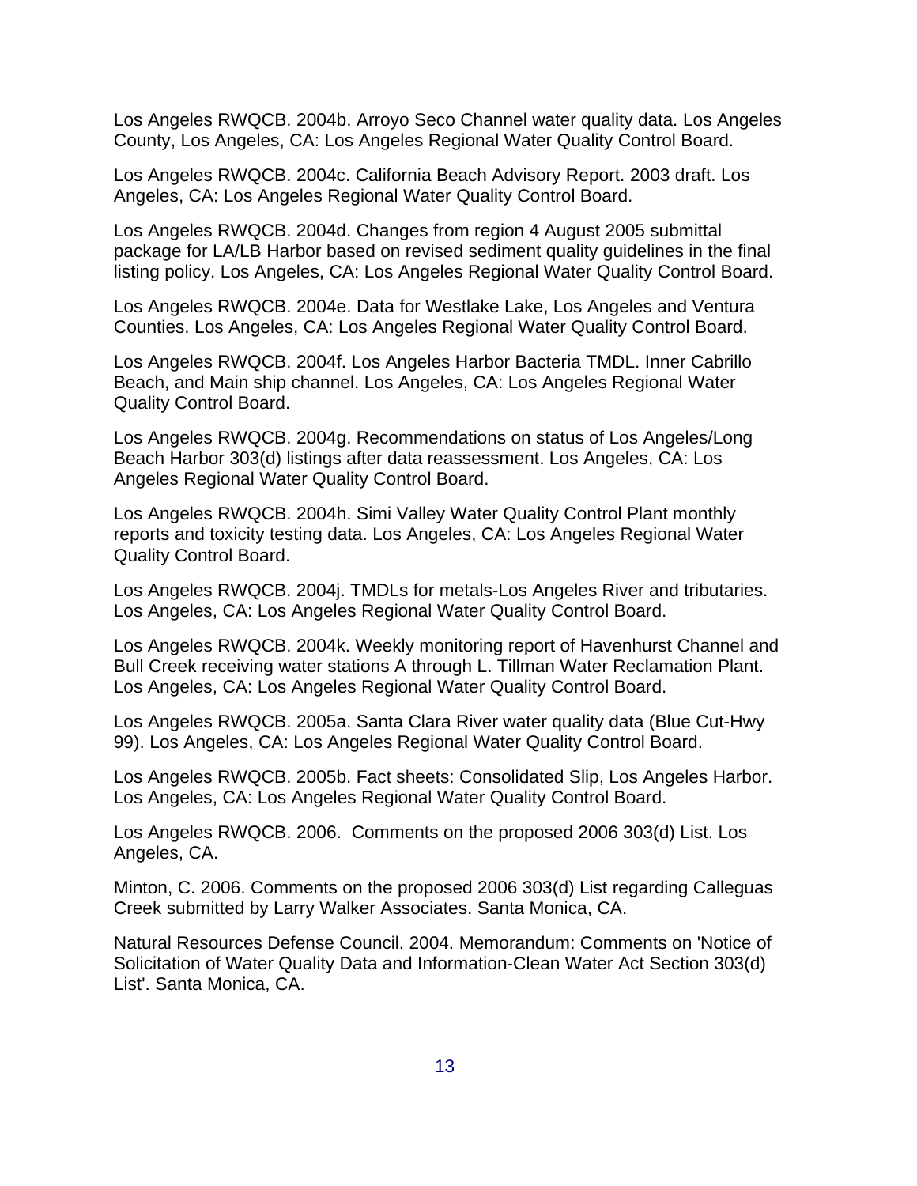Los Angeles RWQCB. 2004b. Arroyo Seco Channel water quality data. Los Angeles County, Los Angeles, CA: Los Angeles Regional Water Quality Control Board.

Los Angeles RWQCB. 2004c. California Beach Advisory Report. 2003 draft. Los Angeles, CA: Los Angeles Regional Water Quality Control Board.

Los Angeles RWQCB. 2004d. Changes from region 4 August 2005 submittal package for LA/LB Harbor based on revised sediment quality guidelines in the final listing policy. Los Angeles, CA: Los Angeles Regional Water Quality Control Board.

Los Angeles RWQCB. 2004e. Data for Westlake Lake, Los Angeles and Ventura Counties. Los Angeles, CA: Los Angeles Regional Water Quality Control Board.

Los Angeles RWQCB. 2004f. Los Angeles Harbor Bacteria TMDL. Inner Cabrillo Beach, and Main ship channel. Los Angeles, CA: Los Angeles Regional Water Quality Control Board.

Los Angeles RWQCB. 2004g. Recommendations on status of Los Angeles/Long Beach Harbor 303(d) listings after data reassessment. Los Angeles, CA: Los Angeles Regional Water Quality Control Board.

Los Angeles RWQCB. 2004h. Simi Valley Water Quality Control Plant monthly reports and toxicity testing data. Los Angeles, CA: Los Angeles Regional Water Quality Control Board.

Los Angeles RWQCB. 2004j. TMDLs for metals-Los Angeles River and tributaries. Los Angeles, CA: Los Angeles Regional Water Quality Control Board.

Los Angeles RWQCB. 2004k. Weekly monitoring report of Havenhurst Channel and Bull Creek receiving water stations A through L. Tillman Water Reclamation Plant. Los Angeles, CA: Los Angeles Regional Water Quality Control Board.

Los Angeles RWQCB. 2005a. Santa Clara River water quality data (Blue Cut-Hwy 99). Los Angeles, CA: Los Angeles Regional Water Quality Control Board.

Los Angeles RWQCB. 2005b. Fact sheets: Consolidated Slip, Los Angeles Harbor. Los Angeles, CA: Los Angeles Regional Water Quality Control Board.

Los Angeles RWQCB. 2006. Comments on the proposed 2006 303(d) List. Los Angeles, CA.

Minton, C. 2006. Comments on the proposed 2006 303(d) List regarding Calleguas Creek submitted by Larry Walker Associates. Santa Monica, CA.

Natural Resources Defense Council. 2004. Memorandum: Comments on 'Notice of Solicitation of Water Quality Data and Information-Clean Water Act Section 303(d) List'. Santa Monica, CA.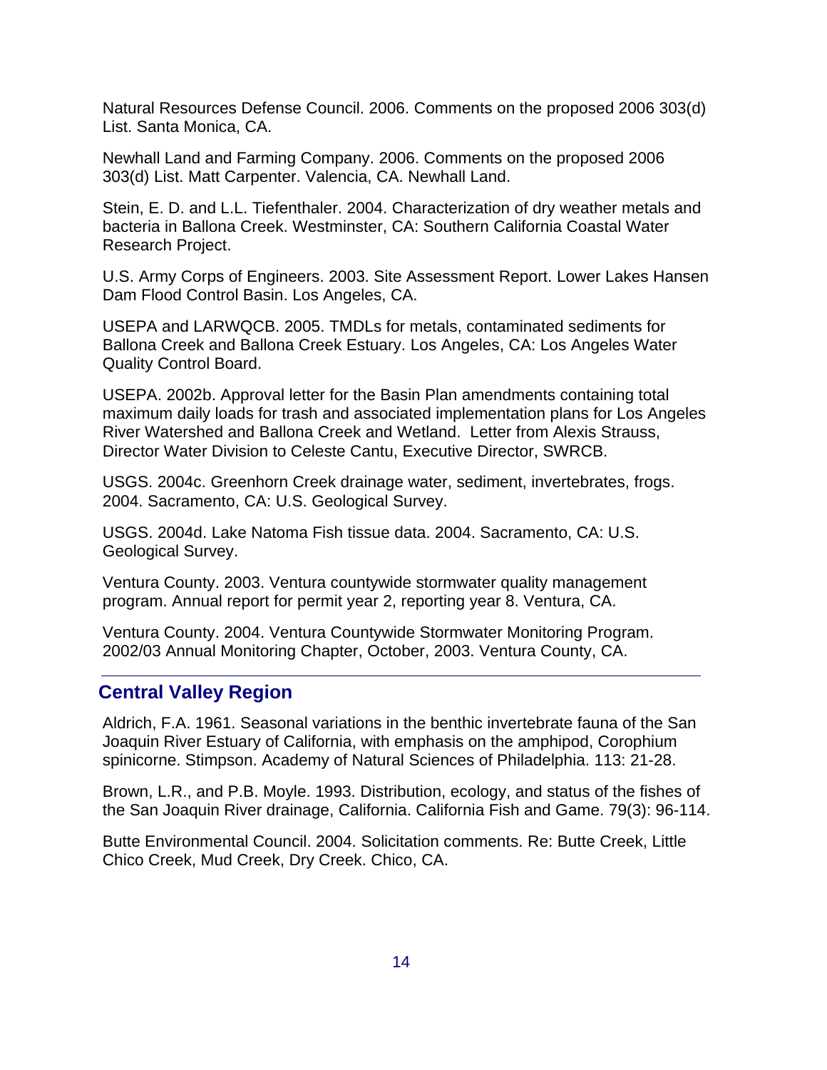Natural Resources Defense Council. 2006. Comments on the proposed 2006 303(d) List. Santa Monica, CA.

Newhall Land and Farming Company. 2006. Comments on the proposed 2006 303(d) List. Matt Carpenter. Valencia, CA. Newhall Land.

Stein, E. D. and L.L. Tiefenthaler. 2004. Characterization of dry weather metals and bacteria in Ballona Creek. Westminster, CA: Southern California Coastal Water Research Project.

U.S. Army Corps of Engineers. 2003. Site Assessment Report. Lower Lakes Hansen Dam Flood Control Basin. Los Angeles, CA.

USEPA and LARWQCB. 2005. TMDLs for metals, contaminated sediments for Ballona Creek and Ballona Creek Estuary. Los Angeles, CA: Los Angeles Water Quality Control Board.

USEPA. 2002b. Approval letter for the Basin Plan amendments containing total maximum daily loads for trash and associated implementation plans for Los Angeles River Watershed and Ballona Creek and Wetland. Letter from Alexis Strauss, Director Water Division to Celeste Cantu, Executive Director, SWRCB.

USGS. 2004c. Greenhorn Creek drainage water, sediment, invertebrates, frogs. 2004. Sacramento, CA: U.S. Geological Survey.

USGS. 2004d. Lake Natoma Fish tissue data. 2004. Sacramento, CA: U.S. Geological Survey.

Ventura County. 2003. Ventura countywide stormwater quality management program. Annual report for permit year 2, reporting year 8. Ventura, CA.

Ventura County. 2004. Ventura Countywide Stormwater Monitoring Program. 2002/03 Annual Monitoring Chapter, October, 2003. Ventura County, CA.

## Central Valley Region

Aldrich, F.A. 1961. Seasonal variations in the benthic invertebrate fauna of the San Joaquin River Estuary of California, with emphasis on the amphipod, Corophium spinicorne. Stimpson. Academy of Natural Sciences of Philadelphia. 113: 21-28.

Brown, L.R., and P.B. Moyle. 1993. Distribution, ecology, and status of the fishes of the San Joaquin River drainage, California. California Fish and Game. 79(3): 96-114.

Butte Environmental Council. 2004. Solicitation comments. Re: Butte Creek, Little Chico Creek, Mud Creek, Dry Creek. Chico, CA.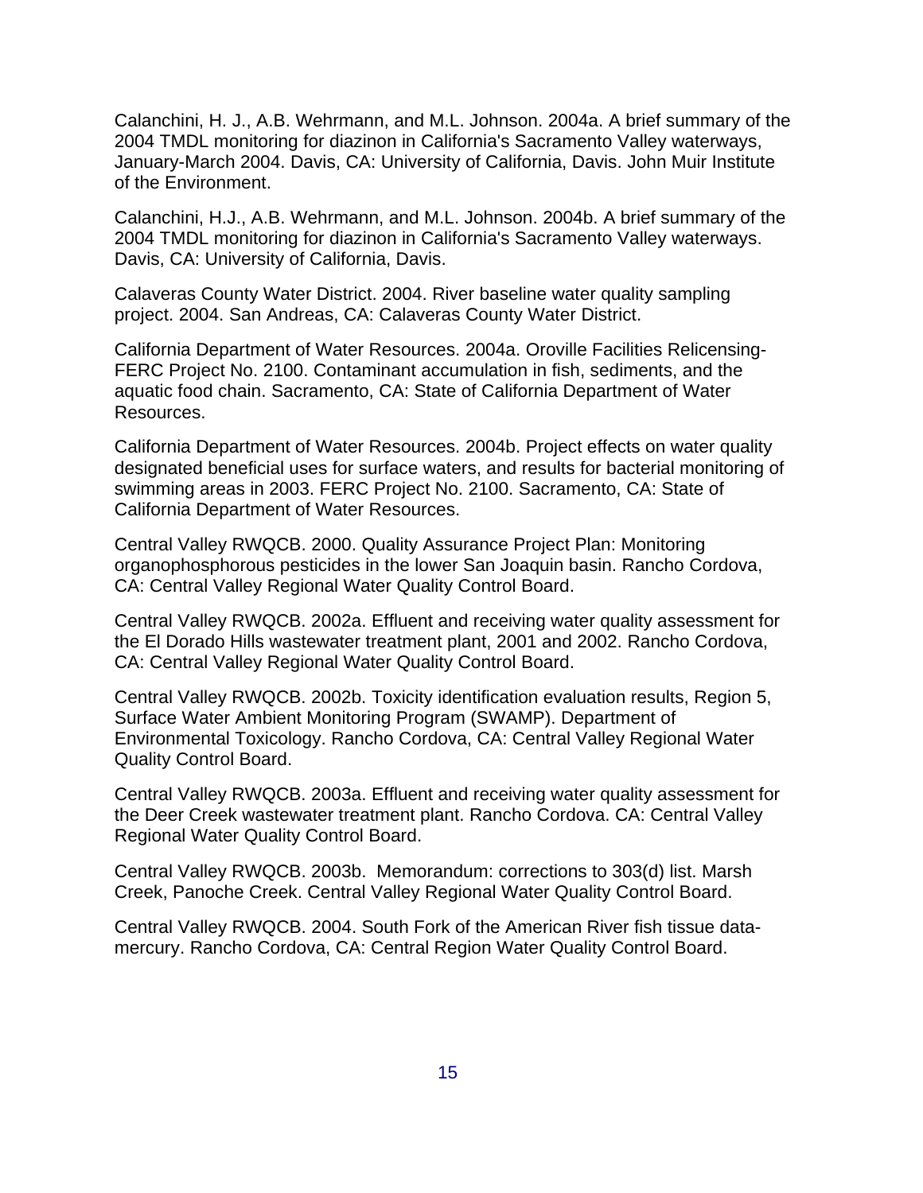Calanchini, H. J., A.B. Wehrmann, and M.L. Johnson. 2004a. A brief summary of the 2004 TMDL monitoring for diazinon in California's Sacramento Valley waterways, January-March 2004. Davis, CA: University of California, Davis. John Muir Institute of the Environment.

Calanchini, H.J., A.B. Wehrmann, and M.L. Johnson. 2004b. A brief summary of the 2004 TMDL monitoring for diazinon in California's Sacramento Valley waterways. Davis, CA: University of California, Davis.

Calaveras County Water District. 2004. River baseline water quality sampling project. 2004. San Andreas, CA: Calaveras County Water District.

California Department of Water Resources. 2004a. Oroville Facilities Relicensing-FERC Project No. 2100. Contaminant accumulation in fish, sediments, and the aquatic food chain. Sacramento, CA: State of California Department of Water Resources.

California Department of Water Resources. 2004b. Project effects on water quality designated beneficial uses for surface waters, and results for bacterial monitoring of swimming areas in 2003. FERC Project No. 2100. Sacramento, CA: State of California Department of Water Resources.

Central Valley RWQCB. 2000. Quality Assurance Project Plan: Monitoring organophosphorous pesticides in the lower San Joaquin basin. Rancho Cordova, CA: Central Valley Regional Water Quality Control Board.

Central Valley RWQCB. 2002a. Effluent and receiving water quality assessment for the El Dorado Hills wastewater treatment plant, 2001 and 2002. Rancho Cordova, CA: Central Valley Regional Water Quality Control Board.

Central Valley RWQCB. 2002b. Toxicity identification evaluation results, Region 5, Surface Water Ambient Monitoring Program (SWAMP). Department of Environmental Toxicology. Rancho Cordova, CA: Central Valley Regional Water Quality Control Board.

Central Valley RWQCB. 2003a. Effluent and receiving water quality assessment for the Deer Creek wastewater treatment plant. Rancho Cordova. CA: Central Valley Regional Water Quality Control Board.

Central Valley RWQCB. 2003b. Memorandum: corrections to 303(d) list. Marsh Creek, Panoche Creek. Central Valley Regional Water Quality Control Board.

Central Valley RWQCB. 2004. South Fork of the American River fish tissue data-mercury. Rancho Cordova, CA: Central Region Water Quality Control Board.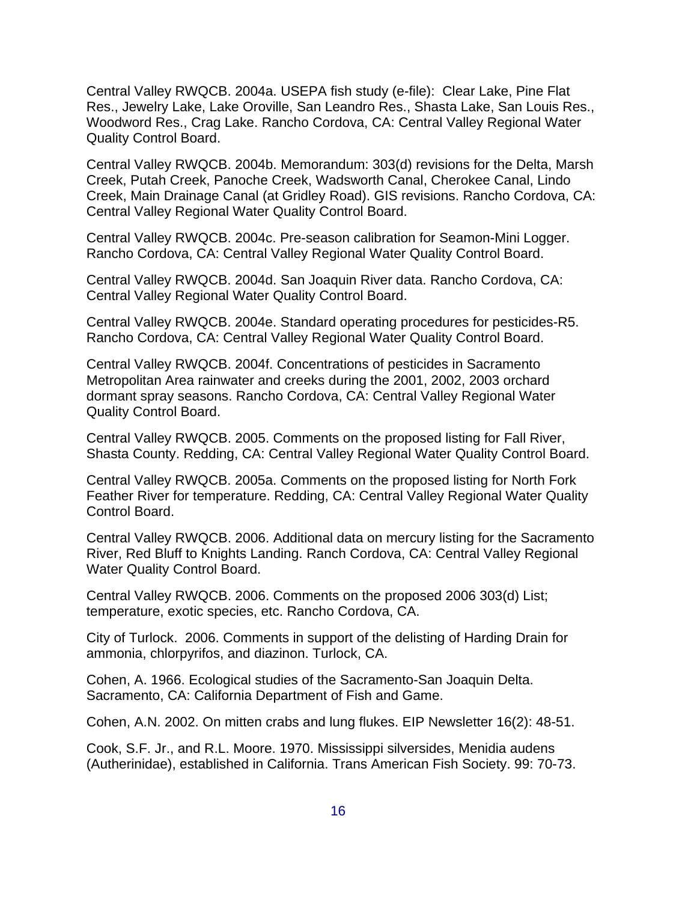Central Valley RWQCB. 2004a. USEPA fish study (e-file): Clear Lake, Pine Flat Res., Jewelry Lake, Lake Oroville, San Leandro Res., Shasta Lake, San Louis Res., Woodword Res., Crag Lake. Rancho Cordova, CA: Central Valley Regional Water Quality Control Board.

Central Valley RWQCB. 2004b. Memorandum: 303(d) revisions for the Delta, Marsh Creek, Putah Creek, Panoche Creek, Wadsworth Canal, Cherokee Canal, Lindo Creek, Main Drainage Canal (at Gridley Road). GIS revisions. Rancho Cordova, CA: Central Valley Regional Water Quality Control Board.

Central Valley RWQCB. 2004c. Pre-season calibration for Seamon-Mini Logger. Rancho Cordova, CA: Central Valley Regional Water Quality Control Board.

Central Valley RWQCB. 2004d. San Joaquin River data. Rancho Cordova, CA: Central Valley Regional Water Quality Control Board.

Central Valley RWQCB. 2004e. Standard operating procedures for pesticides-R5. Rancho Cordova, CA: Central Valley Regional Water Quality Control Board.

Central Valley RWQCB. 2004f. Concentrations of pesticides in Sacramento Metropolitan Area rainwater and creeks during the 2001, 2002, 2003 orchard dormant spray seasons. Rancho Cordova, CA: Central Valley Regional Water Quality Control Board.

Central Valley RWQCB. 2005. Comments on the proposed listing for Fall River, Shasta County. Redding, CA: Central Valley Regional Water Quality Control Board.

Central Valley RWQCB. 2005a. Comments on the proposed listing for North Fork Feather River for temperature. Redding, CA: Central Valley Regional Water Quality Control Board.

Central Valley RWQCB. 2006. Additional data on mercury listing for the Sacramento River, Red Bluff to Knights Landing. Ranch Cordova, CA: Central Valley Regional Water Quality Control Board.

Central Valley RWQCB. 2006. Comments on the proposed 2006 303(d) List; temperature, exotic species, etc. Rancho Cordova, CA.

City of Turlock. 2006. Comments in support of the delisting of Harding Drain for ammonia, chlorpyrifos, and diazinon. Turlock, CA.

Cohen, A. 1966. Ecological studies of the Sacramento-San Joaquin Delta. Sacramento, CA: California Department of Fish and Game.

Cohen, A.N. 2002. On mitten crabs and lung flukes. EIP Newsletter 16(2): 48-51.

Cook, S.F. Jr., and R.L. Moore. 1970. Mississippi silversides, Menidia audens (Autherinidae), established in California. Trans American Fish Society. 99: 70-73.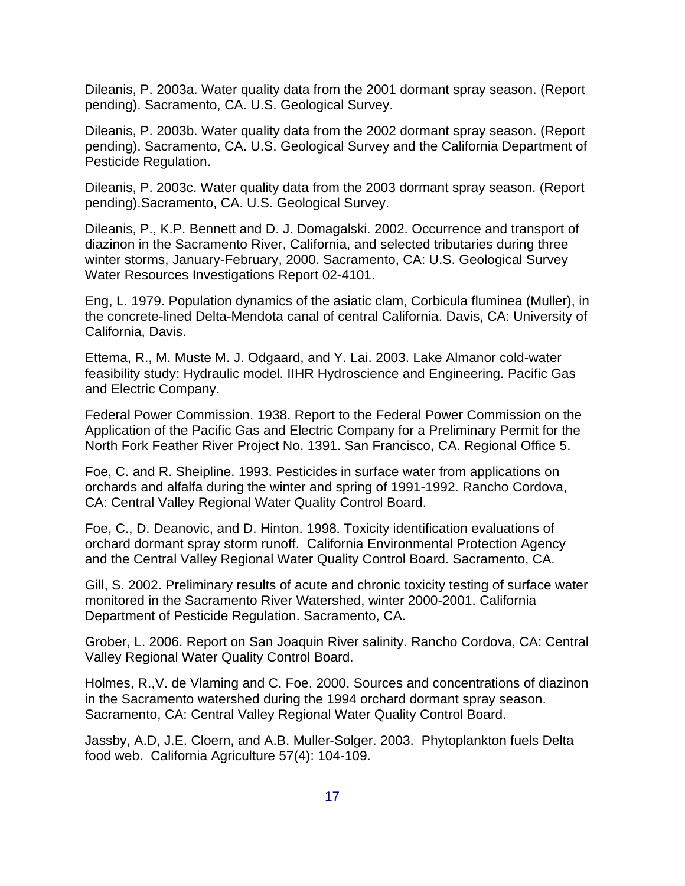Dileanis, P. 2003a. Water quality data from the 2001 dormant spray season. (Report pending). Sacramento, CA. U.S. Geological Survey.

Dileanis, P. 2003b. Water quality data from the 2002 dormant spray season. (Report pending). Sacramento, CA. U.S. Geological Survey and the California Department of Pesticide Regulation.

Dileanis, P. 2003c. Water quality data from the 2003 dormant spray season. (Report pending).Sacramento, CA. U.S. Geological Survey.

Dileanis, P., K.P. Bennett and D. J. Domagalski. 2002. Occurrence and transport of diazinon in the Sacramento River, California, and selected tributaries during three winter storms, January-February, 2000. Sacramento, CA: U.S. Geological Survey Water Resources Investigations Report 02-4101.

Eng, L. 1979. Population dynamics of the asiatic clam, Corbicula fluminea (Muller), in the concrete-lined Delta-Mendota canal of central California. Davis, CA: University of California, Davis.

Ettema, R., M. Muste M. J. Odgaard, and Y. Lai. 2003. Lake Almanor cold-water feasibility study: Hydraulic model. IIHR Hydroscience and Engineering. Pacific Gas and Electric Company.

Federal Power Commission. 1938. Report to the Federal Power Commission on the Application of the Pacific Gas and Electric Company for a Preliminary Permit for the North Fork Feather River Project No. 1391. San Francisco, CA. Regional Office 5.

Foe, C. and R. Sheipline. 1993. Pesticides in surface water from applications on orchards and alfalfa during the winter and spring of 1991-1992. Rancho Cordova, CA: Central Valley Regional Water Quality Control Board.

Foe, C., D. Deanovic, and D. Hinton. 1998. Toxicity identification evaluations of orchard dormant spray storm runoff. California Environmental Protection Agency and the Central Valley Regional Water Quality Control Board. Sacramento, CA.

Gill, S. 2002. Preliminary results of acute and chronic toxicity testing of surface water monitored in the Sacramento River Watershed, winter 2000-2001. California Department of Pesticide Regulation. Sacramento, CA.

Grober, L. 2006. Report on San Joaquin River salinity. Rancho Cordova, CA: Central Valley Regional Water Quality Control Board.

Holmes, R.,V. de Vlaming and C. Foe. 2000. Sources and concentrations of diazinon in the Sacramento watershed during the 1994 orchard dormant spray season. Sacramento, CA: Central Valley Regional Water Quality Control Board.

Jassby, A.D, J.E. Cloern, and A.B. Muller-Solger. 2003. Phytoplankton fuels Delta food web. California Agriculture 57(4): 104-109.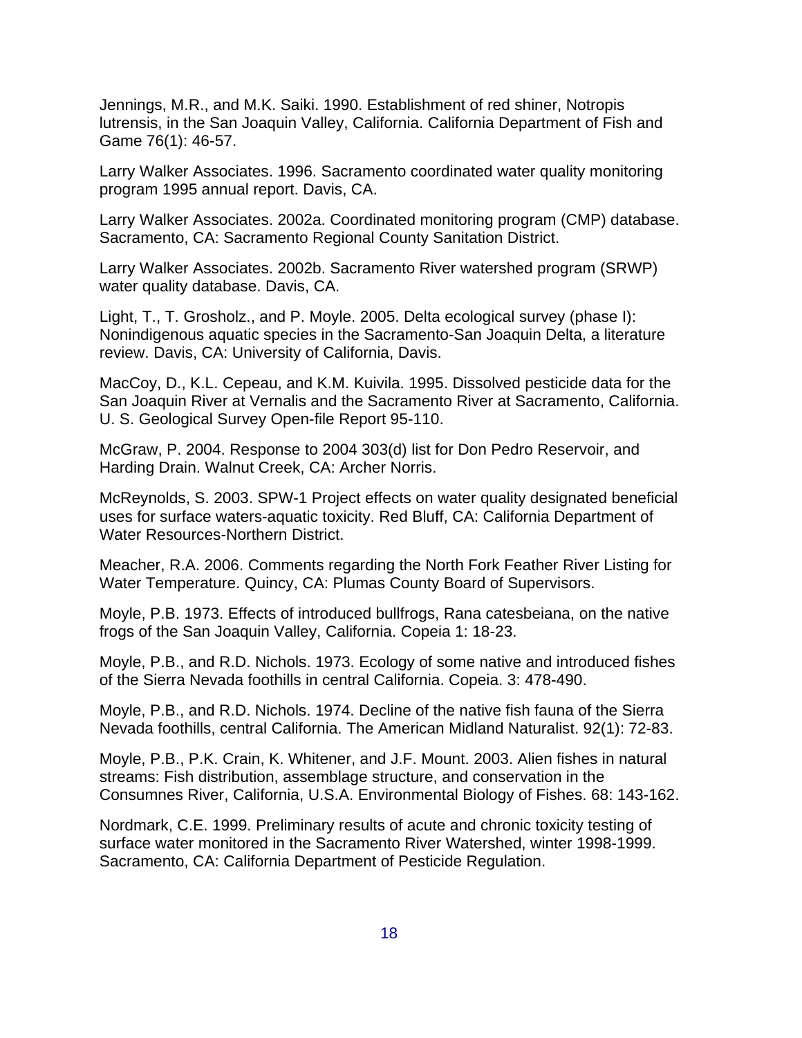Jennings, M.R., and M.K. Saiki. 1990. Establishment of red shiner, Notropis lutrensis, in the San Joaquin Valley, California. California Department of Fish and Game 76(1): 46-57.

Larry Walker Associates. 1996. Sacramento coordinated water quality monitoring program 1995 annual report. Davis, CA.

Larry Walker Associates. 2002a. Coordinated monitoring program (CMP) database. Sacramento, CA: Sacramento Regional County Sanitation District.

Larry Walker Associates. 2002b. Sacramento River watershed program (SRWP) water quality database. Davis, CA.

Light, T., T. Grosholz., and P. Moyle. 2005. Delta ecological survey (phase I): Nonindigenous aquatic species in the Sacramento-San Joaquin Delta, a literature review. Davis, CA: University of California, Davis.

MacCoy, D., K.L. Cepeau, and K.M. Kuivila. 1995. Dissolved pesticide data for the San Joaquin River at Vernalis and the Sacramento River at Sacramento, California. U. S. Geological Survey Open-file Report 95-110.

McGraw, P. 2004. Response to 2004 303(d) list for Don Pedro Reservoir, and Harding Drain. Walnut Creek, CA: Archer Norris.

McReynolds, S. 2003. SPW-1 Project effects on water quality designated beneficial uses for surface waters-aquatic toxicity. Red Bluff, CA: California Department of Water Resources-Northern District.

Meacher, R.A. 2006. Comments regarding the North Fork Feather River Listing for Water Temperature. Quincy, CA: Plumas County Board of Supervisors.

Moyle, P.B. 1973. Effects of introduced bullfrogs, Rana catesbeiana, on the native frogs of the San Joaquin Valley, California. Copeia 1: 18-23.

Moyle, P.B., and R.D. Nichols. 1973. Ecology of some native and introduced fishes of the Sierra Nevada foothills in central California. Copeia. 3: 478-490.

Moyle, P.B., and R.D. Nichols. 1974. Decline of the native fish fauna of the Sierra Nevada foothills, central California. The American Midland Naturalist. 92(1): 72-83.

Moyle, P.B., P.K. Crain, K. Whitener, and J.F. Mount. 2003. Alien fishes in natural streams: Fish distribution, assemblage structure, and conservation in the Consumnes River, California, U.S.A. Environmental Biology of Fishes. 68: 143-162.

Nordmark, C.E. 1999. Preliminary results of acute and chronic toxicity testing of surface water monitored in the Sacramento River Watershed, winter 1998-1999. Sacramento, CA: California Department of Pesticide Regulation.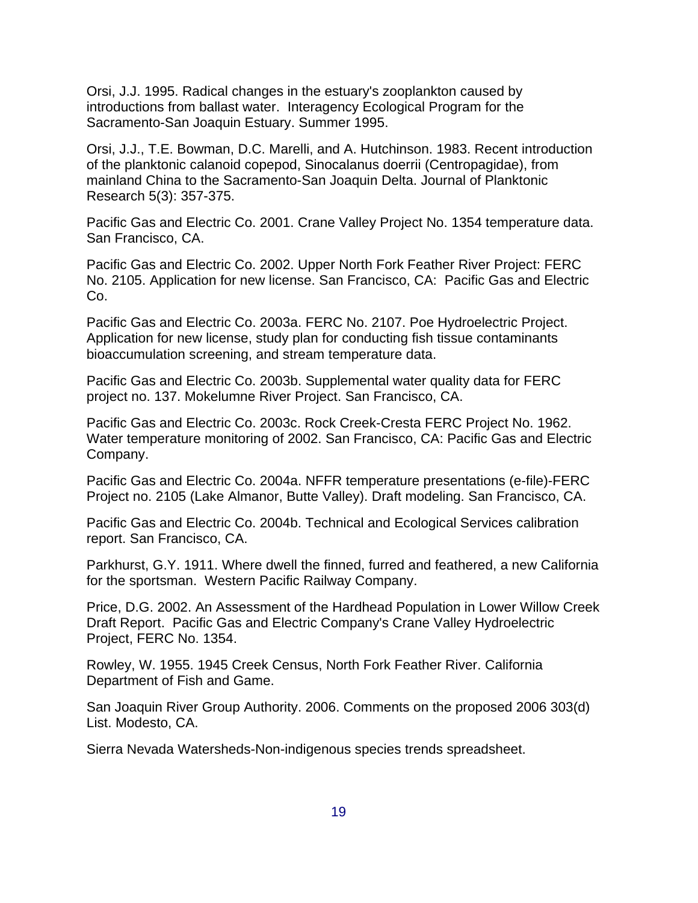Orsi, J.J. 1995. Radical changes in the estuary's zooplankton caused by introductions from ballast water. Interagency Ecological Program for the Sacramento-San Joaquin Estuary. Summer 1995.

Orsi, J.J., T.E. Bowman, D.C. Marelli, and A. Hutchinson. 1983. Recent introduction of the planktonic calanoid copepod, Sinocalanus doerrii (Centropagidae), from mainland China to the Sacramento-San Joaquin Delta. Journal of Planktonic Research 5(3): 357-375.

Pacific Gas and Electric Co. 2001. Crane Valley Project No. 1354 temperature data. San Francisco, CA.

Pacific Gas and Electric Co. 2002. Upper North Fork Feather River Project: FERC No. 2105. Application for new license. San Francisco, CA: Pacific Gas and Electric Co.

Pacific Gas and Electric Co. 2003a. FERC No. 2107. Poe Hydroelectric Project. Application for new license, study plan for conducting fish tissue contaminants bioaccumulation screening, and stream temperature data.

Pacific Gas and Electric Co. 2003b. Supplemental water quality data for FERC project no. 137. Mokelumne River Project. San Francisco, CA.

Pacific Gas and Electric Co. 2003c. Rock Creek-Cresta FERC Project No. 1962. Water temperature monitoring of 2002. San Francisco, CA: Pacific Gas and Electric Company.

Pacific Gas and Electric Co. 2004a. NFFR temperature presentations (e-file)-FERC Project no. 2105 (Lake Almanor, Butte Valley). Draft modeling. San Francisco, CA.

Pacific Gas and Electric Co. 2004b. Technical and Ecological Services calibration report. San Francisco, CA.

Parkhurst, G.Y. 1911. Where dwell the finned, furred and feathered, a new California for the sportsman. Western Pacific Railway Company.

Price, D.G. 2002. An Assessment of the Hardhead Population in Lower Willow Creek Draft Report. Pacific Gas and Electric Company's Crane Valley Hydroelectric Project, FERC No. 1354.

Rowley, W. 1955. 1945 Creek Census, North Fork Feather River. California Department of Fish and Game.

San Joaquin River Group Authority. 2006. Comments on the proposed 2006 303(d) List. Modesto, CA.

Sierra Nevada Watersheds-Non-indigenous species trends spreadsheet.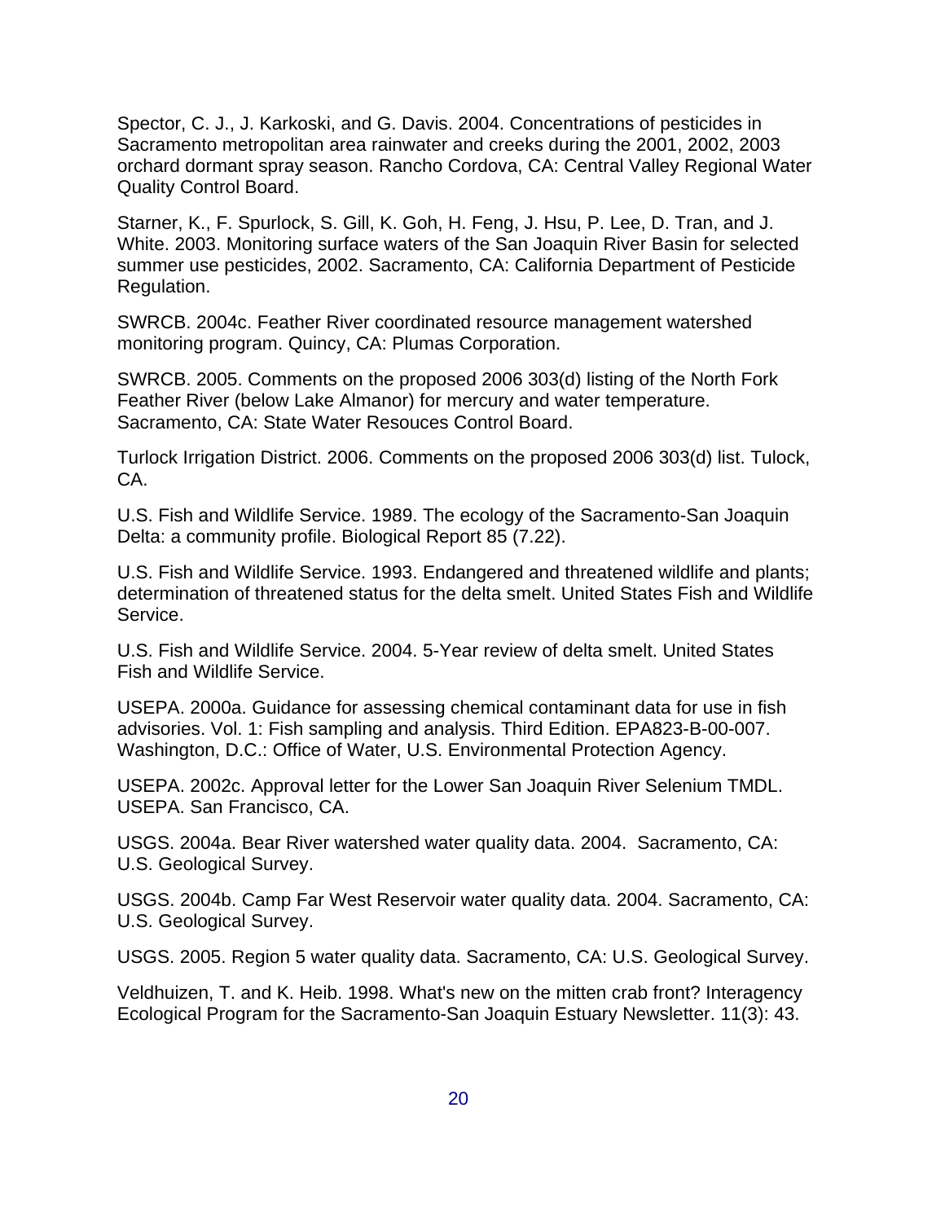Spector, C. J., J. Karkoski, and G. Davis. 2004. Concentrations of pesticides in Sacramento metropolitan area rainwater and creeks during the 2001, 2002, 2003 orchard dormant spray season. Rancho Cordova, CA: Central Valley Regional Water Quality Control Board.

Starner, K., F. Spurlock, S. Gill, K. Goh, H. Feng, J. Hsu, P. Lee, D. Tran, and J. White. 2003. Monitoring surface waters of the San Joaquin River Basin for selected summer use pesticides, 2002. Sacramento, CA: California Department of Pesticide Regulation.

SWRCB. 2004c. Feather River coordinated resource management watershed monitoring program. Quincy, CA: Plumas Corporation.

SWRCB. 2005. Comments on the proposed 2006 303(d) listing of the North Fork Feather River (below Lake Almanor) for mercury and water temperature. Sacramento, CA: State Water Resouces Control Board.

Turlock Irrigation District. 2006. Comments on the proposed 2006 303(d) list. Tulock, CA.

U.S. Fish and Wildlife Service. 1989. The ecology of the Sacramento-San Joaquin Delta: a community profile. Biological Report 85 (7.22).

U.S. Fish and Wildlife Service. 1993. Endangered and threatened wildlife and plants; determination of threatened status for the delta smelt. United States Fish and Wildlife Service.

U.S. Fish and Wildlife Service. 2004. 5-Year review of delta smelt. United States Fish and Wildlife Service.

USEPA. 2000a. Guidance for assessing chemical contaminant data for use in fish advisories. Vol. 1: Fish sampling and analysis. Third Edition. EPA823-B-00-007. Washington, D.C.: Office of Water, U.S. Environmental Protection Agency.

USEPA. 2002c. Approval letter for the Lower San Joaquin River Selenium TMDL. USEPA. San Francisco, CA.

USGS. 2004a. Bear River watershed water quality data. 2004. Sacramento, CA: U.S. Geological Survey.

USGS. 2004b. Camp Far West Reservoir water quality data. 2004. Sacramento, CA: U.S. Geological Survey.

USGS. 2005. Region 5 water quality data. Sacramento, CA: U.S. Geological Survey.

Veldhuizen, T. and K. Heib. 1998. What's new on the mitten crab front? Interagency Ecological Program for the Sacramento-San Joaquin Estuary Newsletter. 11(3): 43.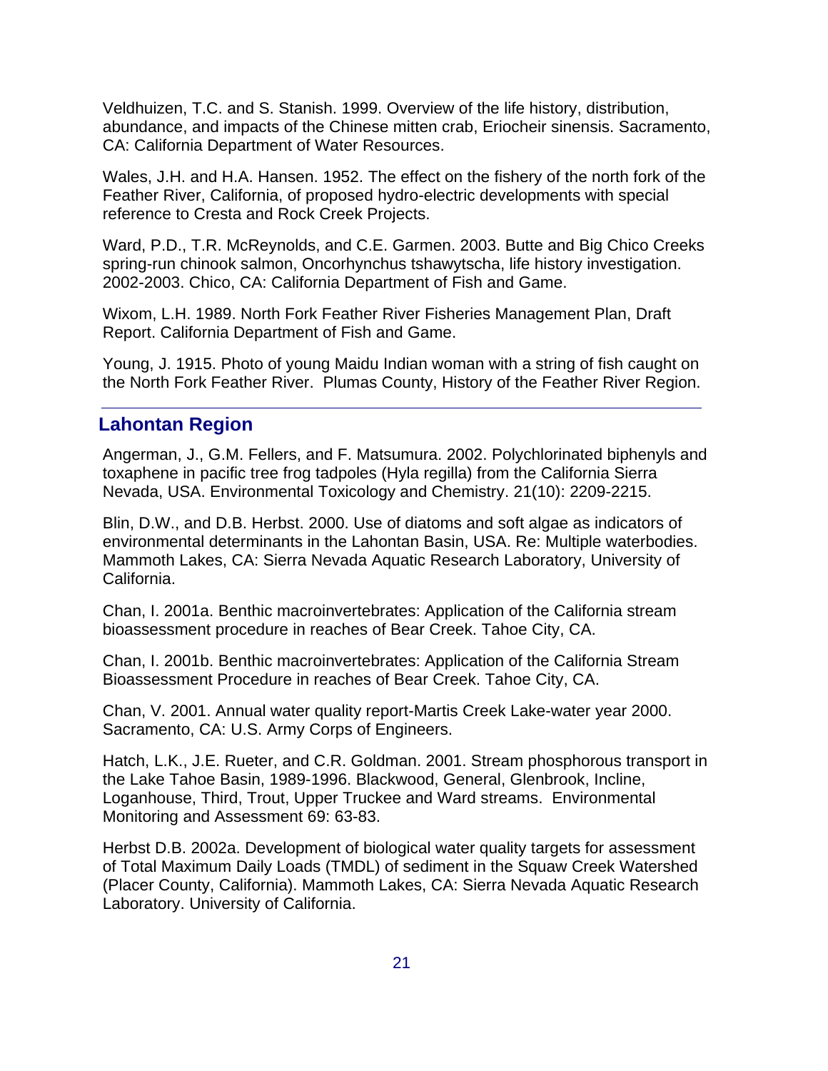Veldhuizen, T.C. and S. Stanish. 1999. Overview of the life history, distribution, abundance, and impacts of the Chinese mitten crab, Eriocheir sinensis. Sacramento, CA: California Department of Water Resources.

Wales, J.H. and H.A. Hansen. 1952. The effect on the fishery of the north fork of the Feather River, California, of proposed hydro-electric developments with special reference to Cresta and Rock Creek Projects.

Ward, P.D., T.R. McReynolds, and C.E. Garmen. 2003. Butte and Big Chico Creeks spring-run chinook salmon, Oncorhynchus tshawytscha, life history investigation. 2002-2003. Chico, CA: California Department of Fish and Game.

Wixom, L.H. 1989. North Fork Feather River Fisheries Management Plan, Draft Report. California Department of Fish and Game.

Young, J. 1915. Photo of young Maidu Indian woman with a string of fish caught on the North Fork Feather River. Plumas County, History of the Feather River Region.

---

## Lahontan Region

Angerman, J., G.M. Fellers, and F. Matsumura. 2002. Polychlorinated biphenyls and toxaphene in pacific tree frog tadpoles (Hyla regilla) from the California Sierra Nevada, USA. Environmental Toxicology and Chemistry. 21(10): 2209-2215.

Blin, D.W., and D.B. Herbst. 2000. Use of diatoms and soft algae as indicators of environmental determinants in the Lahontan Basin, USA. Re: Multiple waterbodies. Mammoth Lakes, CA: Sierra Nevada Aquatic Research Laboratory, University of California.

Chan, I. 2001a. Benthic macroinvertebrates: Application of the California stream bioassessment procedure in reaches of Bear Creek. Tahoe City, CA.

Chan, I. 2001b. Benthic macroinvertebrates: Application of the California Stream Bioassessment Procedure in reaches of Bear Creek. Tahoe City, CA.

Chan, V. 2001. Annual water quality report-Martis Creek Lake-water year 2000. Sacramento, CA: U.S. Army Corps of Engineers.

Hatch, L.K., J.E. Rueter, and C.R. Goldman. 2001. Stream phosphorous transport in the Lake Tahoe Basin, 1989-1996. Blackwood, General, Glenbrook, Incline, Loganhouse, Third, Trout, Upper Truckee and Ward streams. Environmental Monitoring and Assessment 69: 63-83.

Herbst D.B. 2002a. Development of biological water quality targets for assessment of Total Maximum Daily Loads (TMDL) of sediment in the Squaw Creek Watershed (Placer County, California). Mammoth Lakes, CA: Sierra Nevada Aquatic Research Laboratory. University of California.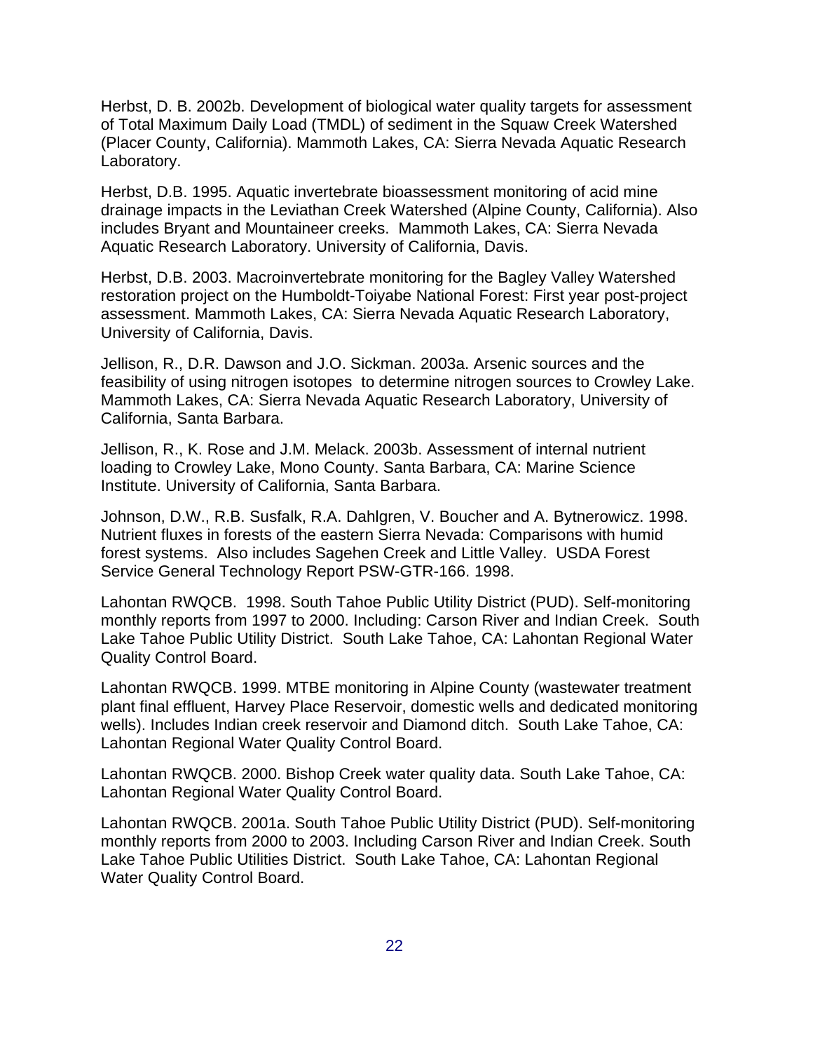Herbst, D. B. 2002b. Development of biological water quality targets for assessment of Total Maximum Daily Load (TMDL) of sediment in the Squaw Creek Watershed (Placer County, California). Mammoth Lakes, CA: Sierra Nevada Aquatic Research Laboratory.

Herbst, D.B. 1995. Aquatic invertebrate bioassessment monitoring of acid mine drainage impacts in the Leviathan Creek Watershed (Alpine County, California). Also includes Bryant and Mountaineer creeks. Mammoth Lakes, CA: Sierra Nevada Aquatic Research Laboratory. University of California, Davis.

Herbst, D.B. 2003. Macroinvertebrate monitoring for the Bagley Valley Watershed restoration project on the Humboldt-Toiyabe National Forest: First year post-project assessment. Mammoth Lakes, CA: Sierra Nevada Aquatic Research Laboratory, University of California, Davis.

Jellison, R., D.R. Dawson and J.O. Sickman. 2003a. Arsenic sources and the feasibility of using nitrogen isotopes to determine nitrogen sources to Crowley Lake. Mammoth Lakes, CA: Sierra Nevada Aquatic Research Laboratory, University of California, Santa Barbara.

Jellison, R., K. Rose and J.M. Melack. 2003b. Assessment of internal nutrient loading to Crowley Lake, Mono County. Santa Barbara, CA: Marine Science Institute. University of California, Santa Barbara.

Johnson, D.W., R.B. Susfalk, R.A. Dahlgren, V. Boucher and A. Bytnerowicz. 1998. Nutrient fluxes in forests of the eastern Sierra Nevada: Comparisons with humid forest systems. Also includes Sagehen Creek and Little Valley. USDA Forest Service General Technology Report PSW-GTR-166. 1998.

Lahontan RWQCB. 1998. South Tahoe Public Utility District (PUD). Self-monitoring monthly reports from 1997 to 2000. Including: Carson River and Indian Creek. South Lake Tahoe Public Utility District. South Lake Tahoe, CA: Lahontan Regional Water Quality Control Board.

Lahontan RWQCB. 1999. MTBE monitoring in Alpine County (wastewater treatment plant final effluent, Harvey Place Reservoir, domestic wells and dedicated monitoring wells). Includes Indian creek reservoir and Diamond ditch. South Lake Tahoe, CA: Lahontan Regional Water Quality Control Board.

Lahontan RWQCB. 2000. Bishop Creek water quality data. South Lake Tahoe, CA: Lahontan Regional Water Quality Control Board.

Lahontan RWQCB. 2001a. South Tahoe Public Utility District (PUD). Self-monitoring monthly reports from 2000 to 2003. Including Carson River and Indian Creek. South Lake Tahoe Public Utilities District. South Lake Tahoe, CA: Lahontan Regional Water Quality Control Board.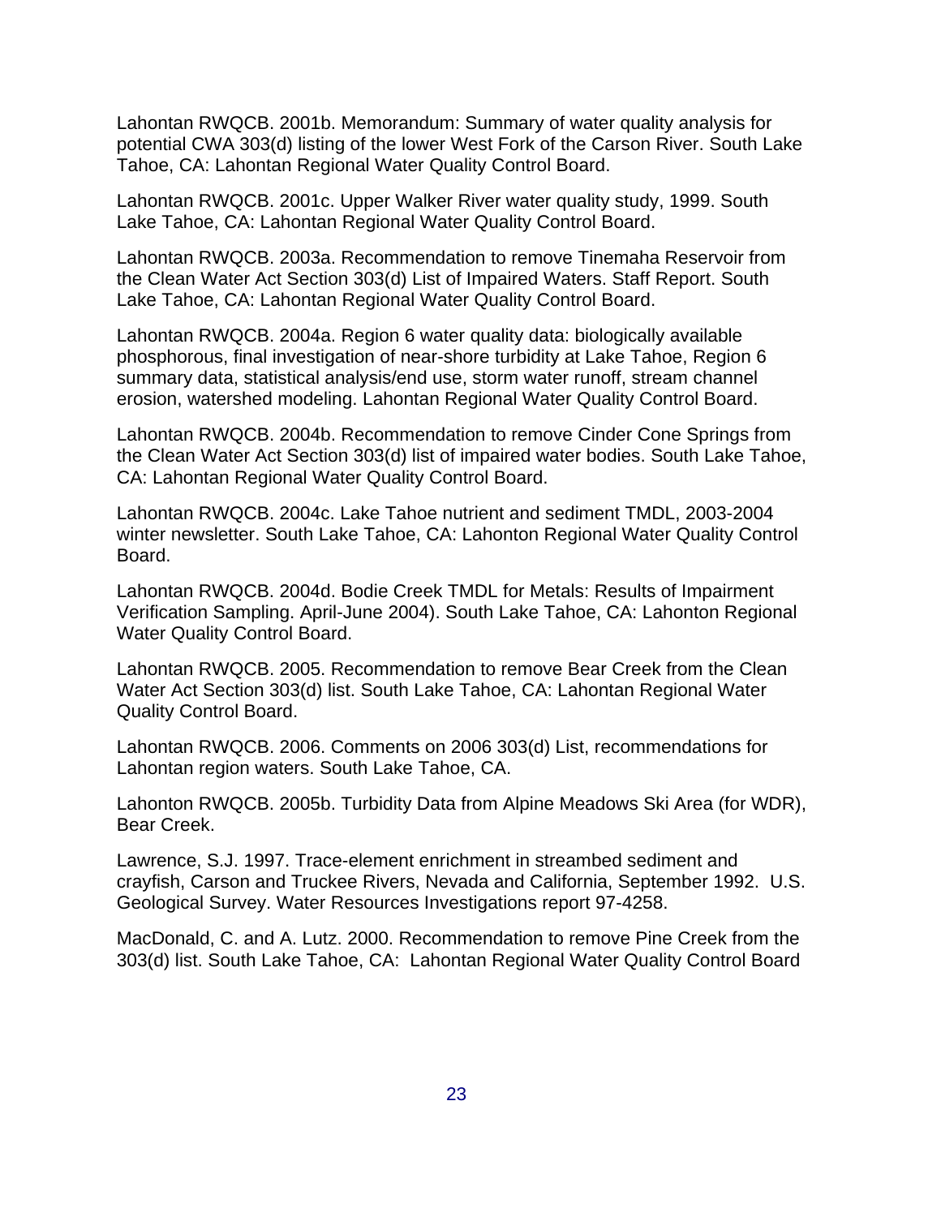Lahontan RWQCB. 2001b. Memorandum: Summary of water quality analysis for potential CWA 303(d) listing of the lower West Fork of the Carson River. South Lake Tahoe, CA: Lahontan Regional Water Quality Control Board.

Lahontan RWQCB. 2001c. Upper Walker River water quality study, 1999. South Lake Tahoe, CA: Lahontan Regional Water Quality Control Board.

Lahontan RWQCB. 2003a. Recommendation to remove Tinemaha Reservoir from the Clean Water Act Section 303(d) List of Impaired Waters. Staff Report. South Lake Tahoe, CA: Lahontan Regional Water Quality Control Board.

Lahontan RWQCB. 2004a. Region 6 water quality data: biologically available phosphorous, final investigation of near-shore turbidity at Lake Tahoe, Region 6 summary data, statistical analysis/end use, storm water runoff, stream channel erosion, watershed modeling. Lahontan Regional Water Quality Control Board.

Lahontan RWQCB. 2004b. Recommendation to remove Cinder Cone Springs from the Clean Water Act Section 303(d) list of impaired water bodies. South Lake Tahoe, CA: Lahontan Regional Water Quality Control Board.

Lahontan RWQCB. 2004c. Lake Tahoe nutrient and sediment TMDL, 2003-2004 winter newsletter. South Lake Tahoe, CA: Lahonton Regional Water Quality Control Board.

Lahontan RWQCB. 2004d. Bodie Creek TMDL for Metals: Results of Impairment Verification Sampling. April-June 2004). South Lake Tahoe, CA: Lahonton Regional Water Quality Control Board.

Lahontan RWQCB. 2005. Recommendation to remove Bear Creek from the Clean Water Act Section 303(d) list. South Lake Tahoe, CA: Lahontan Regional Water Quality Control Board.

Lahontan RWQCB. 2006. Comments on 2006 303(d) List, recommendations for Lahontan region waters. South Lake Tahoe, CA.

Lahonton RWQCB. 2005b. Turbidity Data from Alpine Meadows Ski Area (for WDR), Bear Creek.

Lawrence, S.J. 1997. Trace-element enrichment in streambed sediment and crayfish, Carson and Truckee Rivers, Nevada and California, September 1992. U.S. Geological Survey. Water Resources Investigations report 97-4258.

MacDonald, C. and A. Lutz. 2000. Recommendation to remove Pine Creek from the 303(d) list. South Lake Tahoe, CA: Lahontan Regional Water Quality Control Board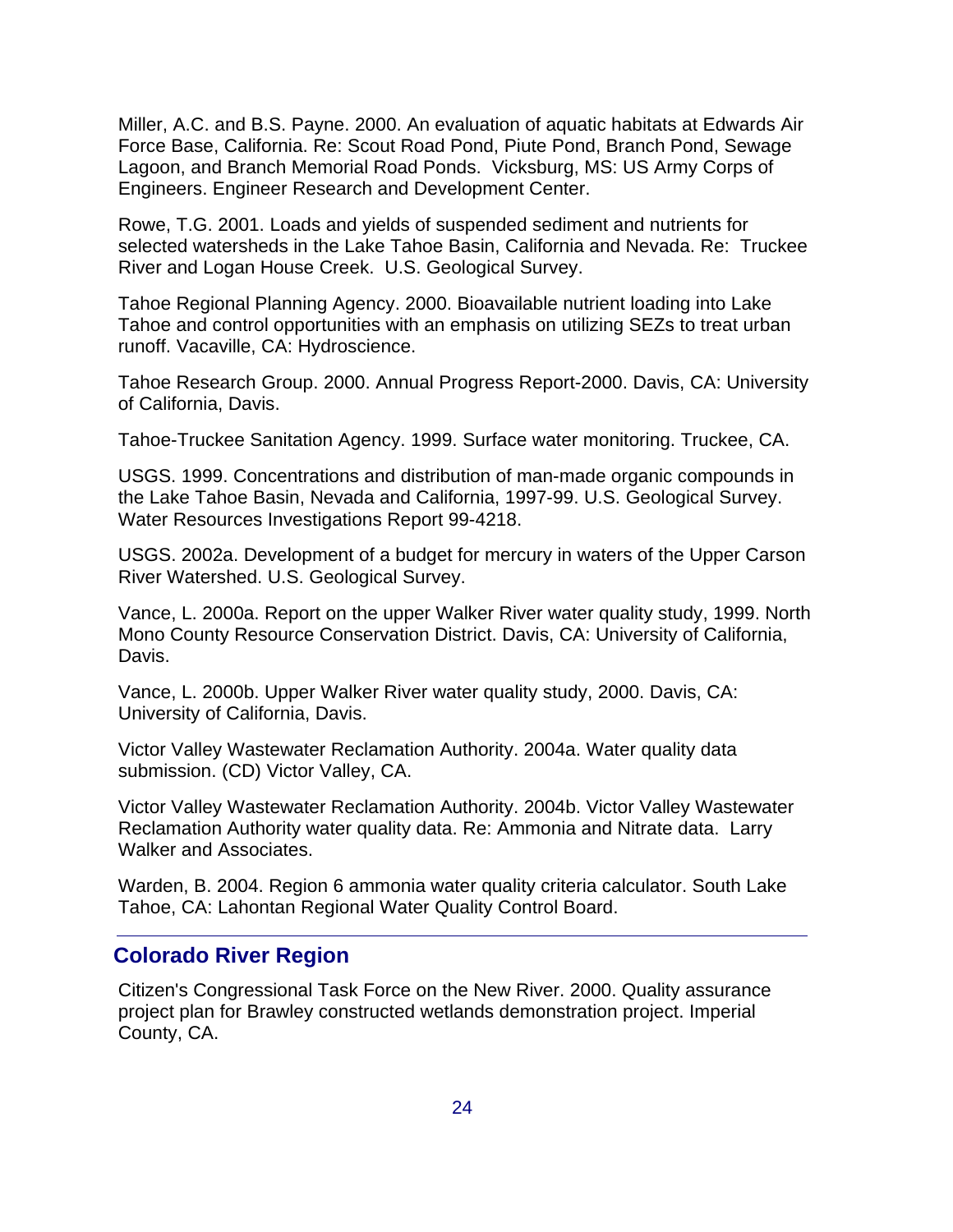Miller, A.C. and B.S. Payne. 2000. An evaluation of aquatic habitats at Edwards Air Force Base, California. Re: Scout Road Pond, Piute Pond, Branch Pond, Sewage Lagoon, and Branch Memorial Road Ponds. Vicksburg, MS: US Army Corps of Engineers. Engineer Research and Development Center.

Rowe, T.G. 2001. Loads and yields of suspended sediment and nutrients for selected watersheds in the Lake Tahoe Basin, California and Nevada. Re: Truckee River and Logan House Creek. U.S. Geological Survey.

Tahoe Regional Planning Agency. 2000. Bioavailable nutrient loading into Lake Tahoe and control opportunities with an emphasis on utilizing SEZs to treat urban runoff. Vacaville, CA: Hydroscience.

Tahoe Research Group. 2000. Annual Progress Report-2000. Davis, CA: University of California, Davis.

Tahoe-Truckee Sanitation Agency. 1999. Surface water monitoring. Truckee, CA.

USGS. 1999. Concentrations and distribution of man-made organic compounds in the Lake Tahoe Basin, Nevada and California, 1997-99. U.S. Geological Survey. Water Resources Investigations Report 99-4218.

USGS. 2002a. Development of a budget for mercury in waters of the Upper Carson River Watershed. U.S. Geological Survey.

Vance, L. 2000a. Report on the upper Walker River water quality study, 1999. North Mono County Resource Conservation District. Davis, CA: University of California, Davis.

Vance, L. 2000b. Upper Walker River water quality study, 2000. Davis, CA: University of California, Davis.

Victor Valley Wastewater Reclamation Authority. 2004a. Water quality data submission. (CD) Victor Valley, CA.

Victor Valley Wastewater Reclamation Authority. 2004b. Victor Valley Wastewater Reclamation Authority water quality data. Re: Ammonia and Nitrate data. Larry Walker and Associates.

Warden, B. 2004. Region 6 ammonia water quality criteria calculator. South Lake Tahoe, CA: Lahontan Regional Water Quality Control Board.

---

## Colorado River Region

Citizen's Congressional Task Force on the New River. 2000. Quality assurance project plan for Brawley constructed wetlands demonstration project. Imperial County, CA.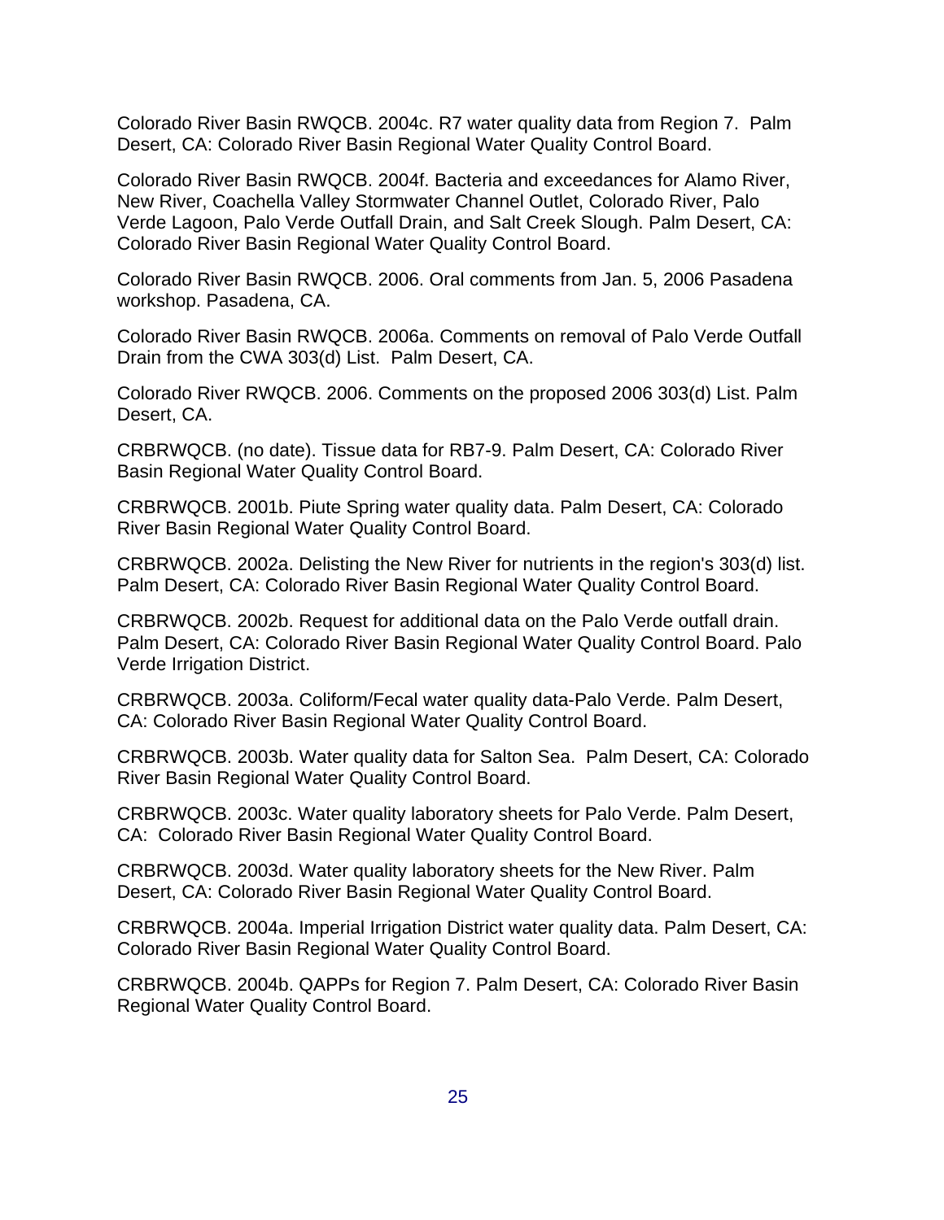Colorado River Basin RWQCB. 2004c. R7 water quality data from Region 7. Palm Desert, CA: Colorado River Basin Regional Water Quality Control Board.

Colorado River Basin RWQCB. 2004f. Bacteria and exceedances for Alamo River, New River, Coachella Valley Stormwater Channel Outlet, Colorado River, Palo Verde Lagoon, Palo Verde Outfall Drain, and Salt Creek Slough. Palm Desert, CA: Colorado River Basin Regional Water Quality Control Board.

Colorado River Basin RWQCB. 2006. Oral comments from Jan. 5, 2006 Pasadena workshop. Pasadena, CA.

Colorado River Basin RWQCB. 2006a. Comments on removal of Palo Verde Outfall Drain from the CWA 303(d) List. Palm Desert, CA.

Colorado River RWQCB. 2006. Comments on the proposed 2006 303(d) List. Palm Desert, CA.

CRBRWQCB. (no date). Tissue data for RB7-9. Palm Desert, CA: Colorado River Basin Regional Water Quality Control Board.

CRBRWQCB. 2001b. Piute Spring water quality data. Palm Desert, CA: Colorado River Basin Regional Water Quality Control Board.

CRBRWQCB. 2002a. Delisting the New River for nutrients in the region's 303(d) list. Palm Desert, CA: Colorado River Basin Regional Water Quality Control Board.

CRBRWQCB. 2002b. Request for additional data on the Palo Verde outfall drain. Palm Desert, CA: Colorado River Basin Regional Water Quality Control Board. Palo Verde Irrigation District.

CRBRWQCB. 2003a. Coliform/Fecal water quality data-Palo Verde. Palm Desert, CA: Colorado River Basin Regional Water Quality Control Board.

CRBRWQCB. 2003b. Water quality data for Salton Sea. Palm Desert, CA: Colorado River Basin Regional Water Quality Control Board.

CRBRWQCB. 2003c. Water quality laboratory sheets for Palo Verde. Palm Desert, CA: Colorado River Basin Regional Water Quality Control Board.

CRBRWQCB. 2003d. Water quality laboratory sheets for the New River. Palm Desert, CA: Colorado River Basin Regional Water Quality Control Board.

CRBRWQCB. 2004a. Imperial Irrigation District water quality data. Palm Desert, CA: Colorado River Basin Regional Water Quality Control Board.

CRBRWQCB. 2004b. QAPPs for Region 7. Palm Desert, CA: Colorado River Basin Regional Water Quality Control Board.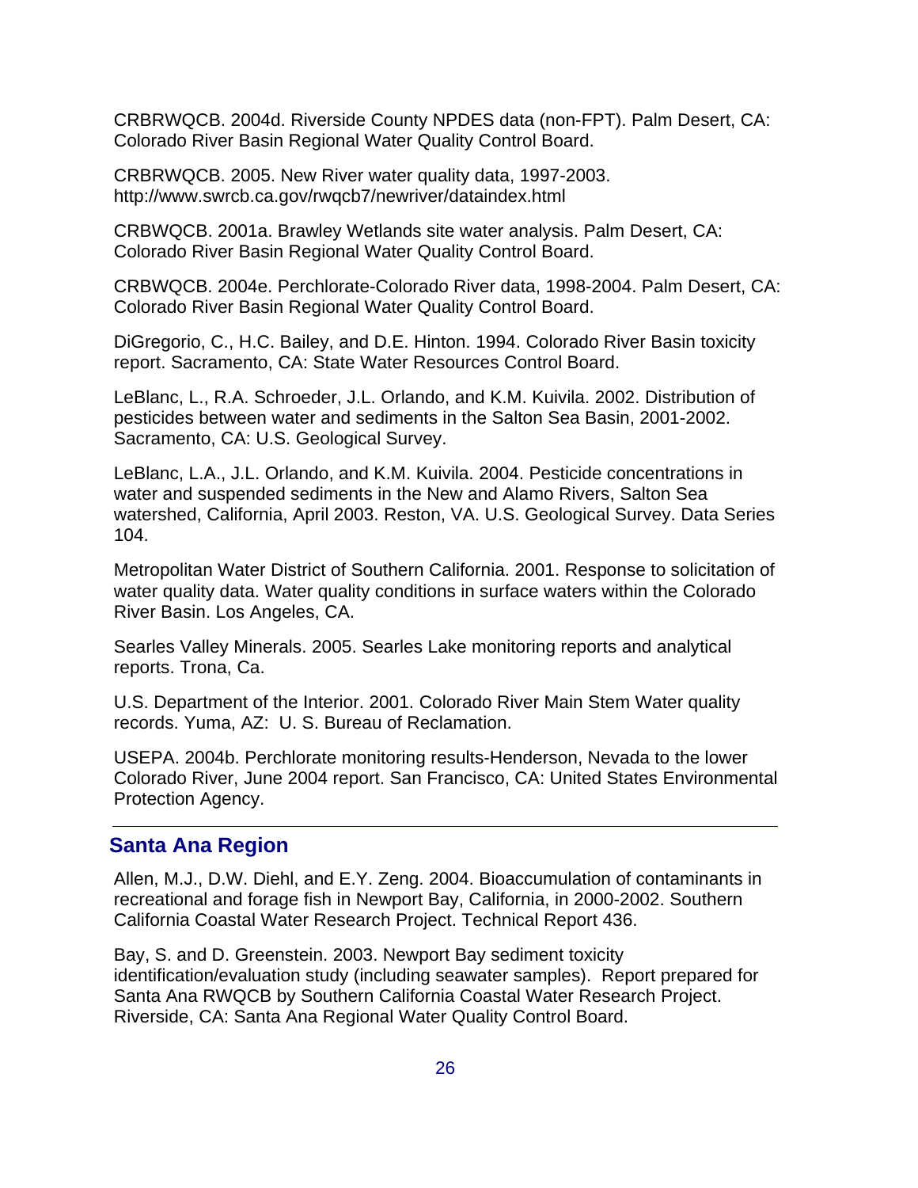CRBRWQCB. 2004d. Riverside County NPDES data (non-FPT). Palm Desert, CA: Colorado River Basin Regional Water Quality Control Board.

CRBRWQCB. 2005. New River water quality data, 1997-2003. http://www.swrcb.ca.gov/rwqcb7/newriver/dataindex.html

CRBWQCB. 2001a. Brawley Wetlands site water analysis. Palm Desert, CA: Colorado River Basin Regional Water Quality Control Board.

CRBWQCB. 2004e. Perchlorate-Colorado River data, 1998-2004. Palm Desert, CA: Colorado River Basin Regional Water Quality Control Board.

DiGregorio, C., H.C. Bailey, and D.E. Hinton. 1994. Colorado River Basin toxicity report. Sacramento, CA: State Water Resources Control Board.

LeBlanc, L., R.A. Schroeder, J.L. Orlando, and K.M. Kuivila. 2002. Distribution of pesticides between water and sediments in the Salton Sea Basin, 2001-2002. Sacramento, CA: U.S. Geological Survey.

LeBlanc, L.A., J.L. Orlando, and K.M. Kuivila. 2004. Pesticide concentrations in water and suspended sediments in the New and Alamo Rivers, Salton Sea watershed, California, April 2003. Reston, VA. U.S. Geological Survey. Data Series 104.

Metropolitan Water District of Southern California. 2001. Response to solicitation of water quality data. Water quality conditions in surface waters within the Colorado River Basin. Los Angeles, CA.

Searles Valley Minerals. 2005. Searles Lake monitoring reports and analytical reports. Trona, Ca.

U.S. Department of the Interior. 2001. Colorado River Main Stem Water quality records. Yuma, AZ: U. S. Bureau of Reclamation.

USEPA. 2004b. Perchlorate monitoring results-Henderson, Nevada to the lower Colorado River, June 2004 report. San Francisco, CA: United States Environmental Protection Agency.

---

## Santa Ana Region

Allen, M.J., D.W. Diehl, and E.Y. Zeng. 2004. Bioaccumulation of contaminants in recreational and forage fish in Newport Bay, California, in 2000-2002. Southern California Coastal Water Research Project. Technical Report 436.

Bay, S. and D. Greenstein. 2003. Newport Bay sediment toxicity identification/evaluation study (including seawater samples). Report prepared for Santa Ana RWQCB by Southern California Coastal Water Research Project. Riverside, CA: Santa Ana Regional Water Quality Control Board.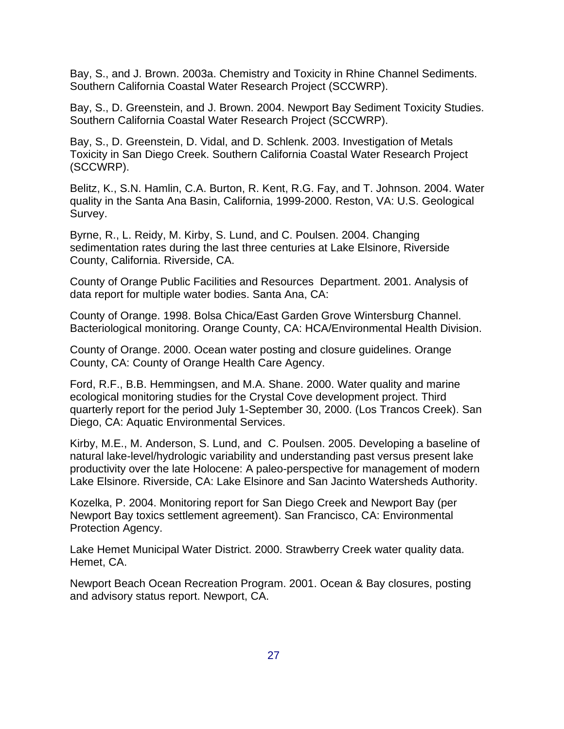Bay, S., and J. Brown. 2003a. Chemistry and Toxicity in Rhine Channel Sediments. Southern California Coastal Water Research Project (SCCWRP).

Bay, S., D. Greenstein, and J. Brown. 2004. Newport Bay Sediment Toxicity Studies. Southern California Coastal Water Research Project (SCCWRP).

Bay, S., D. Greenstein, D. Vidal, and D. Schlenk. 2003. Investigation of Metals Toxicity in San Diego Creek. Southern California Coastal Water Research Project (SCCWRP).

Belitz, K., S.N. Hamlin, C.A. Burton, R. Kent, R.G. Fay, and T. Johnson. 2004. Water quality in the Santa Ana Basin, California, 1999-2000. Reston, VA: U.S. Geological Survey.

Byrne, R., L. Reidy, M. Kirby, S. Lund, and C. Poulsen. 2004. Changing sedimentation rates during the last three centuries at Lake Elsinore, Riverside County, California. Riverside, CA.

County of Orange Public Facilities and Resources Department. 2001. Analysis of data report for multiple water bodies. Santa Ana, CA:

County of Orange. 1998. Bolsa Chica/East Garden Grove Wintersburg Channel. Bacteriological monitoring. Orange County, CA: HCA/Environmental Health Division.

County of Orange. 2000. Ocean water posting and closure guidelines. Orange County, CA: County of Orange Health Care Agency.

Ford, R.F., B.B. Hemmingsen, and M.A. Shane. 2000. Water quality and marine ecological monitoring studies for the Crystal Cove development project. Third quarterly report for the period July 1-September 30, 2000. (Los Trancos Creek). San Diego, CA: Aquatic Environmental Services.

Kirby, M.E., M. Anderson, S. Lund, and C. Poulsen. 2005. Developing a baseline of natural lake-level/hydrologic variability and understanding past versus present lake productivity over the late Holocene: A paleo-perspective for management of modern Lake Elsinore. Riverside, CA: Lake Elsinore and San Jacinto Watersheds Authority.

Kozelka, P. 2004. Monitoring report for San Diego Creek and Newport Bay (per Newport Bay toxics settlement agreement). San Francisco, CA: Environmental Protection Agency.

Lake Hemet Municipal Water District. 2000. Strawberry Creek water quality data. Hemet, CA.

Newport Beach Ocean Recreation Program. 2001. Ocean & Bay closures, posting and advisory status report. Newport, CA.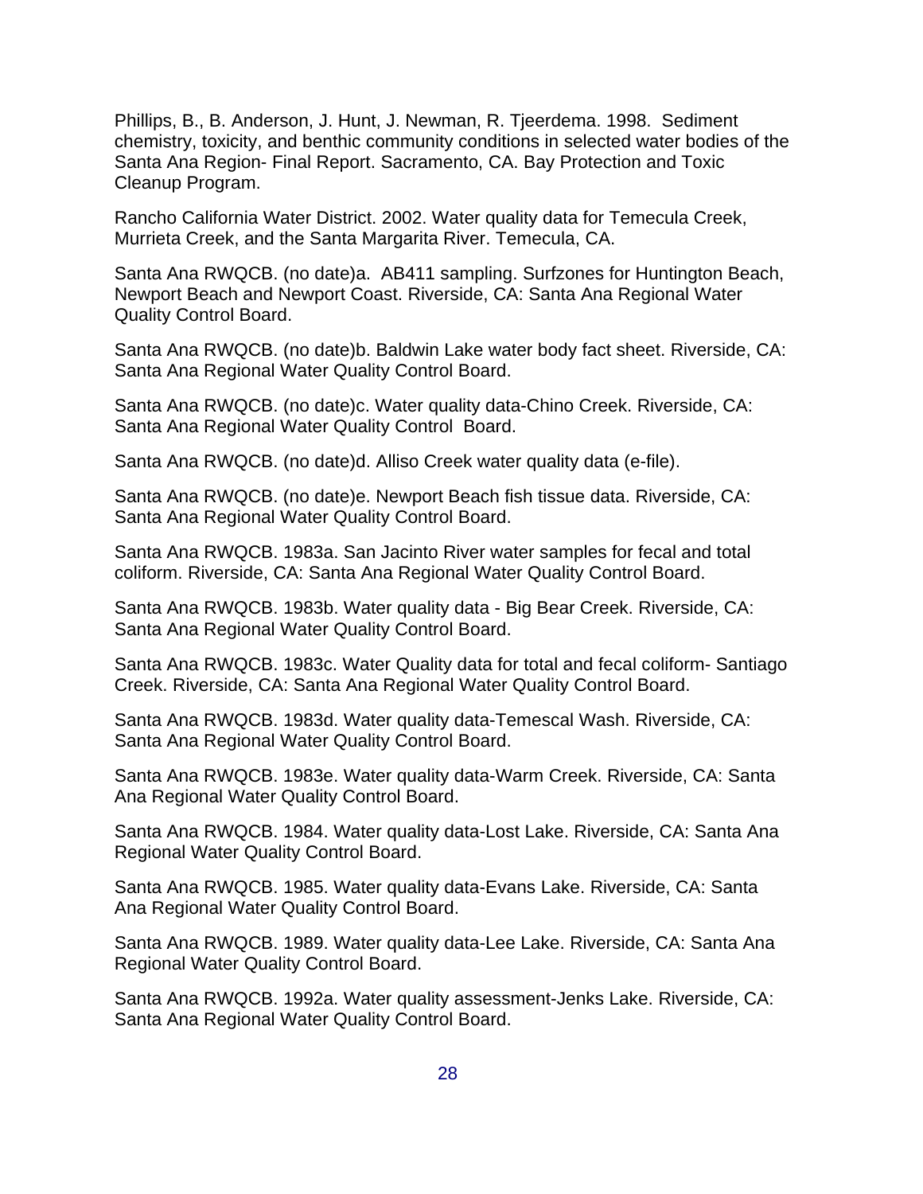Phillips, B., B. Anderson, J. Hunt, J. Newman, R. Tjeerdema. 1998. Sediment chemistry, toxicity, and benthic community conditions in selected water bodies of the Santa Ana Region- Final Report. Sacramento, CA. Bay Protection and Toxic Cleanup Program.

Rancho California Water District. 2002. Water quality data for Temecula Creek, Murrieta Creek, and the Santa Margarita River. Temecula, CA.

Santa Ana RWQCB. (no date)a. AB411 sampling. Surfzones for Huntington Beach, Newport Beach and Newport Coast. Riverside, CA: Santa Ana Regional Water Quality Control Board.

Santa Ana RWQCB. (no date)b. Baldwin Lake water body fact sheet. Riverside, CA: Santa Ana Regional Water Quality Control Board.

Santa Ana RWQCB. (no date)c. Water quality data-Chino Creek. Riverside, CA: Santa Ana Regional Water Quality Control Board.

Santa Ana RWQCB. (no date)d. Alliso Creek water quality data (e-file).

Santa Ana RWQCB. (no date)e. Newport Beach fish tissue data. Riverside, CA: Santa Ana Regional Water Quality Control Board.

Santa Ana RWQCB. 1983a. San Jacinto River water samples for fecal and total coliform. Riverside, CA: Santa Ana Regional Water Quality Control Board.

Santa Ana RWQCB. 1983b. Water quality data - Big Bear Creek. Riverside, CA: Santa Ana Regional Water Quality Control Board.

Santa Ana RWQCB. 1983c. Water Quality data for total and fecal coliform- Santiago Creek. Riverside, CA: Santa Ana Regional Water Quality Control Board.

Santa Ana RWQCB. 1983d. Water quality data-Temescal Wash. Riverside, CA: Santa Ana Regional Water Quality Control Board.

Santa Ana RWQCB. 1983e. Water quality data-Warm Creek. Riverside, CA: Santa Ana Regional Water Quality Control Board.

Santa Ana RWQCB. 1984. Water quality data-Lost Lake. Riverside, CA: Santa Ana Regional Water Quality Control Board.

Santa Ana RWQCB. 1985. Water quality data-Evans Lake. Riverside, CA: Santa Ana Regional Water Quality Control Board.

Santa Ana RWQCB. 1989. Water quality data-Lee Lake. Riverside, CA: Santa Ana Regional Water Quality Control Board.

Santa Ana RWQCB. 1992a. Water quality assessment-Jenks Lake. Riverside, CA: Santa Ana Regional Water Quality Control Board.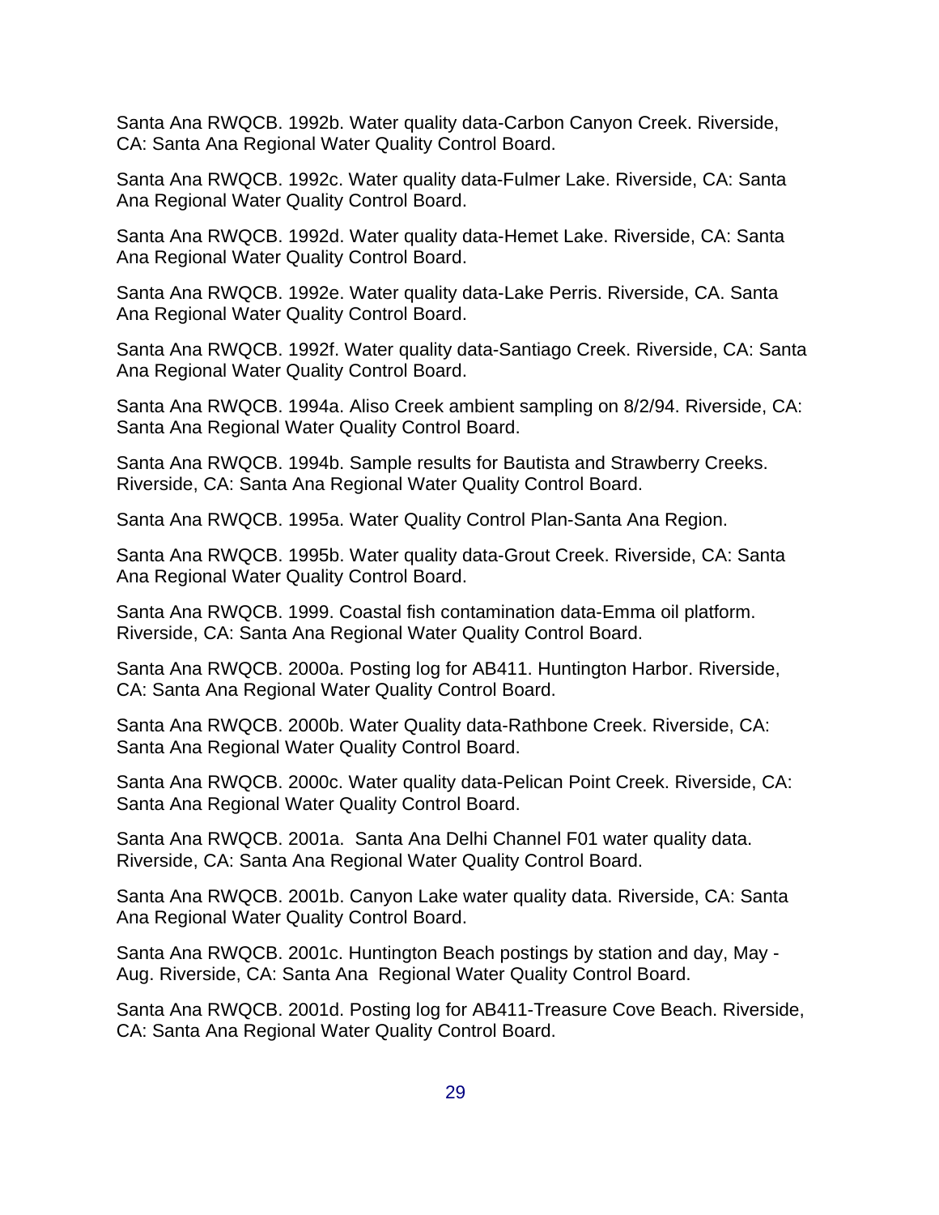Santa Ana RWQCB. 1992b. Water quality data-Carbon Canyon Creek. Riverside, CA: Santa Ana Regional Water Quality Control Board.

Santa Ana RWQCB. 1992c. Water quality data-Fulmer Lake. Riverside, CA: Santa Ana Regional Water Quality Control Board.

Santa Ana RWQCB. 1992d. Water quality data-Hemet Lake. Riverside, CA: Santa Ana Regional Water Quality Control Board.

Santa Ana RWQCB. 1992e. Water quality data-Lake Perris. Riverside, CA. Santa Ana Regional Water Quality Control Board.

Santa Ana RWQCB. 1992f. Water quality data-Santiago Creek. Riverside, CA: Santa Ana Regional Water Quality Control Board.

Santa Ana RWQCB. 1994a. Aliso Creek ambient sampling on 8/2/94. Riverside, CA: Santa Ana Regional Water Quality Control Board.

Santa Ana RWQCB. 1994b. Sample results for Bautista and Strawberry Creeks. Riverside, CA: Santa Ana Regional Water Quality Control Board.

Santa Ana RWQCB. 1995a. Water Quality Control Plan-Santa Ana Region.

Santa Ana RWQCB. 1995b. Water quality data-Grout Creek. Riverside, CA: Santa Ana Regional Water Quality Control Board.

Santa Ana RWQCB. 1999. Coastal fish contamination data-Emma oil platform. Riverside, CA: Santa Ana Regional Water Quality Control Board.

Santa Ana RWQCB. 2000a. Posting log for AB411. Huntington Harbor. Riverside, CA: Santa Ana Regional Water Quality Control Board.

Santa Ana RWQCB. 2000b. Water Quality data-Rathbone Creek. Riverside, CA: Santa Ana Regional Water Quality Control Board.

Santa Ana RWQCB. 2000c. Water quality data-Pelican Point Creek. Riverside, CA: Santa Ana Regional Water Quality Control Board.

Santa Ana RWQCB. 2001a. Santa Ana Delhi Channel F01 water quality data. Riverside, CA: Santa Ana Regional Water Quality Control Board.

Santa Ana RWQCB. 2001b. Canyon Lake water quality data. Riverside, CA: Santa Ana Regional Water Quality Control Board.

Santa Ana RWQCB. 2001c. Huntington Beach postings by station and day, May - Aug. Riverside, CA: Santa Ana Regional Water Quality Control Board.

Santa Ana RWQCB. 2001d. Posting log for AB411-Treasure Cove Beach. Riverside, CA: Santa Ana Regional Water Quality Control Board.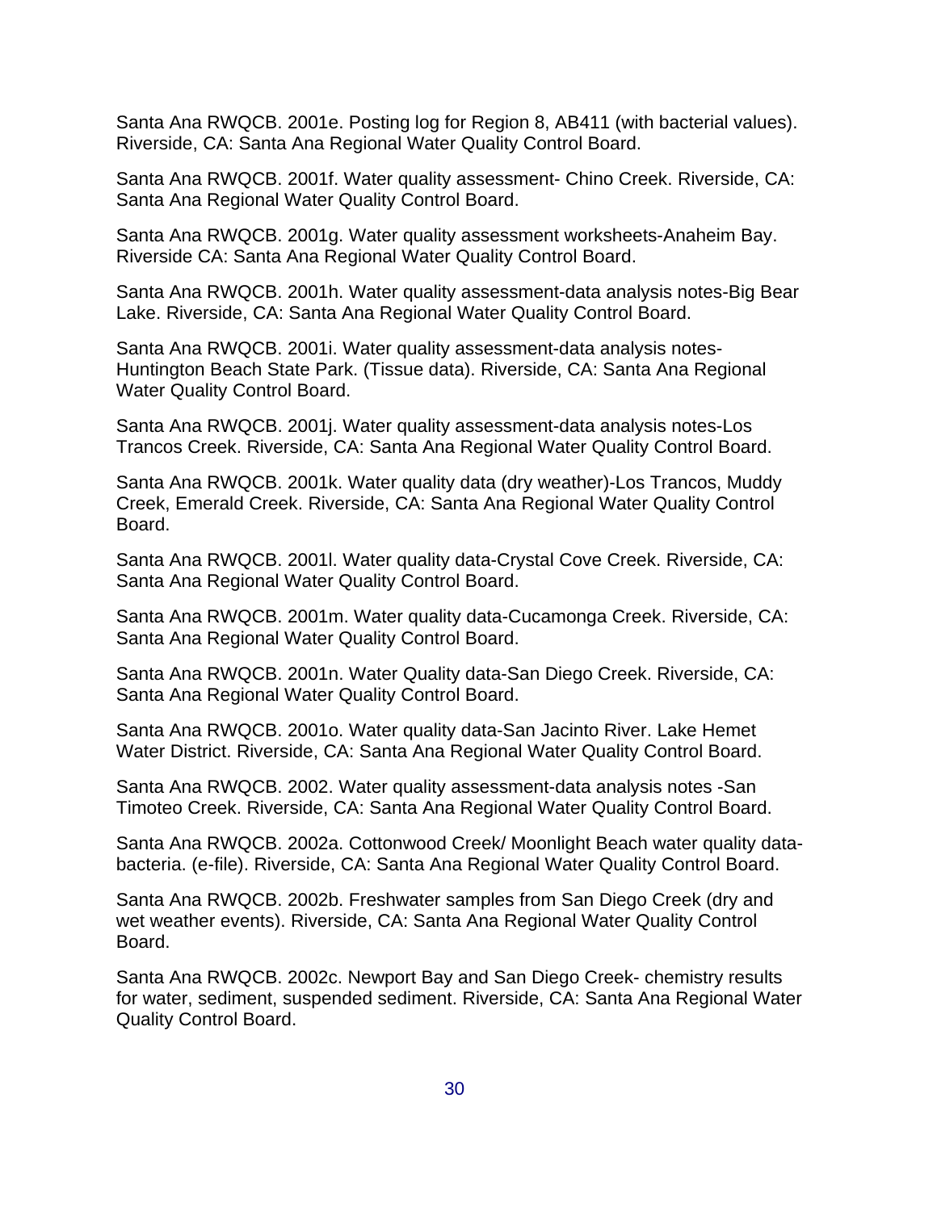Santa Ana RWQCB. 2001e. Posting log for Region 8, AB411 (with bacterial values). Riverside, CA: Santa Ana Regional Water Quality Control Board.

Santa Ana RWQCB. 2001f. Water quality assessment- Chino Creek. Riverside, CA: Santa Ana Regional Water Quality Control Board.

Santa Ana RWQCB. 2001g. Water quality assessment worksheets-Anaheim Bay. Riverside CA: Santa Ana Regional Water Quality Control Board.

Santa Ana RWQCB. 2001h. Water quality assessment-data analysis notes-Big Bear Lake. Riverside, CA: Santa Ana Regional Water Quality Control Board.

Santa Ana RWQCB. 2001i. Water quality assessment-data analysis notes-Huntington Beach State Park. (Tissue data). Riverside, CA: Santa Ana Regional Water Quality Control Board.

Santa Ana RWQCB. 2001j. Water quality assessment-data analysis notes-Los Trancos Creek. Riverside, CA: Santa Ana Regional Water Quality Control Board.

Santa Ana RWQCB. 2001k. Water quality data (dry weather)-Los Trancos, Muddy Creek, Emerald Creek. Riverside, CA: Santa Ana Regional Water Quality Control Board.

Santa Ana RWQCB. 2001l. Water quality data-Crystal Cove Creek. Riverside, CA: Santa Ana Regional Water Quality Control Board.

Santa Ana RWQCB. 2001m. Water quality data-Cucamonga Creek. Riverside, CA: Santa Ana Regional Water Quality Control Board.

Santa Ana RWQCB. 2001n. Water Quality data-San Diego Creek. Riverside, CA: Santa Ana Regional Water Quality Control Board.

Santa Ana RWQCB. 2001o. Water quality data-San Jacinto River. Lake Hemet Water District. Riverside, CA: Santa Ana Regional Water Quality Control Board.

Santa Ana RWQCB. 2002. Water quality assessment-data analysis notes -San Timoteo Creek. Riverside, CA: Santa Ana Regional Water Quality Control Board.

Santa Ana RWQCB. 2002a. Cottonwood Creek/ Moonlight Beach water quality data-bacteria. (e-file). Riverside, CA: Santa Ana Regional Water Quality Control Board.

Santa Ana RWQCB. 2002b. Freshwater samples from San Diego Creek (dry and wet weather events). Riverside, CA: Santa Ana Regional Water Quality Control Board.

Santa Ana RWQCB. 2002c. Newport Bay and San Diego Creek- chemistry results for water, sediment, suspended sediment. Riverside, CA: Santa Ana Regional Water Quality Control Board.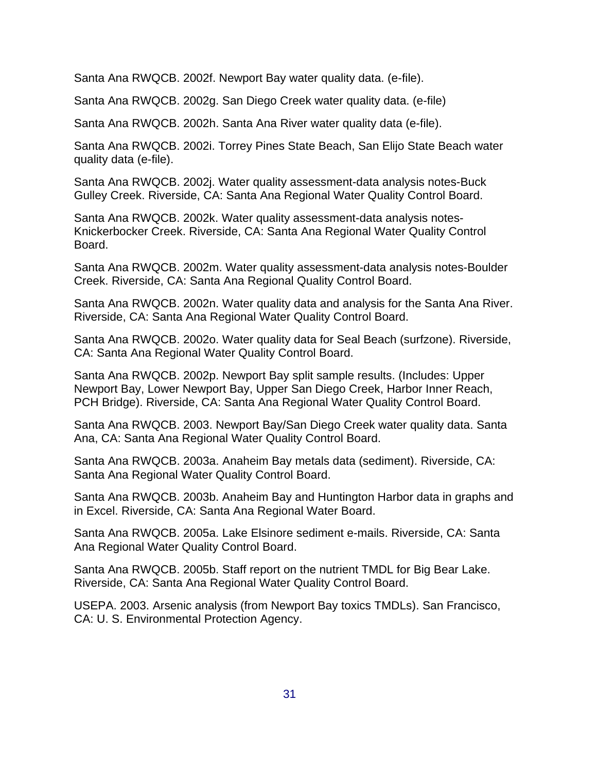Santa Ana RWQCB. 2002f. Newport Bay water quality data. (e-file).

Santa Ana RWQCB. 2002g. San Diego Creek water quality data. (e-file)

Santa Ana RWQCB. 2002h. Santa Ana River water quality data (e-file).

Santa Ana RWQCB. 2002i. Torrey Pines State Beach, San Elijo State Beach water quality data (e-file).

Santa Ana RWQCB. 2002j. Water quality assessment-data analysis notes-Buck Gulley Creek. Riverside, CA: Santa Ana Regional Water Quality Control Board.

Santa Ana RWQCB. 2002k. Water quality assessment-data analysis notes-Knickerbocker Creek. Riverside, CA: Santa Ana Regional Water Quality Control Board.

Santa Ana RWQCB. 2002m. Water quality assessment-data analysis notes-Boulder Creek. Riverside, CA: Santa Ana Regional Quality Control Board.

Santa Ana RWQCB. 2002n. Water quality data and analysis for the Santa Ana River. Riverside, CA: Santa Ana Regional Water Quality Control Board.

Santa Ana RWQCB. 2002o. Water quality data for Seal Beach (surfzone). Riverside, CA: Santa Ana Regional Water Quality Control Board.

Santa Ana RWQCB. 2002p. Newport Bay split sample results. (Includes: Upper Newport Bay, Lower Newport Bay, Upper San Diego Creek, Harbor Inner Reach, PCH Bridge). Riverside, CA: Santa Ana Regional Water Quality Control Board.

Santa Ana RWQCB. 2003. Newport Bay/San Diego Creek water quality data. Santa Ana, CA: Santa Ana Regional Water Quality Control Board.

Santa Ana RWQCB. 2003a. Anaheim Bay metals data (sediment). Riverside, CA: Santa Ana Regional Water Quality Control Board.

Santa Ana RWQCB. 2003b. Anaheim Bay and Huntington Harbor data in graphs and in Excel. Riverside, CA: Santa Ana Regional Water Board.

Santa Ana RWQCB. 2005a. Lake Elsinore sediment e-mails. Riverside, CA: Santa Ana Regional Water Quality Control Board.

Santa Ana RWQCB. 2005b. Staff report on the nutrient TMDL for Big Bear Lake. Riverside, CA: Santa Ana Regional Water Quality Control Board.

USEPA. 2003. Arsenic analysis (from Newport Bay toxics TMDLs). San Francisco, CA: U. S. Environmental Protection Agency.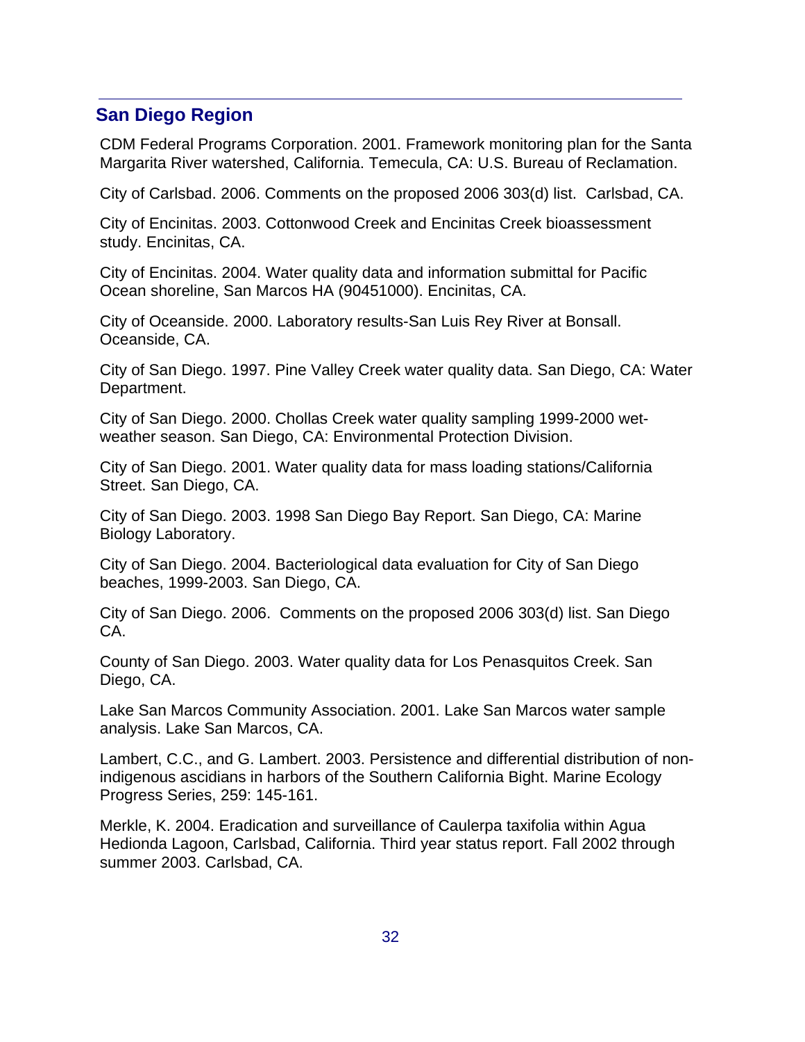## San Diego Region

CDM Federal Programs Corporation. 2001. Framework monitoring plan for the Santa Margarita River watershed, California. Temecula, CA: U.S. Bureau of Reclamation.

City of Carlsbad. 2006. Comments on the proposed 2006 303(d) list. Carlsbad, CA.

City of Encinitas. 2003. Cottonwood Creek and Encinitas Creek bioassessment study. Encinitas, CA.

City of Encinitas. 2004. Water quality data and information submittal for Pacific Ocean shoreline, San Marcos HA (90451000). Encinitas, CA.

City of Oceanside. 2000. Laboratory results-San Luis Rey River at Bonsall. Oceanside, CA.

City of San Diego. 1997. Pine Valley Creek water quality data. San Diego, CA: Water Department.

City of San Diego. 2000. Chollas Creek water quality sampling 1999-2000 wet-weather season. San Diego, CA: Environmental Protection Division.

City of San Diego. 2001. Water quality data for mass loading stations/California Street. San Diego, CA.

City of San Diego. 2003. 1998 San Diego Bay Report. San Diego, CA: Marine Biology Laboratory.

City of San Diego. 2004. Bacteriological data evaluation for City of San Diego beaches, 1999-2003. San Diego, CA.

City of San Diego. 2006. Comments on the proposed 2006 303(d) list. San Diego CA.

County of San Diego. 2003. Water quality data for Los Penasquitos Creek. San Diego, CA.

Lake San Marcos Community Association. 2001. Lake San Marcos water sample analysis. Lake San Marcos, CA.

Lambert, C.C., and G. Lambert. 2003. Persistence and differential distribution of non-indigenous ascidians in harbors of the Southern California Bight. Marine Ecology Progress Series, 259: 145-161.

Merkle, K. 2004. Eradication and surveillance of Caulerpa taxifolia within Agua Hedionda Lagoon, Carlsbad, California. Third year status report. Fall 2002 through summer 2003. Carlsbad, CA.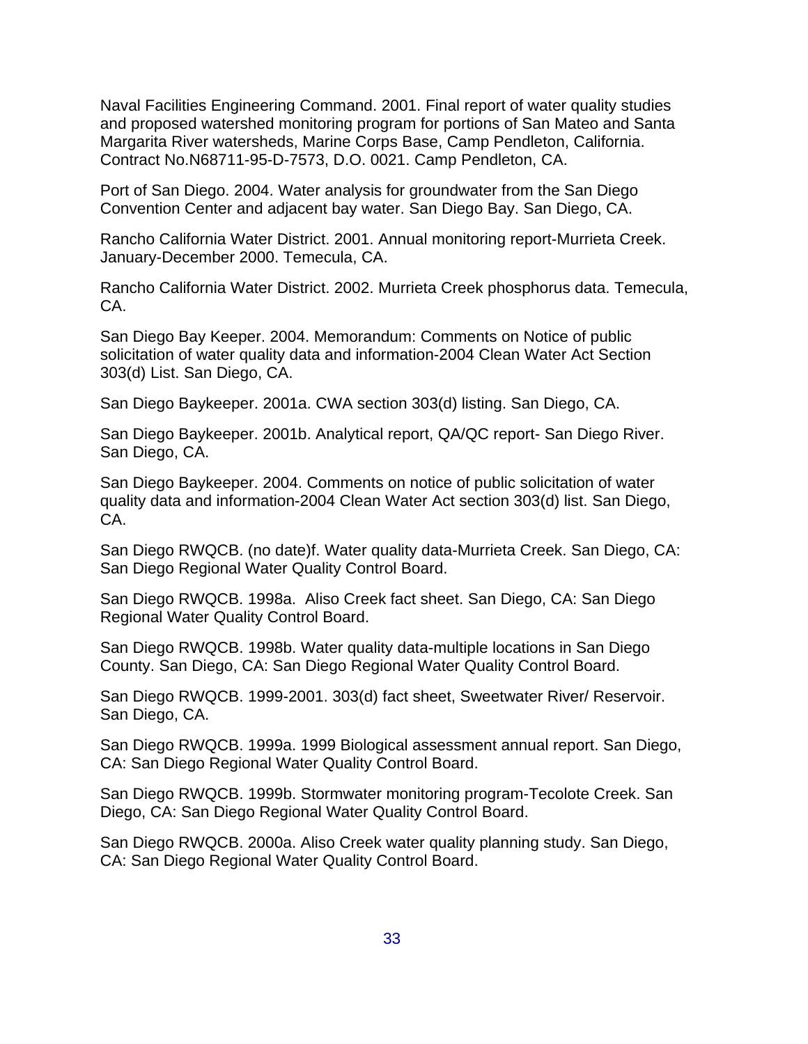Naval Facilities Engineering Command. 2001. Final report of water quality studies and proposed watershed monitoring program for portions of San Mateo and Santa Margarita River watersheds, Marine Corps Base, Camp Pendleton, California. Contract No.N68711-95-D-7573, D.O. 0021. Camp Pendleton, CA.

Port of San Diego. 2004. Water analysis for groundwater from the San Diego Convention Center and adjacent bay water. San Diego Bay. San Diego, CA.

Rancho California Water District. 2001. Annual monitoring report-Murrieta Creek. January-December 2000. Temecula, CA.

Rancho California Water District. 2002. Murrieta Creek phosphorus data. Temecula, CA.

San Diego Bay Keeper. 2004. Memorandum: Comments on Notice of public solicitation of water quality data and information-2004 Clean Water Act Section 303(d) List. San Diego, CA.

San Diego Baykeeper. 2001a. CWA section 303(d) listing. San Diego, CA.

San Diego Baykeeper. 2001b. Analytical report, QA/QC report- San Diego River. San Diego, CA.

San Diego Baykeeper. 2004. Comments on notice of public solicitation of water quality data and information-2004 Clean Water Act section 303(d) list. San Diego, CA.

San Diego RWQCB. (no date)f. Water quality data-Murrieta Creek. San Diego, CA: San Diego Regional Water Quality Control Board.

San Diego RWQCB. 1998a. Aliso Creek fact sheet. San Diego, CA: San Diego Regional Water Quality Control Board.

San Diego RWQCB. 1998b. Water quality data-multiple locations in San Diego County. San Diego, CA: San Diego Regional Water Quality Control Board.

San Diego RWQCB. 1999-2001. 303(d) fact sheet, Sweetwater River/ Reservoir. San Diego, CA.

San Diego RWQCB. 1999a. 1999 Biological assessment annual report. San Diego, CA: San Diego Regional Water Quality Control Board.

San Diego RWQCB. 1999b. Stormwater monitoring program-Tecolote Creek. San Diego, CA: San Diego Regional Water Quality Control Board.

San Diego RWQCB. 2000a. Aliso Creek water quality planning study. San Diego, CA: San Diego Regional Water Quality Control Board.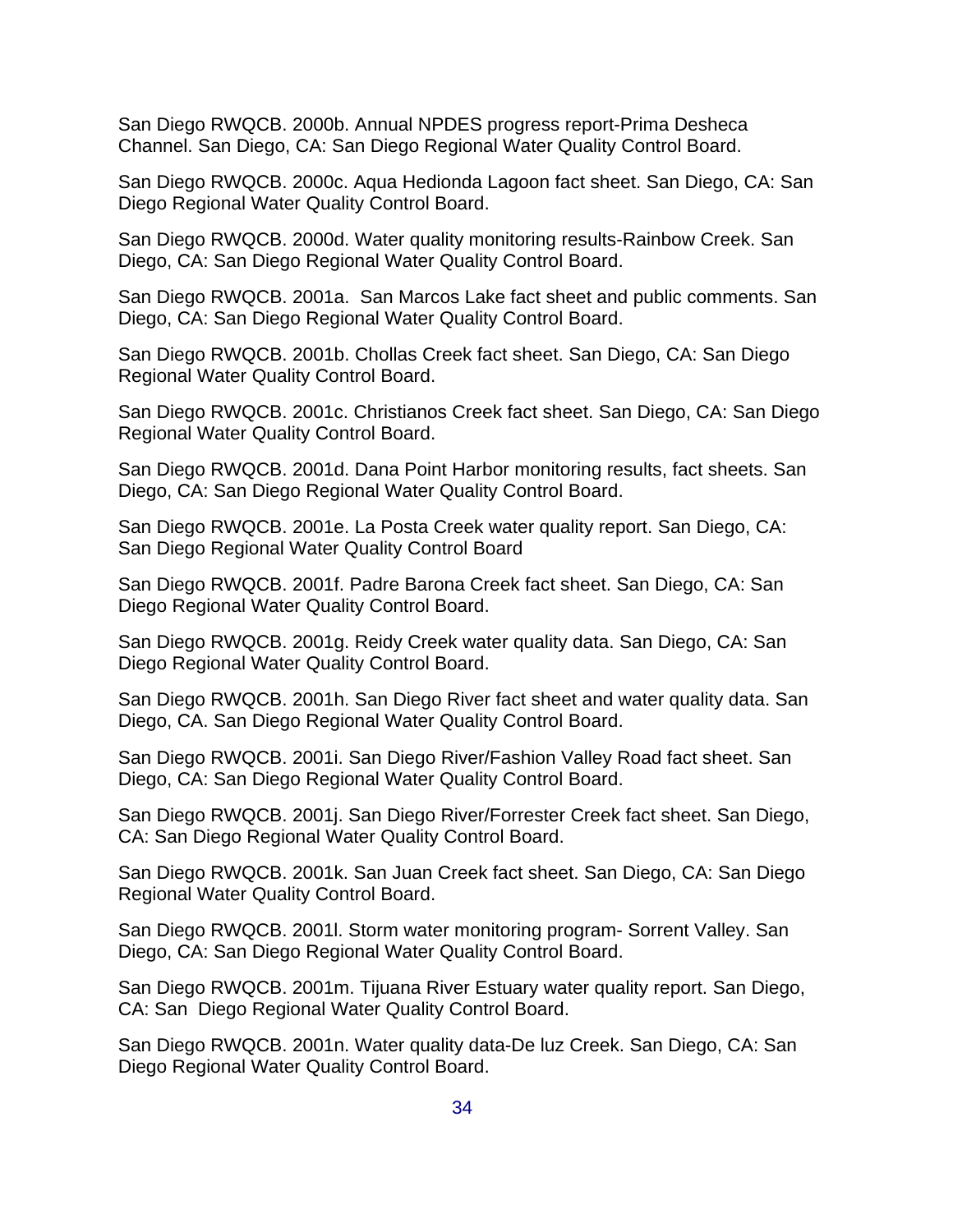San Diego RWQCB. 2000b. Annual NPDES progress report-Prima Desheca Channel. San Diego, CA: San Diego Regional Water Quality Control Board.

San Diego RWQCB. 2000c. Aqua Hedionda Lagoon fact sheet. San Diego, CA: San Diego Regional Water Quality Control Board.

San Diego RWQCB. 2000d. Water quality monitoring results-Rainbow Creek. San Diego, CA: San Diego Regional Water Quality Control Board.

San Diego RWQCB. 2001a. San Marcos Lake fact sheet and public comments. San Diego, CA: San Diego Regional Water Quality Control Board.

San Diego RWQCB. 2001b. Chollas Creek fact sheet. San Diego, CA: San Diego Regional Water Quality Control Board.

San Diego RWQCB. 2001c. Christianos Creek fact sheet. San Diego, CA: San Diego Regional Water Quality Control Board.

San Diego RWQCB. 2001d. Dana Point Harbor monitoring results, fact sheets. San Diego, CA: San Diego Regional Water Quality Control Board.

San Diego RWQCB. 2001e. La Posta Creek water quality report. San Diego, CA: San Diego Regional Water Quality Control Board

San Diego RWQCB. 2001f. Padre Barona Creek fact sheet. San Diego, CA: San Diego Regional Water Quality Control Board.

San Diego RWQCB. 2001g. Reidy Creek water quality data. San Diego, CA: San Diego Regional Water Quality Control Board.

San Diego RWQCB. 2001h. San Diego River fact sheet and water quality data. San Diego, CA. San Diego Regional Water Quality Control Board.

San Diego RWQCB. 2001i. San Diego River/Fashion Valley Road fact sheet. San Diego, CA: San Diego Regional Water Quality Control Board.

San Diego RWQCB. 2001j. San Diego River/Forrester Creek fact sheet. San Diego, CA: San Diego Regional Water Quality Control Board.

San Diego RWQCB. 2001k. San Juan Creek fact sheet. San Diego, CA: San Diego Regional Water Quality Control Board.

San Diego RWQCB. 2001l. Storm water monitoring program- Sorrent Valley. San Diego, CA: San Diego Regional Water Quality Control Board.

San Diego RWQCB. 2001m. Tijuana River Estuary water quality report. San Diego, CA: San Diego Regional Water Quality Control Board.

San Diego RWQCB. 2001n. Water quality data-De luz Creek. San Diego, CA: San Diego Regional Water Quality Control Board.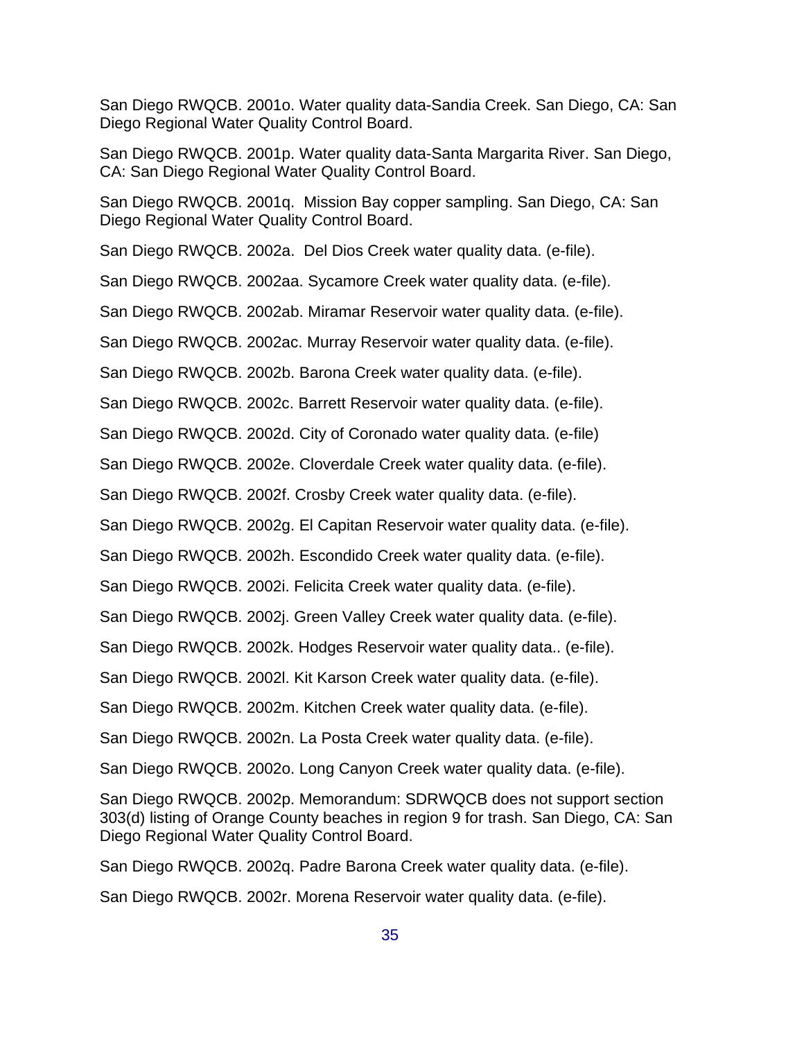San Diego RWQCB. 2001o. Water quality data-Sandia Creek. San Diego, CA: San Diego Regional Water Quality Control Board.

San Diego RWQCB. 2001p. Water quality data-Santa Margarita River. San Diego, CA: San Diego Regional Water Quality Control Board.

San Diego RWQCB. 2001q. Mission Bay copper sampling. San Diego, CA: San Diego Regional Water Quality Control Board.

San Diego RWQCB. 2002a. Del Dios Creek water quality data. (e-file).

San Diego RWQCB. 2002aa. Sycamore Creek water quality data. (e-file).

San Diego RWQCB. 2002ab. Miramar Reservoir water quality data. (e-file).

San Diego RWQCB. 2002ac. Murray Reservoir water quality data. (e-file).

San Diego RWQCB. 2002b. Barona Creek water quality data. (e-file).

San Diego RWQCB. 2002c. Barrett Reservoir water quality data. (e-file).

San Diego RWQCB. 2002d. City of Coronado water quality data. (e-file)

San Diego RWQCB. 2002e. Cloverdale Creek water quality data. (e-file).

San Diego RWQCB. 2002f. Crosby Creek water quality data. (e-file).

San Diego RWQCB. 2002g. El Capitan Reservoir water quality data. (e-file).

San Diego RWQCB. 2002h. Escondido Creek water quality data. (e-file).

San Diego RWQCB. 2002i. Felicita Creek water quality data. (e-file).

San Diego RWQCB. 2002j. Green Valley Creek water quality data. (e-file).

San Diego RWQCB. 2002k. Hodges Reservoir water quality data.. (e-file).

San Diego RWQCB. 2002l. Kit Karson Creek water quality data. (e-file).

San Diego RWQCB. 2002m. Kitchen Creek water quality data. (e-file).

San Diego RWQCB. 2002n. La Posta Creek water quality data. (e-file).

San Diego RWQCB. 2002o. Long Canyon Creek water quality data. (e-file).

San Diego RWQCB. 2002p. Memorandum: SDRWQCB does not support section 303(d) listing of Orange County beaches in region 9 for trash. San Diego, CA: San Diego Regional Water Quality Control Board.

San Diego RWQCB. 2002q. Padre Barona Creek water quality data. (e-file).

San Diego RWQCB. 2002r. Morena Reservoir water quality data. (e-file).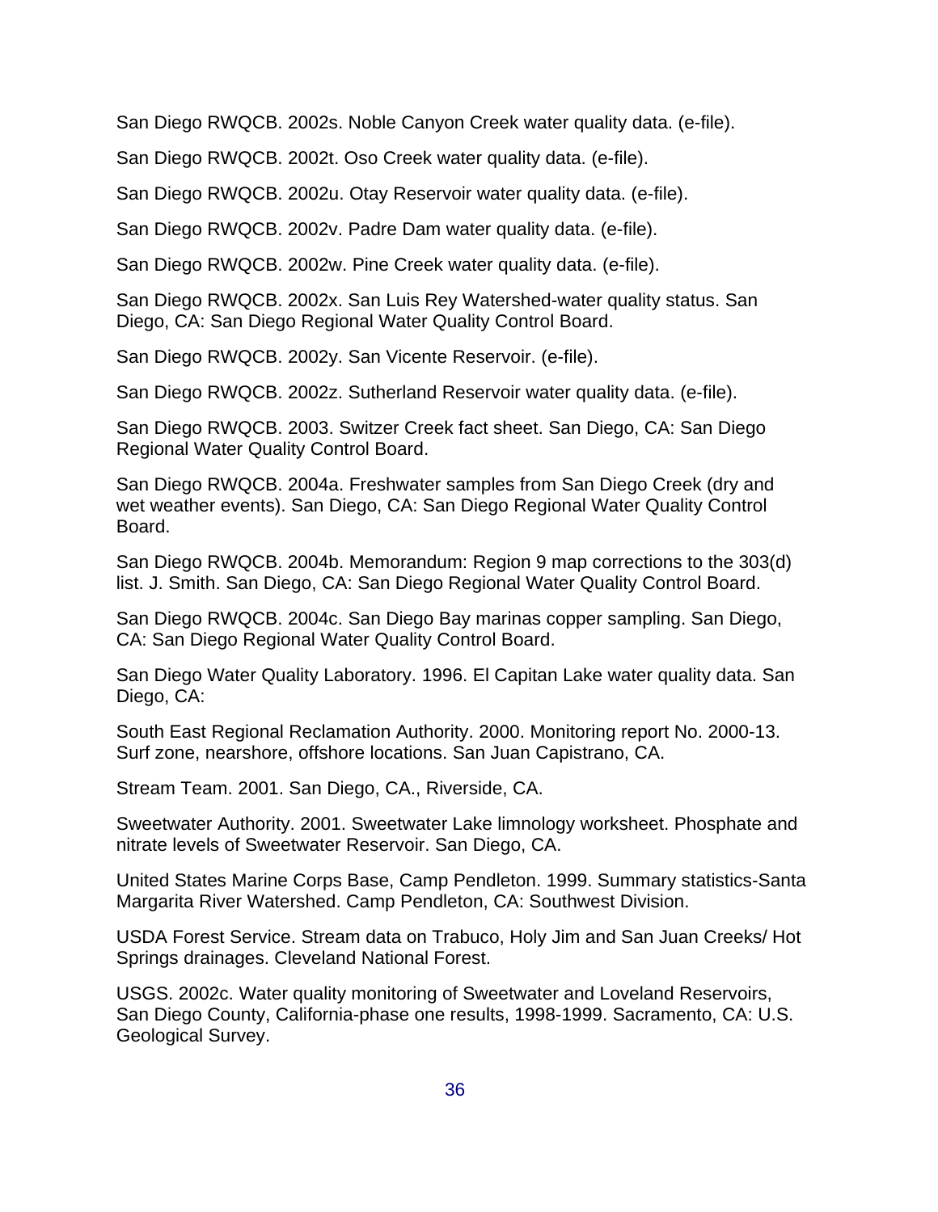San Diego RWQCB. 2002s. Noble Canyon Creek water quality data. (e-file).

San Diego RWQCB. 2002t. Oso Creek water quality data. (e-file).

San Diego RWQCB. 2002u. Otay Reservoir water quality data. (e-file).

San Diego RWQCB. 2002v. Padre Dam water quality data. (e-file).

San Diego RWQCB. 2002w. Pine Creek water quality data. (e-file).

San Diego RWQCB. 2002x. San Luis Rey Watershed-water quality status. San Diego, CA: San Diego Regional Water Quality Control Board.

San Diego RWQCB. 2002y. San Vicente Reservoir. (e-file).

San Diego RWQCB. 2002z. Sutherland Reservoir water quality data. (e-file).

San Diego RWQCB. 2003. Switzer Creek fact sheet. San Diego, CA: San Diego Regional Water Quality Control Board.

San Diego RWQCB. 2004a. Freshwater samples from San Diego Creek (dry and wet weather events). San Diego, CA: San Diego Regional Water Quality Control Board.

San Diego RWQCB. 2004b. Memorandum: Region 9 map corrections to the 303(d) list. J. Smith. San Diego, CA: San Diego Regional Water Quality Control Board.

San Diego RWQCB. 2004c. San Diego Bay marinas copper sampling. San Diego, CA: San Diego Regional Water Quality Control Board.

San Diego Water Quality Laboratory. 1996. El Capitan Lake water quality data. San Diego, CA:

South East Regional Reclamation Authority. 2000. Monitoring report No. 2000-13. Surf zone, nearshore, offshore locations. San Juan Capistrano, CA.

Stream Team. 2001. San Diego, CA., Riverside, CA.

Sweetwater Authority. 2001. Sweetwater Lake limnology worksheet. Phosphate and nitrate levels of Sweetwater Reservoir. San Diego, CA.

United States Marine Corps Base, Camp Pendleton. 1999. Summary statistics-Santa Margarita River Watershed. Camp Pendleton, CA: Southwest Division.

USDA Forest Service. Stream data on Trabuco, Holy Jim and San Juan Creeks/ Hot Springs drainages. Cleveland National Forest.

USGS. 2002c. Water quality monitoring of Sweetwater and Loveland Reservoirs, San Diego County, California-phase one results, 1998-1999. Sacramento, CA: U.S. Geological Survey.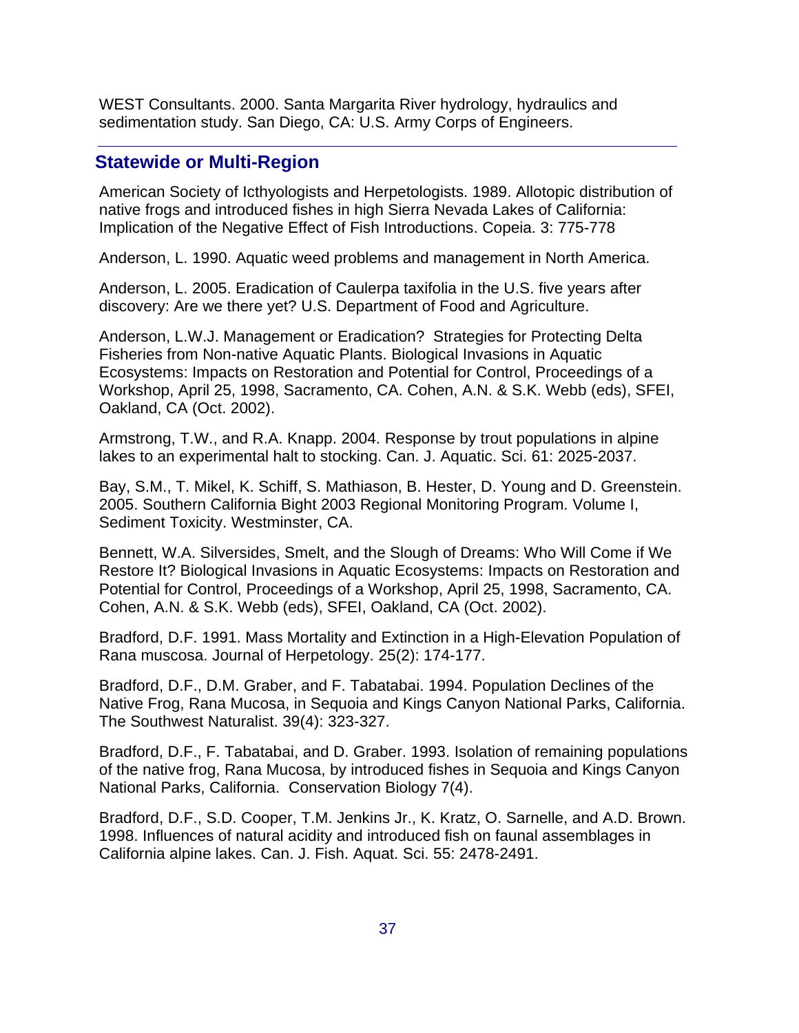WEST Consultants. 2000. Santa Margarita River hydrology, hydraulics and sedimentation study. San Diego, CA: U.S. Army Corps of Engineers.

---

## Statewide or Multi-Region

American Society of Icthyologists and Herpetologists. 1989. Allotopic distribution of native frogs and introduced fishes in high Sierra Nevada Lakes of California: Implication of the Negative Effect of Fish Introductions. Copeia. 3: 775-778

Anderson, L. 1990. Aquatic weed problems and management in North America.

Anderson, L. 2005. Eradication of Caulerpa taxifolia in the U.S. five years after discovery: Are we there yet? U.S. Department of Food and Agriculture.

Anderson, L.W.J. Management or Eradication? Strategies for Protecting Delta Fisheries from Non-native Aquatic Plants. Biological Invasions in Aquatic Ecosystems: Impacts on Restoration and Potential for Control, Proceedings of a Workshop, April 25, 1998, Sacramento, CA. Cohen, A.N. & S.K. Webb (eds), SFEI, Oakland, CA (Oct. 2002).

Armstrong, T.W., and R.A. Knapp. 2004. Response by trout populations in alpine lakes to an experimental halt to stocking. Can. J. Aquatic. Sci. 61: 2025-2037.

Bay, S.M., T. Mikel, K. Schiff, S. Mathiason, B. Hester, D. Young and D. Greenstein. 2005. Southern California Bight 2003 Regional Monitoring Program. Volume I, Sediment Toxicity. Westminster, CA.

Bennett, W.A. Silversides, Smelt, and the Slough of Dreams: Who Will Come if We Restore It? Biological Invasions in Aquatic Ecosystems: Impacts on Restoration and Potential for Control, Proceedings of a Workshop, April 25, 1998, Sacramento, CA. Cohen, A.N. & S.K. Webb (eds), SFEI, Oakland, CA (Oct. 2002).

Bradford, D.F. 1991. Mass Mortality and Extinction in a High-Elevation Population of Rana muscosa. Journal of Herpetology. 25(2): 174-177.

Bradford, D.F., D.M. Graber, and F. Tabatabai. 1994. Population Declines of the Native Frog, Rana Mucosa, in Sequoia and Kings Canyon National Parks, California. The Southwest Naturalist. 39(4): 323-327.

Bradford, D.F., F. Tabatabai, and D. Graber. 1993. Isolation of remaining populations of the native frog, Rana Mucosa, by introduced fishes in Sequoia and Kings Canyon National Parks, California. Conservation Biology 7(4).

Bradford, D.F., S.D. Cooper, T.M. Jenkins Jr., K. Kratz, O. Sarnelle, and A.D. Brown. 1998. Influences of natural acidity and introduced fish on faunal assemblages in California alpine lakes. Can. J. Fish. Aquat. Sci. 55: 2478-2491.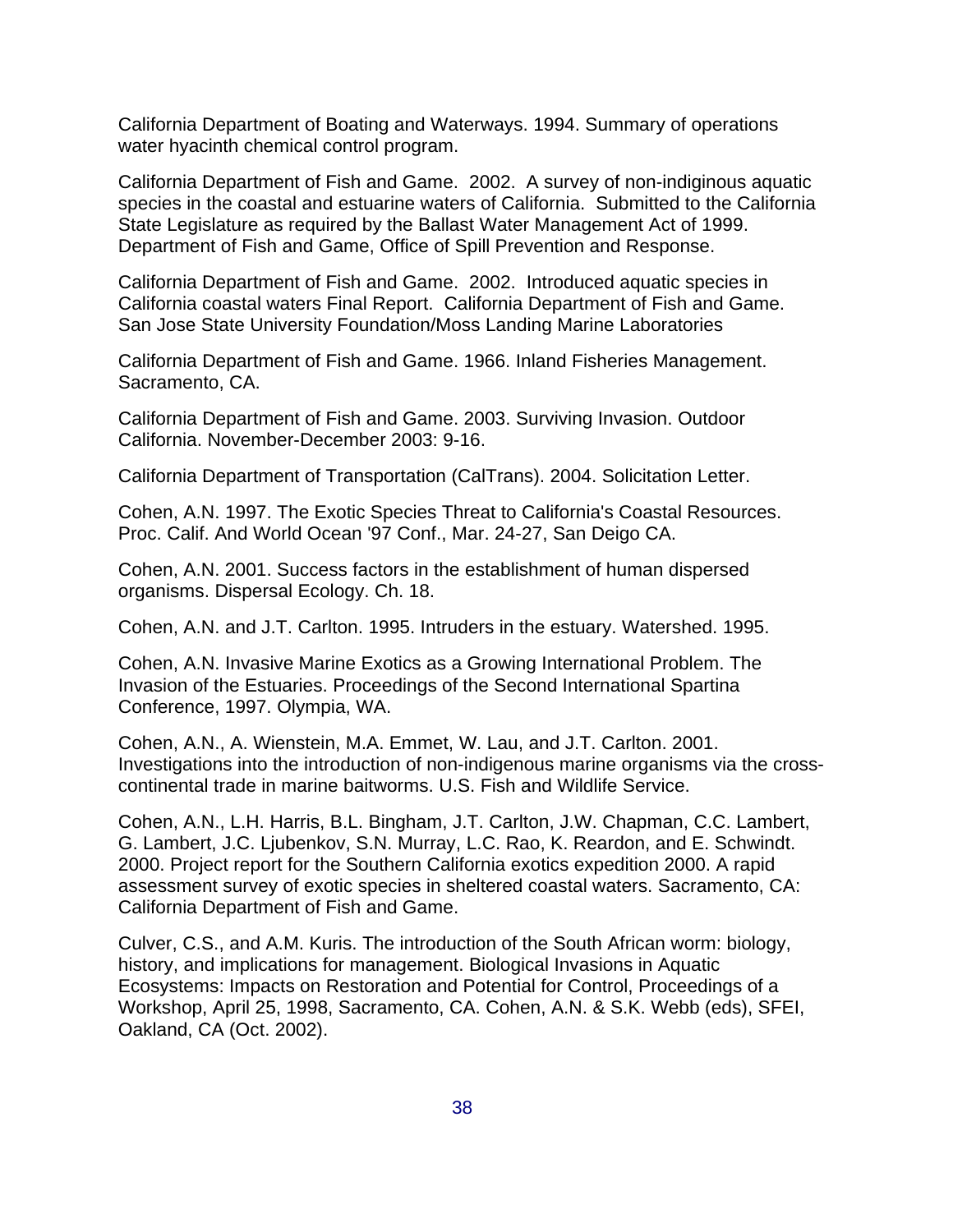California Department of Boating and Waterways. 1994. Summary of operations water hyacinth chemical control program.

California Department of Fish and Game. 2002. A survey of non-indiginous aquatic species in the coastal and estuarine waters of California. Submitted to the California State Legislature as required by the Ballast Water Management Act of 1999. Department of Fish and Game, Office of Spill Prevention and Response.

California Department of Fish and Game. 2002. Introduced aquatic species in California coastal waters Final Report. California Department of Fish and Game. San Jose State University Foundation/Moss Landing Marine Laboratories

California Department of Fish and Game. 1966. Inland Fisheries Management. Sacramento, CA.

California Department of Fish and Game. 2003. Surviving Invasion. Outdoor California. November-December 2003: 9-16.

California Department of Transportation (CalTrans). 2004. Solicitation Letter.

Cohen, A.N. 1997. The Exotic Species Threat to California's Coastal Resources. Proc. Calif. And World Ocean '97 Conf., Mar. 24-27, San Deigo CA.

Cohen, A.N. 2001. Success factors in the establishment of human dispersed organisms. Dispersal Ecology. Ch. 18.

Cohen, A.N. and J.T. Carlton. 1995. Intruders in the estuary. Watershed. 1995.

Cohen, A.N. Invasive Marine Exotics as a Growing International Problem. The Invasion of the Estuaries. Proceedings of the Second International Spartina Conference, 1997. Olympia, WA.

Cohen, A.N., A. Wienstein, M.A. Emmet, W. Lau, and J.T. Carlton. 2001. Investigations into the introduction of non-indigenous marine organisms via the cross-continental trade in marine baitworms. U.S. Fish and Wildlife Service.

Cohen, A.N., L.H. Harris, B.L. Bingham, J.T. Carlton, J.W. Chapman, C.C. Lambert, G. Lambert, J.C. Ljubenkov, S.N. Murray, L.C. Rao, K. Reardon, and E. Schwindt. 2000. Project report for the Southern California exotics expedition 2000. A rapid assessment survey of exotic species in sheltered coastal waters. Sacramento, CA: California Department of Fish and Game.

Culver, C.S., and A.M. Kuris. The introduction of the South African worm: biology, history, and implications for management. Biological Invasions in Aquatic Ecosystems: Impacts on Restoration and Potential for Control, Proceedings of a Workshop, April 25, 1998, Sacramento, CA. Cohen, A.N. & S.K. Webb (eds), SFEI, Oakland, CA (Oct. 2002).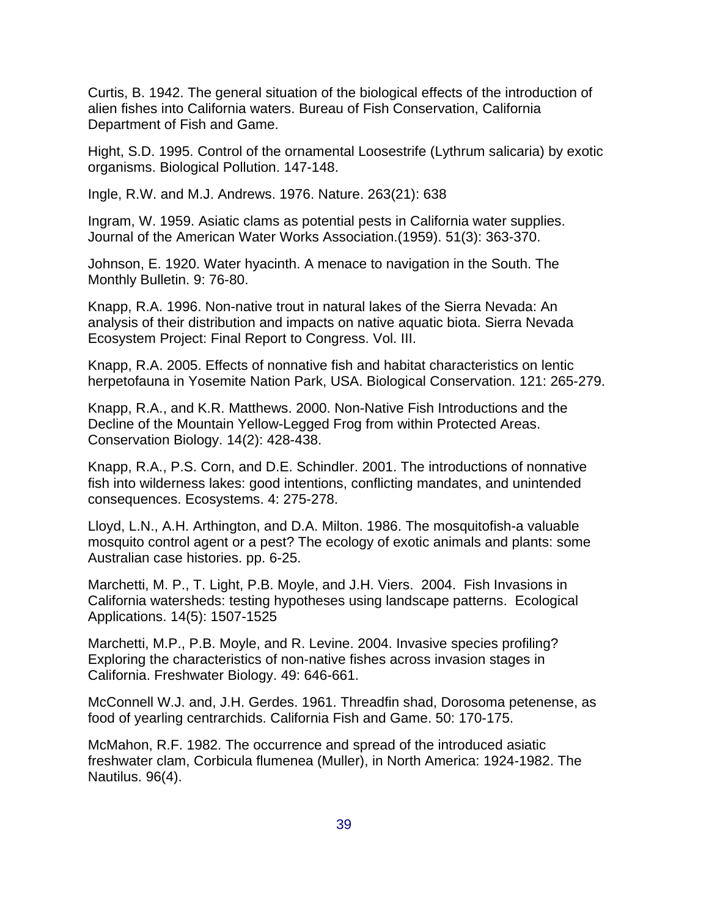Curtis, B. 1942. The general situation of the biological effects of the introduction of alien fishes into California waters. Bureau of Fish Conservation, California Department of Fish and Game.

Hight, S.D. 1995. Control of the ornamental Loosestrife (Lythrum salicaria) by exotic organisms. Biological Pollution. 147-148.

Ingle, R.W. and M.J. Andrews. 1976. Nature. 263(21): 638

Ingram, W. 1959. Asiatic clams as potential pests in California water supplies. Journal of the American Water Works Association.(1959). 51(3): 363-370.

Johnson, E. 1920. Water hyacinth. A menace to navigation in the South. The Monthly Bulletin. 9: 76-80.

Knapp, R.A. 1996. Non-native trout in natural lakes of the Sierra Nevada: An analysis of their distribution and impacts on native aquatic biota. Sierra Nevada Ecosystem Project: Final Report to Congress. Vol. III.

Knapp, R.A. 2005. Effects of nonnative fish and habitat characteristics on lentic herpetofauna in Yosemite Nation Park, USA. Biological Conservation. 121: 265-279.

Knapp, R.A., and K.R. Matthews. 2000. Non-Native Fish Introductions and the Decline of the Mountain Yellow-Legged Frog from within Protected Areas. Conservation Biology. 14(2): 428-438.

Knapp, R.A., P.S. Corn, and D.E. Schindler. 2001. The introductions of nonnative fish into wilderness lakes: good intentions, conflicting mandates, and unintended consequences. Ecosystems. 4: 275-278.

Lloyd, L.N., A.H. Arthington, and D.A. Milton. 1986. The mosquitofish-a valuable mosquito control agent or a pest? The ecology of exotic animals and plants: some Australian case histories. pp. 6-25.

Marchetti, M. P., T. Light, P.B. Moyle, and J.H. Viers. 2004. Fish Invasions in California watersheds: testing hypotheses using landscape patterns. Ecological Applications. 14(5): 1507-1525

Marchetti, M.P., P.B. Moyle, and R. Levine. 2004. Invasive species profiling? Exploring the characteristics of non-native fishes across invasion stages in California. Freshwater Biology. 49: 646-661.

McConnell W.J. and, J.H. Gerdes. 1961. Threadfin shad, Dorosoma petenense, as food of yearling centrarchids. California Fish and Game. 50: 170-175.

McMahon, R.F. 1982. The occurrence and spread of the introduced asiatic freshwater clam, Corbicula flumenea (Muller), in North America: 1924-1982. The Nautilus. 96(4).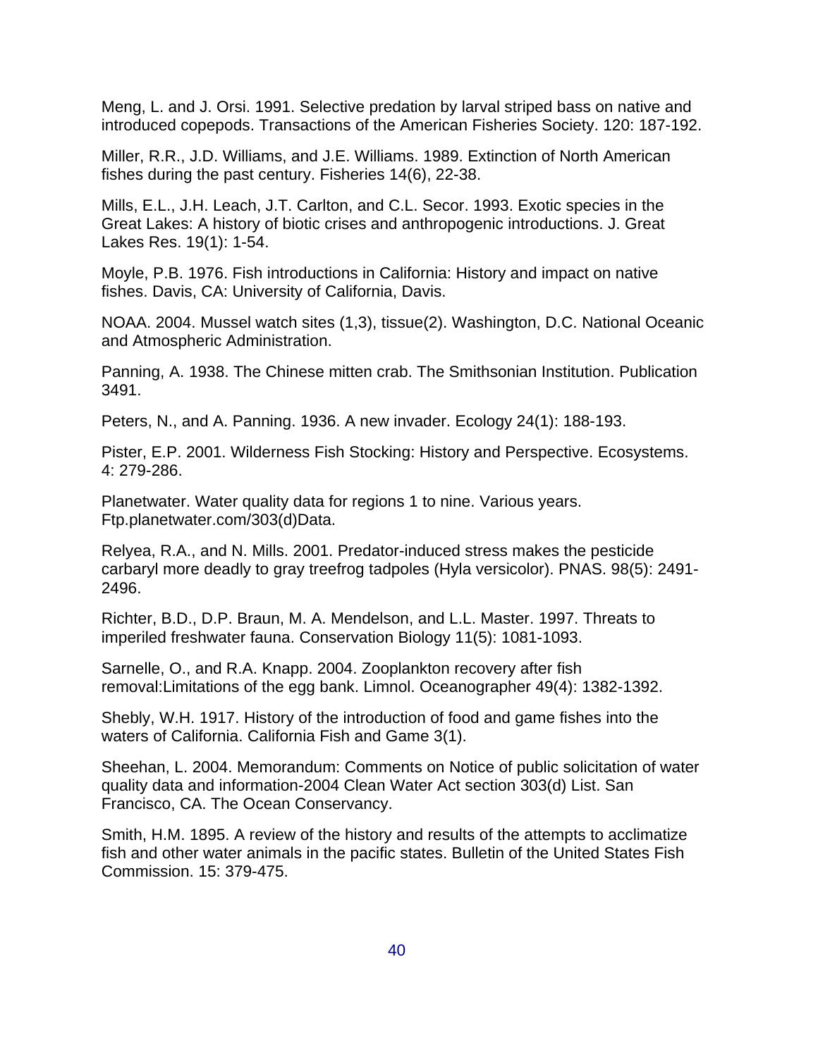Meng, L. and J. Orsi. 1991. Selective predation by larval striped bass on native and introduced copepods. Transactions of the American Fisheries Society. 120: 187-192.

Miller, R.R., J.D. Williams, and J.E. Williams. 1989. Extinction of North American fishes during the past century. Fisheries 14(6), 22-38.

Mills, E.L., J.H. Leach, J.T. Carlton, and C.L. Secor. 1993. Exotic species in the Great Lakes: A history of biotic crises and anthropogenic introductions. J. Great Lakes Res. 19(1): 1-54.

Moyle, P.B. 1976. Fish introductions in California: History and impact on native fishes. Davis, CA: University of California, Davis.

NOAA. 2004. Mussel watch sites (1,3), tissue(2). Washington, D.C. National Oceanic and Atmospheric Administration.

Panning, A. 1938. The Chinese mitten crab. The Smithsonian Institution. Publication 3491.

Peters, N., and A. Panning. 1936. A new invader. Ecology 24(1): 188-193.

Pister, E.P. 2001. Wilderness Fish Stocking: History and Perspective. Ecosystems. 4: 279-286.

Planetwater. Water quality data for regions 1 to nine. Various years. Ftp.planetwater.com/303(d)Data.

Relyea, R.A., and N. Mills. 2001. Predator-induced stress makes the pesticide carbaryl more deadly to gray treefrog tadpoles (Hyla versicolor). PNAS. 98(5): 2491-2496.

Richter, B.D., D.P. Braun, M. A. Mendelson, and L.L. Master. 1997. Threats to imperiled freshwater fauna. Conservation Biology 11(5): 1081-1093.

Sarnelle, O., and R.A. Knapp. 2004. Zooplankton recovery after fish removal:Limitations of the egg bank. Limnol. Oceanographer 49(4): 1382-1392.

Shebly, W.H. 1917. History of the introduction of food and game fishes into the waters of California. California Fish and Game 3(1).

Sheehan, L. 2004. Memorandum: Comments on Notice of public solicitation of water quality data and information-2004 Clean Water Act section 303(d) List. San Francisco, CA. The Ocean Conservancy.

Smith, H.M. 1895. A review of the history and results of the attempts to acclimatize fish and other water animals in the pacific states. Bulletin of the United States Fish Commission. 15: 379-475.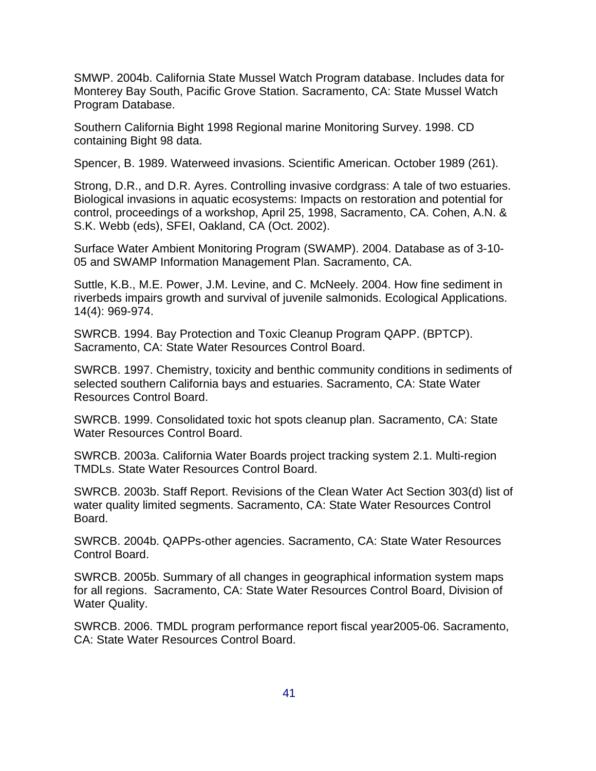SMWP. 2004b. California State Mussel Watch Program database. Includes data for Monterey Bay South, Pacific Grove Station. Sacramento, CA: State Mussel Watch Program Database.

Southern California Bight 1998 Regional marine Monitoring Survey. 1998. CD containing Bight 98 data.

Spencer, B. 1989. Waterweed invasions. Scientific American. October 1989 (261).

Strong, D.R., and D.R. Ayres. Controlling invasive cordgrass: A tale of two estuaries. Biological invasions in aquatic ecosystems: Impacts on restoration and potential for control, proceedings of a workshop, April 25, 1998, Sacramento, CA. Cohen, A.N. & S.K. Webb (eds), SFEI, Oakland, CA (Oct. 2002).

Surface Water Ambient Monitoring Program (SWAMP). 2004. Database as of 3-10-05 and SWAMP Information Management Plan. Sacramento, CA.

Suttle, K.B., M.E. Power, J.M. Levine, and C. McNeely. 2004. How fine sediment in riverbeds impairs growth and survival of juvenile salmonids. Ecological Applications. 14(4): 969-974.

SWRCB. 1994. Bay Protection and Toxic Cleanup Program QAPP. (BPTCP). Sacramento, CA: State Water Resources Control Board.

SWRCB. 1997. Chemistry, toxicity and benthic community conditions in sediments of selected southern California bays and estuaries. Sacramento, CA: State Water Resources Control Board.

SWRCB. 1999. Consolidated toxic hot spots cleanup plan. Sacramento, CA: State Water Resources Control Board.

SWRCB. 2003a. California Water Boards project tracking system 2.1. Multi-region TMDLs. State Water Resources Control Board.

SWRCB. 2003b. Staff Report. Revisions of the Clean Water Act Section 303(d) list of water quality limited segments. Sacramento, CA: State Water Resources Control Board.

SWRCB. 2004b. QAPPs-other agencies. Sacramento, CA: State Water Resources Control Board.

SWRCB. 2005b. Summary of all changes in geographical information system maps for all regions. Sacramento, CA: State Water Resources Control Board, Division of Water Quality.

SWRCB. 2006. TMDL program performance report fiscal year2005-06. Sacramento, CA: State Water Resources Control Board.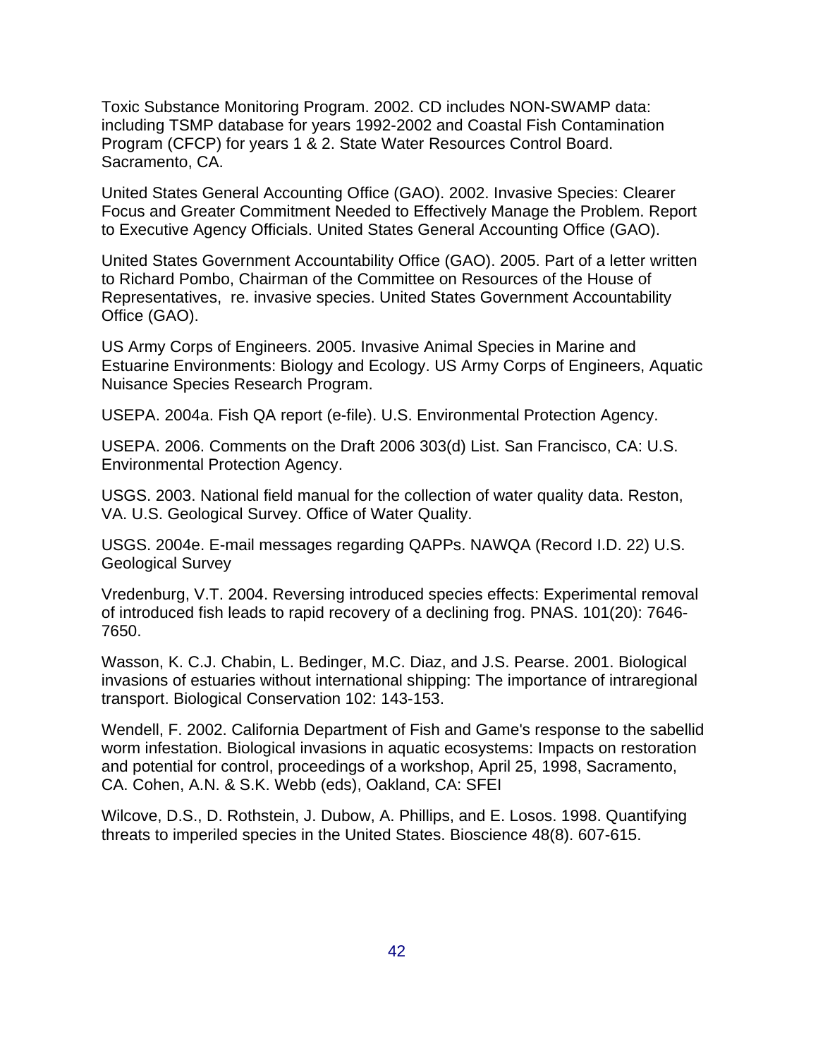Toxic Substance Monitoring Program. 2002. CD includes NON-SWAMP data: including TSMP database for years 1992-2002 and Coastal Fish Contamination Program (CFCP) for years 1 & 2. State Water Resources Control Board. Sacramento, CA.

United States General Accounting Office (GAO). 2002. Invasive Species: Clearer Focus and Greater Commitment Needed to Effectively Manage the Problem. Report to Executive Agency Officials. United States General Accounting Office (GAO).

United States Government Accountability Office (GAO). 2005. Part of a letter written to Richard Pombo, Chairman of the Committee on Resources of the House of Representatives, re. invasive species. United States Government Accountability Office (GAO).

US Army Corps of Engineers. 2005. Invasive Animal Species in Marine and Estuarine Environments: Biology and Ecology. US Army Corps of Engineers, Aquatic Nuisance Species Research Program.

USEPA. 2004a. Fish QA report (e-file). U.S. Environmental Protection Agency.

USEPA. 2006. Comments on the Draft 2006 303(d) List. San Francisco, CA: U.S. Environmental Protection Agency.

USGS. 2003. National field manual for the collection of water quality data. Reston, VA. U.S. Geological Survey. Office of Water Quality.

USGS. 2004e. E-mail messages regarding QAPPs. NAWQA (Record I.D. 22) U.S. Geological Survey

Vredenburg, V.T. 2004. Reversing introduced species effects: Experimental removal of introduced fish leads to rapid recovery of a declining frog. PNAS. 101(20): 7646-7650.

Wasson, K. C.J. Chabin, L. Bedinger, M.C. Diaz, and J.S. Pearse. 2001. Biological invasions of estuaries without international shipping: The importance of intraregional transport. Biological Conservation 102: 143-153.

Wendell, F. 2002. California Department of Fish and Game's response to the sabellid worm infestation. Biological invasions in aquatic ecosystems: Impacts on restoration and potential for control, proceedings of a workshop, April 25, 1998, Sacramento, CA. Cohen, A.N. & S.K. Webb (eds), Oakland, CA: SFEI

Wilcove, D.S., D. Rothstein, J. Dubow, A. Phillips, and E. Losos. 1998. Quantifying threats to imperiled species in the United States. Bioscience 48(8). 607-615.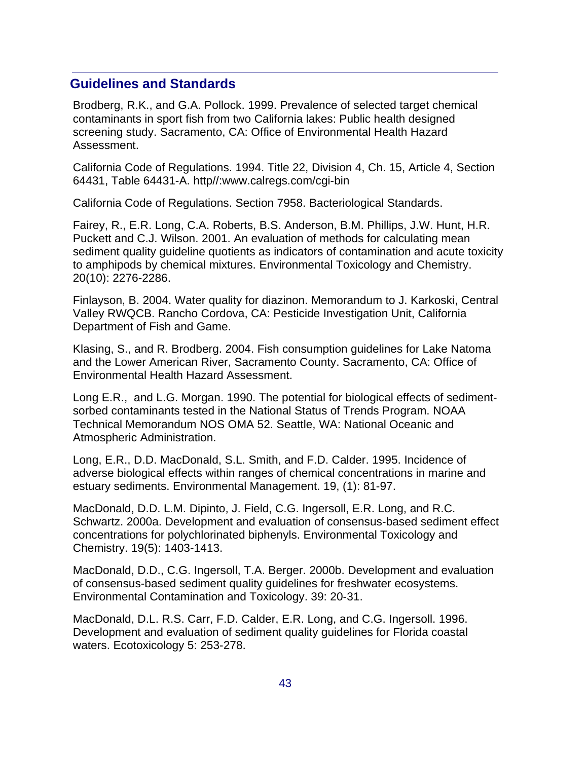## Guidelines and Standards

Brodberg, R.K., and G.A. Pollock. 1999. Prevalence of selected target chemical contaminants in sport fish from two California lakes: Public health designed screening study. Sacramento, CA: Office of Environmental Health Hazard Assessment.

California Code of Regulations. 1994. Title 22, Division 4, Ch. 15, Article 4, Section 64431, Table 64431-A. http//:www.calregs.com/cgi-bin

California Code of Regulations. Section 7958. Bacteriological Standards.

Fairey, R., E.R. Long, C.A. Roberts, B.S. Anderson, B.M. Phillips, J.W. Hunt, H.R. Puckett and C.J. Wilson. 2001. An evaluation of methods for calculating mean sediment quality guideline quotients as indicators of contamination and acute toxicity to amphipods by chemical mixtures. Environmental Toxicology and Chemistry. 20(10): 2276-2286.

Finlayson, B. 2004. Water quality for diazinon. Memorandum to J. Karkoski, Central Valley RWQCB. Rancho Cordova, CA: Pesticide Investigation Unit, California Department of Fish and Game.

Klasing, S., and R. Brodberg. 2004. Fish consumption guidelines for Lake Natoma and the Lower American River, Sacramento County. Sacramento, CA: Office of Environmental Health Hazard Assessment.

Long E.R., and L.G. Morgan. 1990. The potential for biological effects of sediment-sorbed contaminants tested in the National Status of Trends Program. NOAA Technical Memorandum NOS OMA 52. Seattle, WA: National Oceanic and Atmospheric Administration.

Long, E.R., D.D. MacDonald, S.L. Smith, and F.D. Calder. 1995. Incidence of adverse biological effects within ranges of chemical concentrations in marine and estuary sediments. Environmental Management. 19, (1): 81-97.

MacDonald, D.D. L.M. Dipinto, J. Field, C.G. Ingersoll, E.R. Long, and R.C. Schwartz. 2000a. Development and evaluation of consensus-based sediment effect concentrations for polychlorinated biphenyls. Environmental Toxicology and Chemistry. 19(5): 1403-1413.

MacDonald, D.D., C.G. Ingersoll, T.A. Berger. 2000b. Development and evaluation of consensus-based sediment quality guidelines for freshwater ecosystems. Environmental Contamination and Toxicology. 39: 20-31.

MacDonald, D.L. R.S. Carr, F.D. Calder, E.R. Long, and C.G. Ingersoll. 1996. Development and evaluation of sediment quality guidelines for Florida coastal waters. Ecotoxicology 5: 253-278.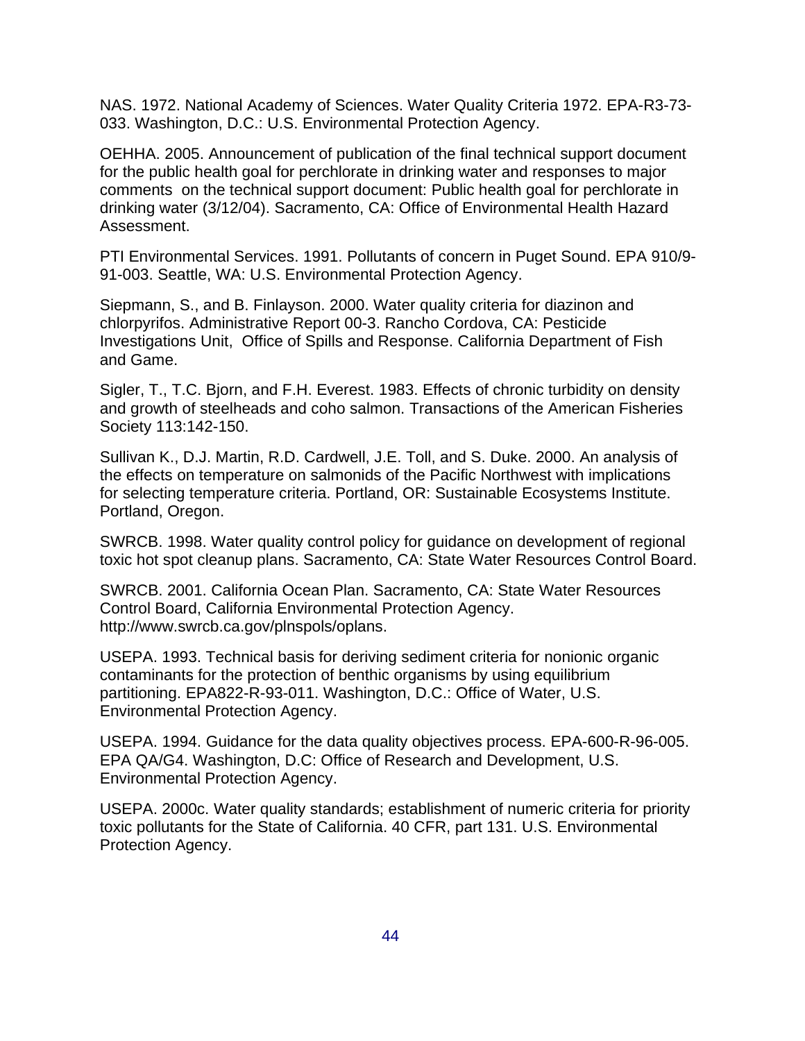NAS. 1972. National Academy of Sciences. Water Quality Criteria 1972. EPA-R3-73-033. Washington, D.C.: U.S. Environmental Protection Agency.

OEHHA. 2005. Announcement of publication of the final technical support document for the public health goal for perchlorate in drinking water and responses to major comments on the technical support document: Public health goal for perchlorate in drinking water (3/12/04). Sacramento, CA: Office of Environmental Health Hazard Assessment.

PTI Environmental Services. 1991. Pollutants of concern in Puget Sound. EPA 910/9-91-003. Seattle, WA: U.S. Environmental Protection Agency.

Siepmann, S., and B. Finlayson. 2000. Water quality criteria for diazinon and chlorpyrifos. Administrative Report 00-3. Rancho Cordova, CA: Pesticide Investigations Unit, Office of Spills and Response. California Department of Fish and Game.

Sigler, T., T.C. Bjorn, and F.H. Everest. 1983. Effects of chronic turbidity on density and growth of steelheads and coho salmon. Transactions of the American Fisheries Society 113:142-150.

Sullivan K., D.J. Martin, R.D. Cardwell, J.E. Toll, and S. Duke. 2000. An analysis of the effects on temperature on salmonids of the Pacific Northwest with implications for selecting temperature criteria. Portland, OR: Sustainable Ecosystems Institute. Portland, Oregon.

SWRCB. 1998. Water quality control policy for guidance on development of regional toxic hot spot cleanup plans. Sacramento, CA: State Water Resources Control Board.

SWRCB. 2001. California Ocean Plan. Sacramento, CA: State Water Resources Control Board, California Environmental Protection Agency. http://www.swrcb.ca.gov/plnspols/oplans.

USEPA. 1993. Technical basis for deriving sediment criteria for nonionic organic contaminants for the protection of benthic organisms by using equilibrium partitioning. EPA822-R-93-011. Washington, D.C.: Office of Water, U.S. Environmental Protection Agency.

USEPA. 1994. Guidance for the data quality objectives process. EPA-600-R-96-005. EPA QA/G4. Washington, D.C: Office of Research and Development, U.S. Environmental Protection Agency.

USEPA. 2000c. Water quality standards; establishment of numeric criteria for priority toxic pollutants for the State of California. 40 CFR, part 131. U.S. Environmental Protection Agency.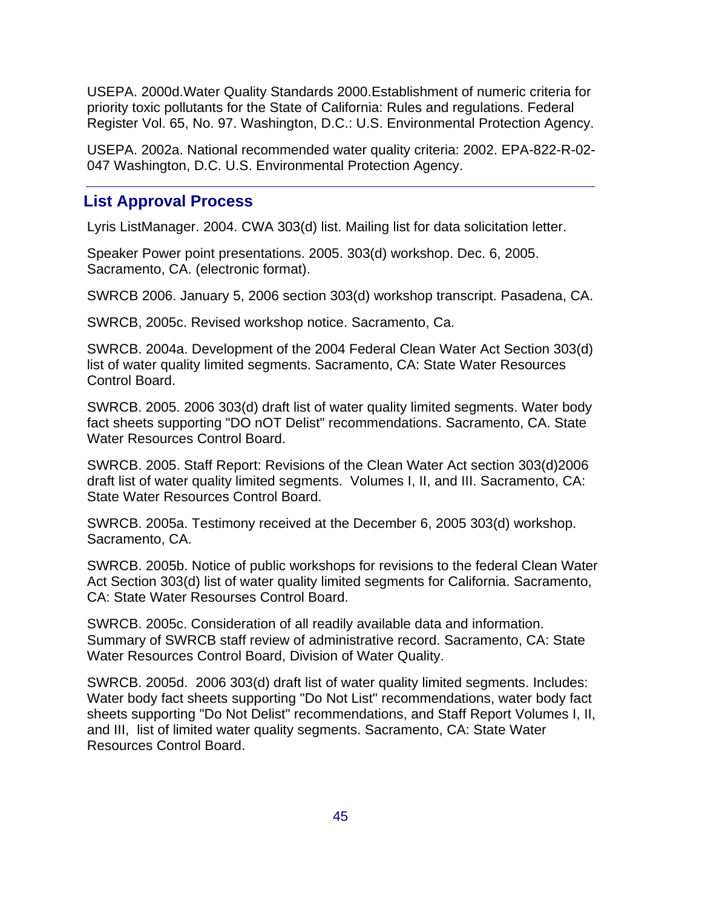USEPA. 2000d.Water Quality Standards 2000.Establishment of numeric criteria for priority toxic pollutants for the State of California: Rules and regulations. Federal Register Vol. 65, No. 97. Washington, D.C.: U.S. Environmental Protection Agency.

USEPA. 2002a. National recommended water quality criteria: 2002. EPA-822-R-02-047 Washington, D.C. U.S. Environmental Protection Agency.

## List Approval Process

Lyris ListManager. 2004. CWA 303(d) list. Mailing list for data solicitation letter.

Speaker Power point presentations. 2005. 303(d) workshop. Dec. 6, 2005. Sacramento, CA. (electronic format).

SWRCB 2006. January 5, 2006 section 303(d) workshop transcript. Pasadena, CA.

SWRCB, 2005c. Revised workshop notice. Sacramento, Ca.

SWRCB. 2004a. Development of the 2004 Federal Clean Water Act Section 303(d) list of water quality limited segments. Sacramento, CA: State Water Resources Control Board.

SWRCB. 2005. 2006 303(d) draft list of water quality limited segments. Water body fact sheets supporting "DO nOT Delist" recommendations. Sacramento, CA. State Water Resources Control Board.

SWRCB. 2005. Staff Report: Revisions of the Clean Water Act section 303(d)2006 draft list of water quality limited segments. Volumes I, II, and III. Sacramento, CA: State Water Resources Control Board.

SWRCB. 2005a. Testimony received at the December 6, 2005 303(d) workshop. Sacramento, CA.

SWRCB. 2005b. Notice of public workshops for revisions to the federal Clean Water Act Section 303(d) list of water quality limited segments for California. Sacramento, CA: State Water Resourses Control Board.

SWRCB. 2005c. Consideration of all readily available data and information. Summary of SWRCB staff review of administrative record. Sacramento, CA: State Water Resources Control Board, Division of Water Quality.

SWRCB. 2005d. 2006 303(d) draft list of water quality limited segments. Includes: Water body fact sheets supporting "Do Not List" recommendations, water body fact sheets supporting "Do Not Delist" recommendations, and Staff Report Volumes I, II, and III, list of limited water quality segments. Sacramento, CA: State Water Resources Control Board.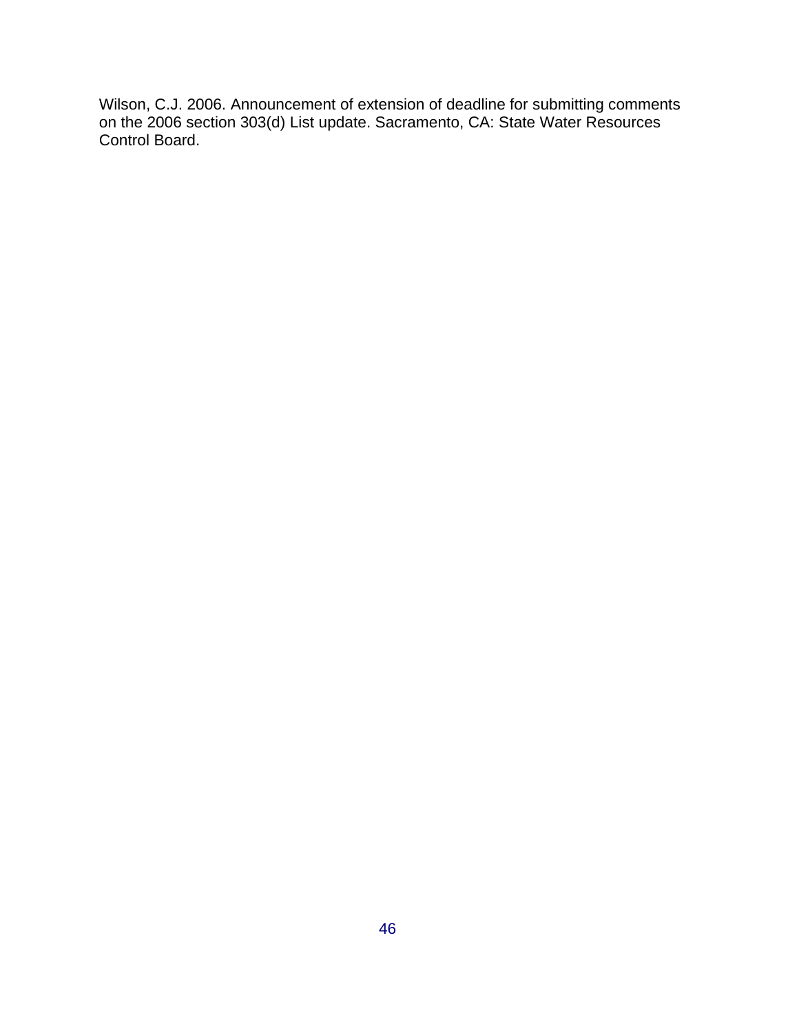Wilson, C.J. 2006. Announcement of extension of deadline for submitting comments on the 2006 section 303(d) List update. Sacramento, CA: State Water Resources Control Board.